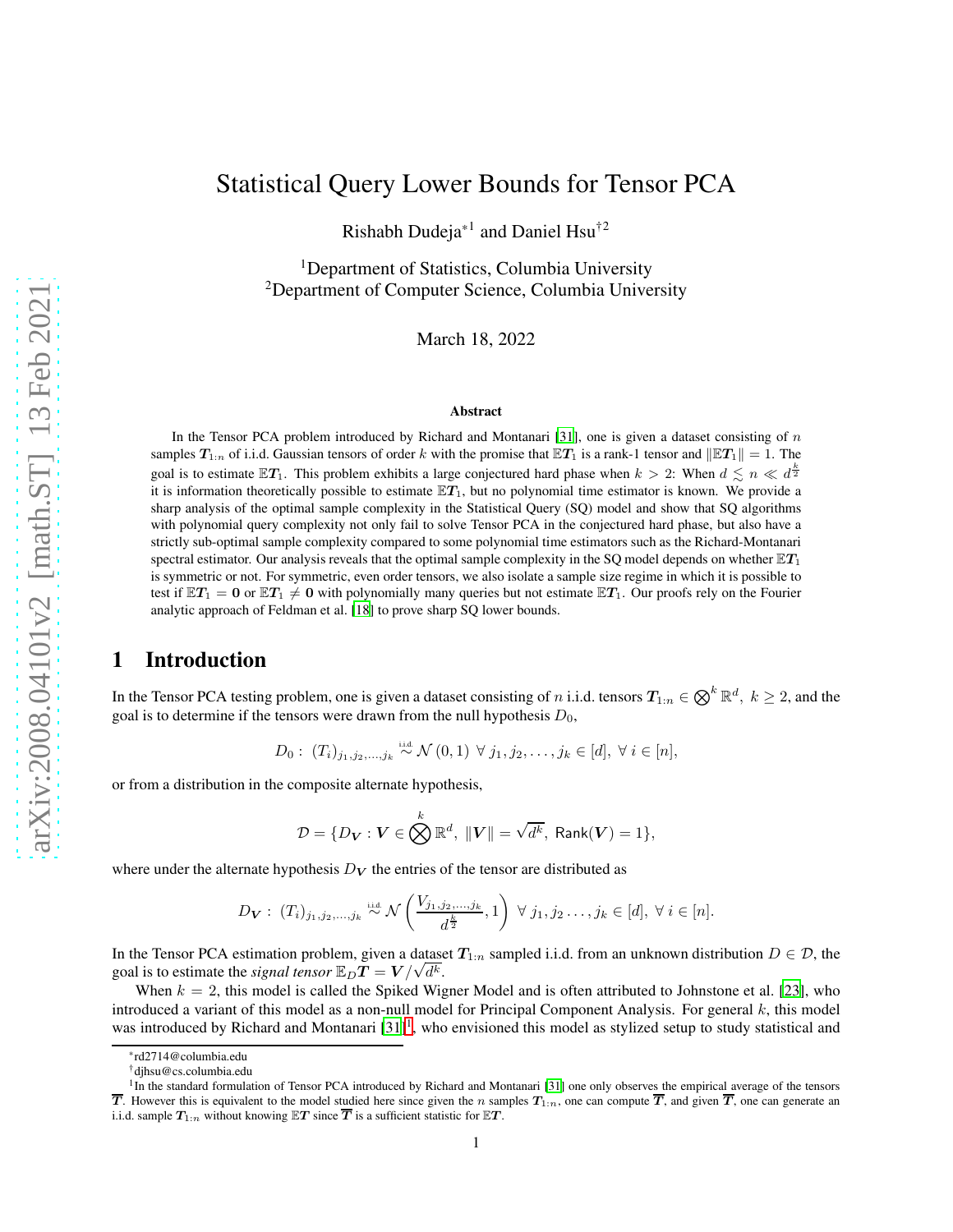# Statistical Query Lower Bounds for Tensor PCA

Rishabh Dudeja*[1] and Daniel Hsu†[2]

[1]Department of Statistics, Columbia University
[2]Department of Computer Science, Columbia University

March 18, 2022

### Abstract

In the Tensor PCA problem introduced by Richard and Montanari [31], one is given a dataset consisting of $n$ samples $\boldsymbol{T}_{1:n}$ of i.i.d. Gaussian tensors of order $k$ with the promise that $\mathbb{E}\boldsymbol{T}_1$ is a rank-1 tensor and $\|\mathbb{E}\boldsymbol{T}_1\| = 1$. The goal is to estimate $\mathbb{E}\boldsymbol{T}_1$. This problem exhibits a large conjectured hard phase when $k > 2$: When $d \lesssim n \ll d^{\frac{k}{2}}$ it is information theoretically possible to estimate $\mathbb{E}\boldsymbol{T}_1$, but no polynomial time estimator is known. We provide a sharp analysis of the optimal sample complexity in the Statistical Query (SQ) model and show that SQ algorithms with polynomial query complexity not only fail to solve Tensor PCA in the conjectured hard phase, but also have a strictly sub-optimal sample complexity compared to some polynomial time estimators such as the Richard-Montanari spectral estimator. Our analysis reveals that the optimal sample complexity in the SQ model depends on whether $\mathbb{E}\boldsymbol{T}_1$ is symmetric or not. For symmetric, even order tensors, we also isolate a sample size regime in which it is possible to test if $\mathbb{E}\boldsymbol{T}_1 = \mathbf{0}$ or $\mathbb{E}\boldsymbol{T}_1 \neq \mathbf{0}$ with polynomially many queries but not estimate $\mathbb{E}\boldsymbol{T}_1$. Our proofs rely on the Fourier analytic approach of Feldman et al. [18] to prove sharp SQ lower bounds.

## 1 Introduction

In the Tensor PCA testing problem, one is given a dataset consisting of $n$ i.i.d. tensors $\boldsymbol{T}_{1:n} \in \bigotimes^k \mathbb{R}^d,\ k \geq 2$, and the goal is to determine if the tensors were drawn from the null hypothesis $D_0$,

$$D_0 :\ (T_i)_{j_1,j_2,\dots,j_k} \overset{\text{i.i.d.}}{\sim} \mathcal{N}(0,1)\ \forall\, j_1, j_2, \dots, j_k \in [d],\ \forall\, i \in [n],$$

or from a distribution in the composite alternate hypothesis,

$$\mathcal{D} = \{D_{\boldsymbol{V}} : \boldsymbol{V} \in \bigotimes^k \mathbb{R}^d,\ \|\boldsymbol{V}\| = \sqrt{d^k},\ \mathsf{Rank}(\boldsymbol{V}) = 1\},$$

where under the alternate hypothesis $D_{\boldsymbol{V}}$ the entries of the tensor are distributed as

$$D_{\boldsymbol{V}} :\ (T_i)_{j_1,j_2,\dots,j_k} \overset{\text{i.i.d.}}{\sim} \mathcal{N}\left(\frac{V_{j_1,j_2,\dots,j_k}}{d^{\frac{k}{2}}}, 1\right)\ \forall\, j_1, j_2 \dots, j_k \in [d],\ \forall\, i \in [n].$$

In the Tensor PCA estimation problem, given a dataset $\boldsymbol{T}_{1:n}$ sampled i.i.d. from an unknown distribution $D \in \mathcal{D}$, the goal is to estimate the *signal tensor* $\mathbb{E}_D \boldsymbol{T} = \boldsymbol{V}/\sqrt{d^k}$.

When $k = 2$, this model is called the Spiked Wigner Model and is often attributed to Johnstone et al. [23], who introduced a variant of this model as a non-null model for Principal Component Analysis. For general $k$, this model was introduced by Richard and Montanari [31][1], who envisioned this model as stylized setup to study statistical and

*rd2714@columbia.edu
†djhsu@cs.columbia.edu
[1]In the standard formulation of Tensor PCA introduced by Richard and Montanari [31] one only observes the empirical average of the tensors $\overline{\boldsymbol{T}}$. However this is equivalent to the model studied here since given the $n$ samples $\boldsymbol{T}_{1:n}$, one can compute $\overline{\boldsymbol{T}}$, and given $\overline{\boldsymbol{T}}$, one can generate an i.i.d. sample $\boldsymbol{T}_{1:n}$ without knowing $\mathbb{E}\boldsymbol{T}$ since $\overline{\boldsymbol{T}}$ is a sufficient statistic for $\mathbb{E}\boldsymbol{T}$.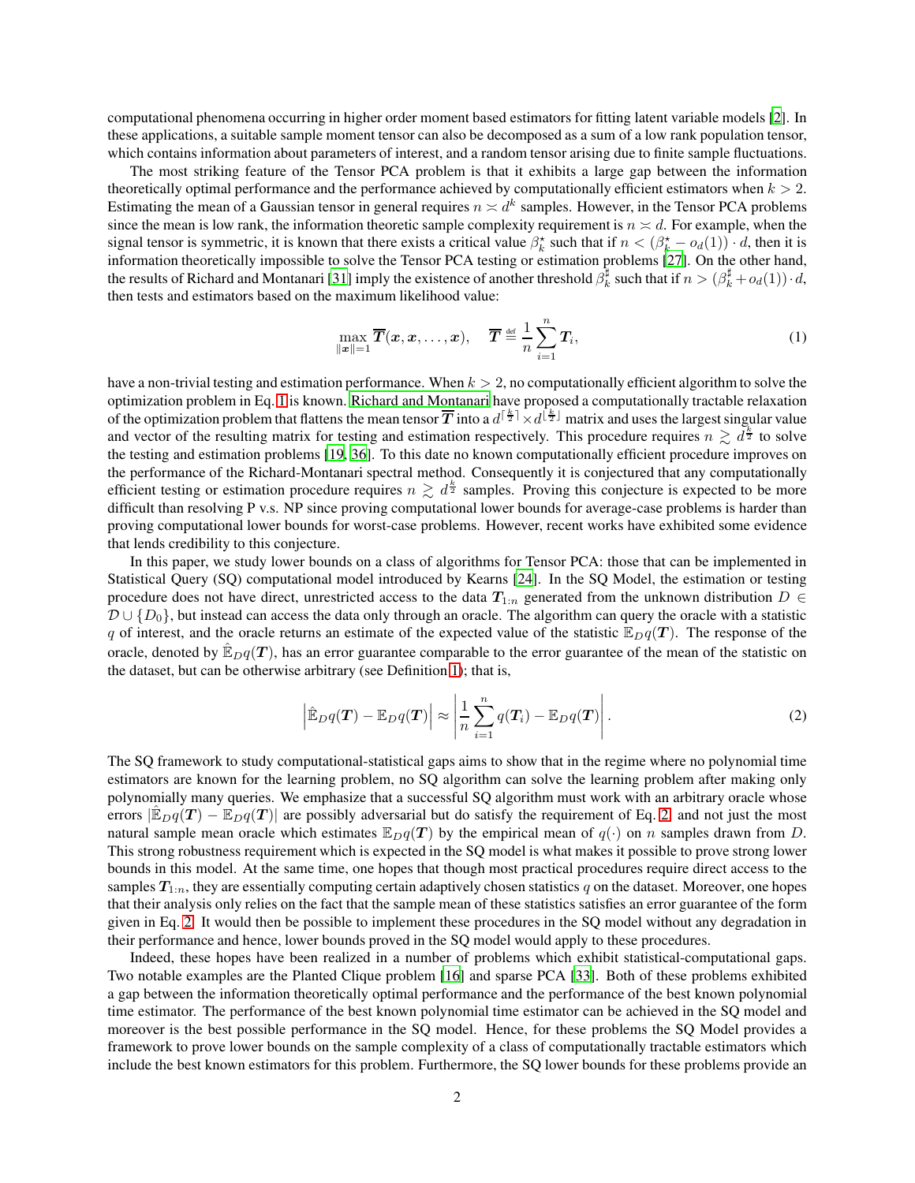computational phenomena occurring in higher order moment based estimators for fitting latent variable models [2]. In these applications, a suitable sample moment tensor can also be decomposed as a sum of a low rank population tensor, which contains information about parameters of interest, and a random tensor arising due to finite sample fluctuations.

The most striking feature of the Tensor PCA problem is that it exhibits a large gap between the information theoretically optimal performance and the performance achieved by computationally efficient estimators when $k > 2$. Estimating the mean of a Gaussian tensor in general requires $n \asymp d^k$ samples. However, in the Tensor PCA problems since the mean is low rank, the information theoretic sample complexity requirement is $n \asymp d$. For example, when the signal tensor is symmetric, it is known that there exists a critical value $\beta_k^\star$ such that if $n < (\beta_k^\star - o_d(1)) \cdot d$, then it is information theoretically impossible to solve the Tensor PCA testing or estimation problems [27]. On the other hand, the results of Richard and Montanari [31] imply the existence of another threshold $\beta_k^\sharp$ such that if $n > (\beta_k^\sharp + o_d(1)) \cdot d$, then tests and estimators based on the maximum likelihood value:

$$\max_{\|\boldsymbol{x}\|=1} \overline{\boldsymbol{T}}(\boldsymbol{x}, \boldsymbol{x}, \dots, \boldsymbol{x}), \quad \overline{\boldsymbol{T}} \overset{\text{def}}{=} \frac{1}{n} \sum_{i=1}^{n} \boldsymbol{T}_i, \tag{1}$$

have a non-trivial testing and estimation performance. When $k > 2$, no computationally efficient algorithm to solve the optimization problem in Eq. 1 is known. Richard and Montanari have proposed a computationally tractable relaxation of the optimization problem that flattens the mean tensor $\overline{\boldsymbol{T}}$ into a $d^{\lceil \frac{k}{2} \rceil} \times d^{\lfloor \frac{k}{2} \rfloor}$ matrix and uses the largest singular value and vector of the resulting matrix for testing and estimation respectively. This procedure requires $n \gtrsim d^{\frac{k}{2}}$ to solve the testing and estimation problems [19, 36]. To this date no known computationally efficient procedure improves on the performance of the Richard-Montanari spectral method. Consequently it is conjectured that any computationally efficient testing or estimation procedure requires $n \gtrsim d^{\frac{k}{2}}$ samples. Proving this conjecture is expected to be more difficult than resolving P v.s. NP since proving computational lower bounds for average-case problems is harder than proving computational lower bounds for worst-case problems. However, recent works have exhibited some evidence that lends credibility to this conjecture.

In this paper, we study lower bounds on a class of algorithms for Tensor PCA: those that can be implemented in Statistical Query (SQ) computational model introduced by Kearns [24]. In the SQ Model, the estimation or testing procedure does not have direct, unrestricted access to the data $\boldsymbol{T}_{1:n}$ generated from the unknown distribution $D \in \mathcal{D} \cup \{D_0\}$, but instead can access the data only through an oracle. The algorithm can query the oracle with a statistic $q$ of interest, and the oracle returns an estimate of the expected value of the statistic $\mathbb{E}_D q(\boldsymbol{T})$. The response of the oracle, denoted by $\hat{\mathbb{E}}_D q(\boldsymbol{T})$, has an error guarantee comparable to the error guarantee of the mean of the statistic on the dataset, but can be otherwise arbitrary (see Definition 1); that is,

$$\left| \hat{\mathbb{E}}_D q(\boldsymbol{T}) - \mathbb{E}_D q(\boldsymbol{T}) \right| \approx \left| \frac{1}{n} \sum_{i=1}^{n} q(\boldsymbol{T}_i) - \mathbb{E}_D q(\boldsymbol{T}) \right|. \tag{2}$$

The SQ framework to study computational-statistical gaps aims to show that in the regime where no polynomial time estimators are known for the learning problem, no SQ algorithm can solve the learning problem after making only polynomially many queries. We emphasize that a successful SQ algorithm must work with an arbitrary oracle whose errors $|\hat{\mathbb{E}}_D q(\boldsymbol{T}) - \mathbb{E}_D q(\boldsymbol{T})|$ are possibly adversarial but do satisfy the requirement of Eq. 2 and not just the most natural sample mean oracle which estimates $\mathbb{E}_D q(\boldsymbol{T})$ by the empirical mean of $q(\cdot)$ on $n$ samples drawn from $D$. This strong robustness requirement which is expected in the SQ model is what makes it possible to prove strong lower bounds in this model. At the same time, one hopes that though most practical procedures require direct access to the samples $\boldsymbol{T}_{1:n}$, they are essentially computing certain adaptively chosen statistics $q$ on the dataset. Moreover, one hopes that their analysis only relies on the fact that the sample mean of these statistics satisfies an error guarantee of the form given in Eq. 2. It would then be possible to implement these procedures in the SQ model without any degradation in their performance and hence, lower bounds proved in the SQ model would apply to these procedures.

Indeed, these hopes have been realized in a number of problems which exhibit statistical-computational gaps. Two notable examples are the Planted Clique problem [16] and sparse PCA [33]. Both of these problems exhibited a gap between the information theoretically optimal performance and the performance of the best known polynomial time estimator. The performance of the best known polynomial time estimator can be achieved in the SQ model and moreover is the best possible performance in the SQ model. Hence, for these problems the SQ Model provides a framework to prove lower bounds on the sample complexity of a class of computationally tractable estimators which include the best known estimators for this problem. Furthermore, the SQ lower bounds for these problems provide an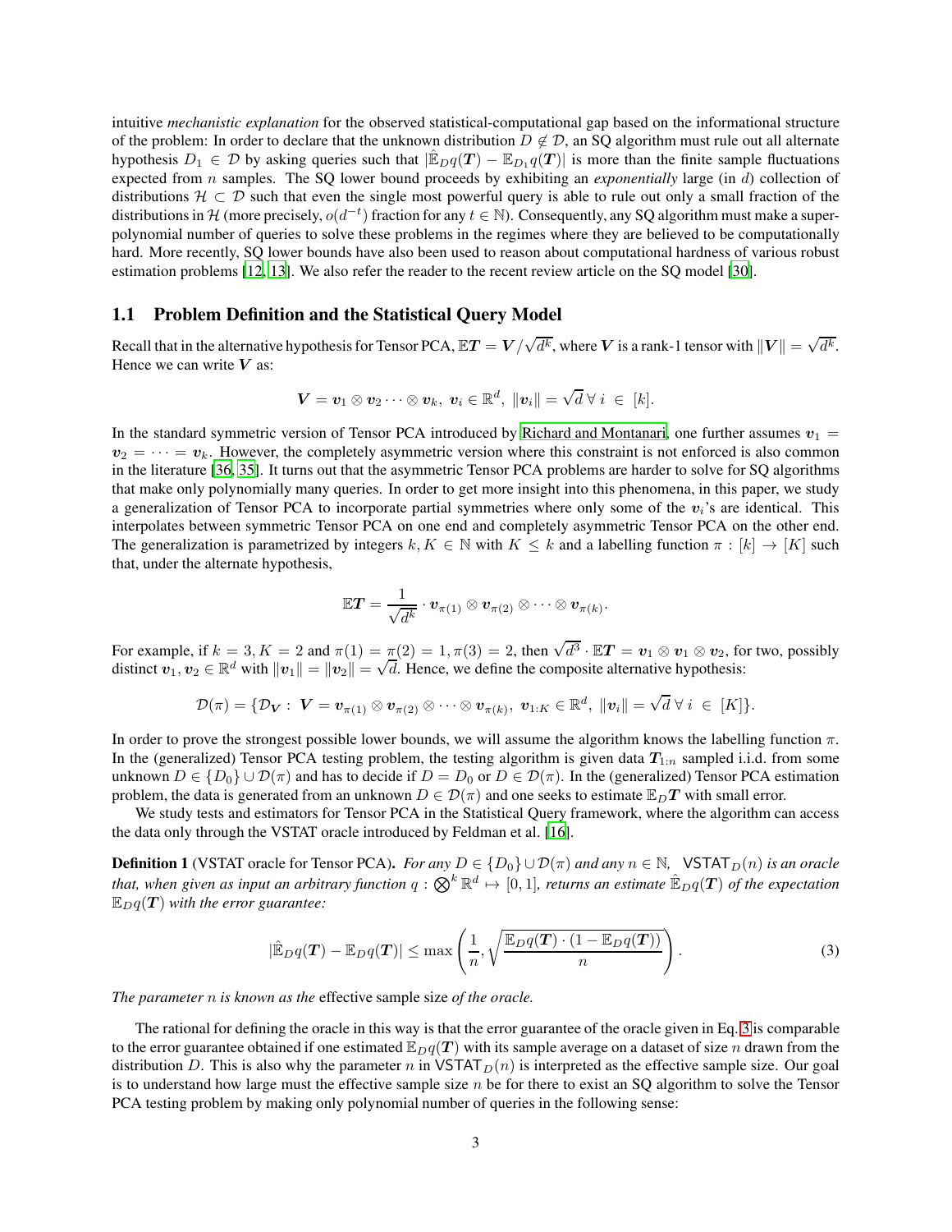intuitive *mechanistic explanation* for the observed statistical-computational gap based on the informational structure of the problem: In order to declare that the unknown distribution $D \notin \mathcal{D}$, an SQ algorithm must rule out all alternate hypothesis $D_1 \in \mathcal{D}$ by asking queries such that $|\hat{\mathbb{E}}_D q(\boldsymbol{T}) - \mathbb{E}_{D_1} q(\boldsymbol{T})|$ is more than the finite sample fluctuations expected from $n$ samples. The SQ lower bound proceeds by exhibiting an *exponentially* large (in $d$) collection of distributions $\mathcal{H} \subset \mathcal{D}$ such that even the single most powerful query is able to rule out only a small fraction of the distributions in $\mathcal{H}$ (more precisely, $o(d^{-t})$ fraction for any $t \in \mathbb{N}$). Consequently, any SQ algorithm must make a super-polynomial number of queries to solve these problems in the regimes where they are believed to be computationally hard. More recently, SQ lower bounds have also been used to reason about computational hardness of various robust estimation problems [12, 13]. We also refer the reader to the recent review article on the SQ model [30].

## 1.1 Problem Definition and the Statistical Query Model

Recall that in the alternative hypothesis for Tensor PCA, $\mathbb{E}\boldsymbol{T} = \boldsymbol{V}/\sqrt{d^k}$, where $\boldsymbol{V}$ is a rank-1 tensor with $\|\boldsymbol{V}\| = \sqrt{d^k}$. Hence we can write $\boldsymbol{V}$ as:

$$\boldsymbol{V} = \boldsymbol{v}_1 \otimes \boldsymbol{v}_2 \cdots \otimes \boldsymbol{v}_k, \ \boldsymbol{v}_i \in \mathbb{R}^d, \ \|\boldsymbol{v}_i\| = \sqrt{d} \ \forall \ i \ \in \ [k].$$

In the standard symmetric version of Tensor PCA introduced by Richard and Montanari, one further assumes $\boldsymbol{v}_1 = \boldsymbol{v}_2 = \cdots = \boldsymbol{v}_k$. However, the completely asymmetric version where this constraint is not enforced is also common in the literature [36, 35]. It turns out that the asymmetric Tensor PCA problems are harder to solve for SQ algorithms that make only polynomially many queries. In order to get more insight into this phenomena, in this paper, we study a generalization of Tensor PCA to incorporate partial symmetries where only some of the $\boldsymbol{v}_i$'s are identical. This interpolates between symmetric Tensor PCA on one end and completely asymmetric Tensor PCA on the other end. The generalization is parametrized by integers $k, K \in \mathbb{N}$ with $K \leq k$ and a labelling function $\pi : [k] \rightarrow [K]$ such that, under the alternate hypothesis,

$$\mathbb{E}\boldsymbol{T} = \frac{1}{\sqrt{d^k}} \cdot \boldsymbol{v}_{\pi(1)} \otimes \boldsymbol{v}_{\pi(2)} \otimes \cdots \otimes \boldsymbol{v}_{\pi(k)}.$$

For example, if $k = 3, K = 2$ and $\pi(1) = \pi(2) = 1, \pi(3) = 2$, then $\sqrt{d^3} \cdot \mathbb{E}\boldsymbol{T} = \boldsymbol{v}_1 \otimes \boldsymbol{v}_1 \otimes \boldsymbol{v}_2$, for two, possibly distinct $\boldsymbol{v}_1, \boldsymbol{v}_2 \in \mathbb{R}^d$ with $\|\boldsymbol{v}_1\| = \|\boldsymbol{v}_2\| = \sqrt{d}$. Hence, we define the composite alternative hypothesis:

$$\mathcal{D}(\pi) = \{\mathcal{D}_{\boldsymbol{V}} : \ \boldsymbol{V} = \boldsymbol{v}_{\pi(1)} \otimes \boldsymbol{v}_{\pi(2)} \otimes \cdots \otimes \boldsymbol{v}_{\pi(k)}, \ \boldsymbol{v}_{1:K} \in \mathbb{R}^d, \ \|\boldsymbol{v}_i\| = \sqrt{d} \ \forall \ i \ \in \ [K]\}.$$

In order to prove the strongest possible lower bounds, we will assume the algorithm knows the labelling function $\pi$. In the (generalized) Tensor PCA testing problem, the testing algorithm is given data $\boldsymbol{T}_{1:n}$ sampled i.i.d. from some unknown $D \in \{D_0\} \cup \mathcal{D}(\pi)$ and has to decide if $D = D_0$ or $D \in \mathcal{D}(\pi)$. In the (generalized) Tensor PCA estimation problem, the data is generated from an unknown $D \in \mathcal{D}(\pi)$ and one seeks to estimate $\mathbb{E}_D \boldsymbol{T}$ with small error.

We study tests and estimators for Tensor PCA in the Statistical Query framework, where the algorithm can access the data only through the VSTAT oracle introduced by Feldman et al. [16].

**Definition 1** (VSTAT oracle for Tensor PCA)**.** *For any $D \in \{D_0\} \cup \mathcal{D}(\pi)$ and any $n \in \mathbb{N}$, $\mathsf{VSTAT}_D(n)$ is an oracle that, when given as input an arbitrary function $q : \bigotimes^k \mathbb{R}^d \mapsto [0, 1]$, returns an estimate $\hat{\mathbb{E}}_D q(\boldsymbol{T})$ of the expectation $\mathbb{E}_D q(\boldsymbol{T})$ with the error guarantee:*

$$|\hat{\mathbb{E}}_D q(\boldsymbol{T}) - \mathbb{E}_D q(\boldsymbol{T})| \leq \max\left(\frac{1}{n}, \sqrt{\frac{\mathbb{E}_D q(\boldsymbol{T}) \cdot (1 - \mathbb{E}_D q(\boldsymbol{T}))}{n}}\right). \tag{3}$$

*The parameter $n$ is known as the* effective sample size *of the oracle.*

The rational for defining the oracle in this way is that the error guarantee of the oracle given in Eq. 3 is comparable to the error guarantee obtained if one estimated $\mathbb{E}_D q(\boldsymbol{T})$ with its sample average on a dataset of size $n$ drawn from the distribution $D$. This is also why the parameter $n$ in $\mathsf{VSTAT}_D(n)$ is interpreted as the effective sample size. Our goal is to understand how large must the effective sample size $n$ be for there to exist an SQ algorithm to solve the Tensor PCA testing problem by making only polynomial number of queries in the following sense: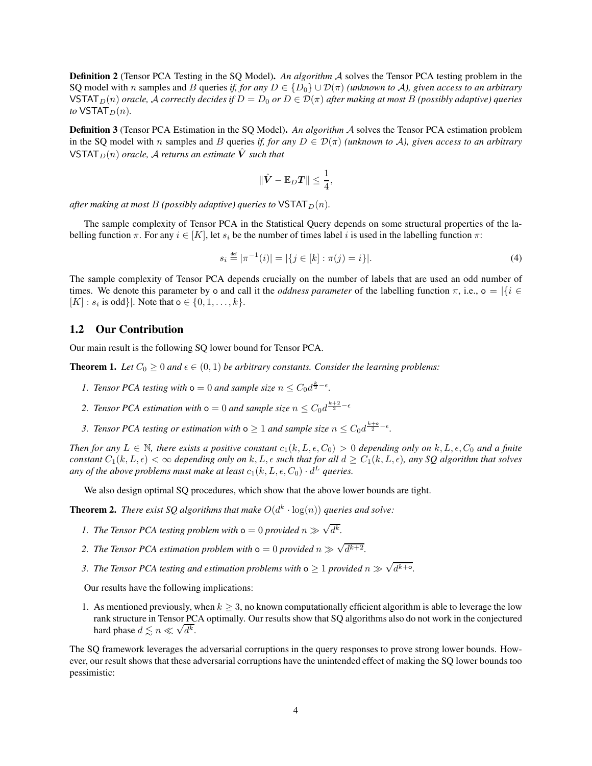**Definition 2** (Tensor PCA Testing in the SQ Model)**.** *An algorithm $\mathcal{A}$ solves the Tensor PCA testing problem in the SQ model with $n$ samples and $B$ queries if, for any $D \in \{D_0\} \cup \mathcal{D}(\pi)$ (unknown to $\mathcal{A}$), given access to an arbitrary $\mathsf{VSTAT}_D(n)$ oracle, $\mathcal{A}$ correctly decides if $D = D_0$ or $D \in \mathcal{D}(\pi)$ after making at most $B$ (possibly adaptive) queries to $\mathsf{VSTAT}_D(n)$.*

**Definition 3** (Tensor PCA Estimation in the SQ Model)**.** *An algorithm $\mathcal{A}$ solves the Tensor PCA estimation problem in the SQ model with $n$ samples and $B$ queries if, for any $D \in \mathcal{D}(\pi)$ (unknown to $\mathcal{A}$), given access to an arbitrary $\mathsf{VSTAT}_D(n)$ oracle, $\mathcal{A}$ returns an estimate $\hat{\boldsymbol{V}}$ such that*

$$\|\hat{\boldsymbol{V}} - \mathbb{E}_D \boldsymbol{T}\| \leq \frac{1}{4},$$

*after making at most $B$ (possibly adaptive) queries to $\mathsf{VSTAT}_D(n)$.*

The sample complexity of Tensor PCA in the Statistical Query depends on some structural properties of the labelling function $\pi$. For any $i \in [K]$, let $s_i$ be the number of times label $i$ is used in the labelling function $\pi$:

$$s_i \stackrel{\text{def}}{=} |\pi^{-1}(i)| = |\{j \in [k] : \pi(j) = i\}|. \tag{4}$$

The sample complexity of Tensor PCA depends crucially on the number of labels that are used an odd number of times. We denote this parameter by $\mathsf{o}$ and call it the *oddness parameter* of the labelling function $\pi$, i.e., $\mathsf{o} = |\{i \in [K] : s_i \text{ is odd}\}|$. Note that $\mathsf{o} \in \{0, 1, \ldots, k\}$.

## 1.2 Our Contribution

Our main result is the following SQ lower bound for Tensor PCA.

**Theorem 1.** *Let $C_0 \geq 0$ and $\epsilon \in (0, 1)$ be arbitrary constants. Consider the learning problems:*

1. *Tensor PCA testing with $\mathsf{o} = 0$ and sample size $n \leq C_0 d^{\frac{k}{2} - \epsilon}$.*
2. *Tensor PCA estimation with $\mathsf{o} = 0$ and sample size $n \leq C_0 d^{\frac{k+2}{2} - \epsilon}$*
3. *Tensor PCA testing or estimation with $\mathsf{o} \geq 1$ and sample size $n \leq C_0 d^{\frac{k+\mathsf{o}}{2} - \epsilon}$.*

*Then for any $L \in \mathbb{N}$, there exists a positive constant $c_1(k, L, \epsilon, C_0) > 0$ depending only on $k, L, \epsilon, C_0$ and a finite constant $C_1(k, L, \epsilon) < \infty$ depending only on $k, L, \epsilon$ such that for all $d \geq C_1(k, L, \epsilon)$, any SQ algorithm that solves any of the above problems must make at least $c_1(k, L, \epsilon, C_0) \cdot d^L$ queries.*

We also design optimal SQ procedures, which show that the above lower bounds are tight.

**Theorem 2.** *There exist SQ algorithms that make $O(d^k \cdot \log(n))$ queries and solve:*

1. *The Tensor PCA testing problem with $\mathsf{o} = 0$ provided $n \gg \sqrt{d^k}$.*
2. *The Tensor PCA estimation problem with $\mathsf{o} = 0$ provided $n \gg \sqrt{d^{k+2}}$.*
3. *The Tensor PCA testing and estimation problems with $\mathsf{o} \geq 1$ provided $n \gg \sqrt{d^{k+\mathsf{o}}}$.*

Our results have the following implications:

1. As mentioned previously, when $k \geq 3$, no known computationally efficient algorithm is able to leverage the low rank structure in Tensor PCA optimally. Our results show that SQ algorithms also do not work in the conjectured hard phase $d \lesssim n \ll \sqrt{d^k}$.

The SQ framework leverages the adversarial corruptions in the query responses to prove strong lower bounds. However, our result shows that these adversarial corruptions have the unintended effect of making the SQ lower bounds too pessimistic: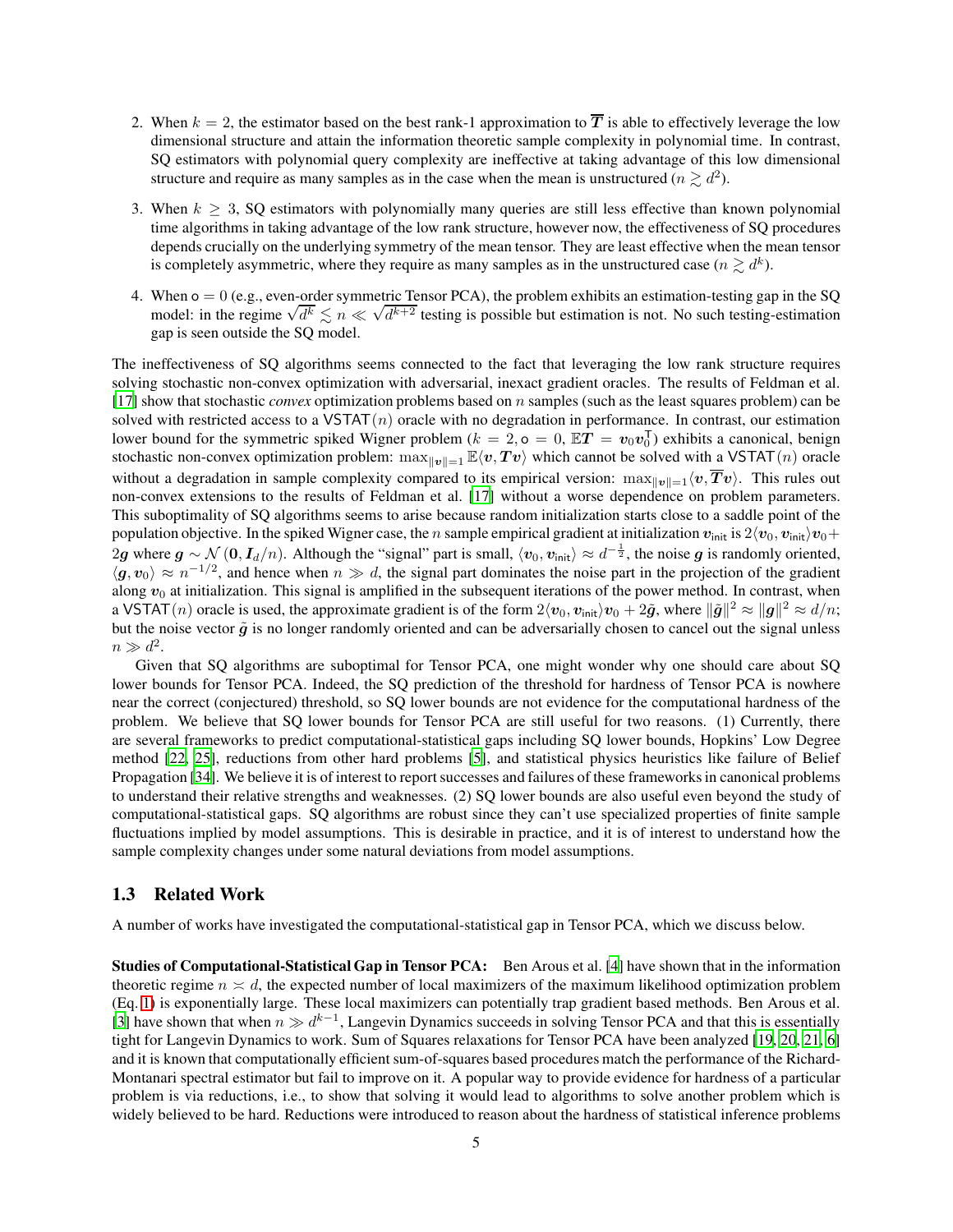2. When $k = 2$, the estimator based on the best rank-1 approximation to $\overline{\boldsymbol{T}}$ is able to effectively leverage the low dimensional structure and attain the information theoretic sample complexity in polynomial time. In contrast, SQ estimators with polynomial query complexity are ineffective at taking advantage of this low dimensional structure and require as many samples as in the case when the mean is unstructured ($n \gtrsim d^2$).

3. When $k \geq 3$, SQ estimators with polynomially many queries are still less effective than known polynomial time algorithms in taking advantage of the low rank structure, however now, the effectiveness of SQ procedures depends crucially on the underlying symmetry of the mean tensor. They are least effective when the mean tensor is completely asymmetric, where they require as many samples as in the unstructured case ($n \gtrsim d^k$).

4. When $\mathsf{o} = 0$ (e.g., even-order symmetric Tensor PCA), the problem exhibits an estimation-testing gap in the SQ model: in the regime $\sqrt{d^k} \lesssim n \ll \sqrt{d^{k+2}}$ testing is possible but estimation is not. No such testing-estimation gap is seen outside the SQ model.

The ineffectiveness of SQ algorithms seems connected to the fact that leveraging the low rank structure requires solving stochastic non-convex optimization with adversarial, inexact gradient oracles. The results of Feldman et al. [17] show that stochastic *convex* optimization problems based on $n$ samples (such as the least squares problem) can be solved with restricted access to a $\mathsf{VSTAT}(n)$ oracle with no degradation in performance. In contrast, our estimation lower bound for the symmetric spiked Wigner problem ($k = 2, \mathsf{o} = 0$, $\mathbb{E}\boldsymbol{T} = \boldsymbol{v}_0\boldsymbol{v}_0^{\mathsf{T}}$) exhibits a canonical, benign stochastic non-convex optimization problem: $\max_{\|\boldsymbol{v}\|=1} \mathbb{E}\langle \boldsymbol{v}, \boldsymbol{T}\boldsymbol{v}\rangle$ which cannot be solved with a $\mathsf{VSTAT}(n)$ oracle without a degradation in sample complexity compared to its empirical version: $\max_{\|\boldsymbol{v}\|=1}\langle \boldsymbol{v}, \overline{\boldsymbol{T}}\boldsymbol{v}\rangle$. This rules out non-convex extensions to the results of Feldman et al. [17] without a worse dependence on problem parameters. This suboptimality of SQ algorithms seems to arise because random initialization starts close to a saddle point of the population objective. In the spiked Wigner case, the $n$ sample empirical gradient at initialization $\boldsymbol{v}_{\mathsf{init}}$ is $2\langle \boldsymbol{v}_0, \boldsymbol{v}_{\mathsf{init}}\rangle \boldsymbol{v}_0 + 2\boldsymbol{g}$ where $\boldsymbol{g} \sim \mathcal{N}(\boldsymbol{0}, \boldsymbol{I}_d/n)$. Although the "signal" part is small, $\langle \boldsymbol{v}_0, \boldsymbol{v}_{\mathsf{init}}\rangle \approx d^{-\frac{1}{2}}$, the noise $\boldsymbol{g}$ is randomly oriented, $\langle \boldsymbol{g}, \boldsymbol{v}_0\rangle \approx n^{-1/2}$, and hence when $n \gg d$, the signal part dominates the noise part in the projection of the gradient along $\boldsymbol{v}_0$ at initialization. This signal is amplified in the subsequent iterations of the power method. In contrast, when a $\mathsf{VSTAT}(n)$ oracle is used, the approximate gradient is of the form $2\langle \boldsymbol{v}_0, \boldsymbol{v}_{\mathsf{init}}\rangle \boldsymbol{v}_0 + 2\tilde{\boldsymbol{g}}$, where $\|\tilde{\boldsymbol{g}}\|^2 \approx \|\boldsymbol{g}\|^2 \approx d/n$; but the noise vector $\tilde{\boldsymbol{g}}$ is no longer randomly oriented and can be adversarially chosen to cancel out the signal unless $n \gg d^2$.

Given that SQ algorithms are suboptimal for Tensor PCA, one might wonder why one should care about SQ lower bounds for Tensor PCA. Indeed, the SQ prediction of the threshold for hardness of Tensor PCA is nowhere near the correct (conjectured) threshold, so SQ lower bounds are not evidence for the computational hardness of the problem. We believe that SQ lower bounds for Tensor PCA are still useful for two reasons. (1) Currently, there are several frameworks to predict computational-statistical gaps including SQ lower bounds, Hopkins' Low Degree method [22, 25], reductions from other hard problems [5], and statistical physics heuristics like failure of Belief Propagation [34]. We believe it is of interest to report successes and failures of these frameworks in canonical problems to understand their relative strengths and weaknesses. (2) SQ lower bounds are also useful even beyond the study of computational-statistical gaps. SQ algorithms are robust since they can't use specialized properties of finite sample fluctuations implied by model assumptions. This is desirable in practice, and it is of interest to understand how the sample complexity changes under some natural deviations from model assumptions.

### 1.3 Related Work

A number of works have investigated the computational-statistical gap in Tensor PCA, which we discuss below.

**Studies of Computational-Statistical Gap in Tensor PCA:** Ben Arous et al. [4] have shown that in the information theoretic regime $n \asymp d$, the expected number of local maximizers of the maximum likelihood optimization problem (Eq. 1) is exponentially large. These local maximizers can potentially trap gradient based methods. Ben Arous et al. [3] have shown that when $n \gg d^{k-1}$, Langevin Dynamics succeeds in solving Tensor PCA and that this is essentially tight for Langevin Dynamics to work. Sum of Squares relaxations for Tensor PCA have been analyzed [19, 20, 21, 6] and it is known that computationally efficient sum-of-squares based procedures match the performance of the Richard-Montanari spectral estimator but fail to improve on it. A popular way to provide evidence for hardness of a particular problem is via reductions, i.e., to show that solving it would lead to algorithms to solve another problem which is widely believed to be hard. Reductions were introduced to reason about the hardness of statistical inference problems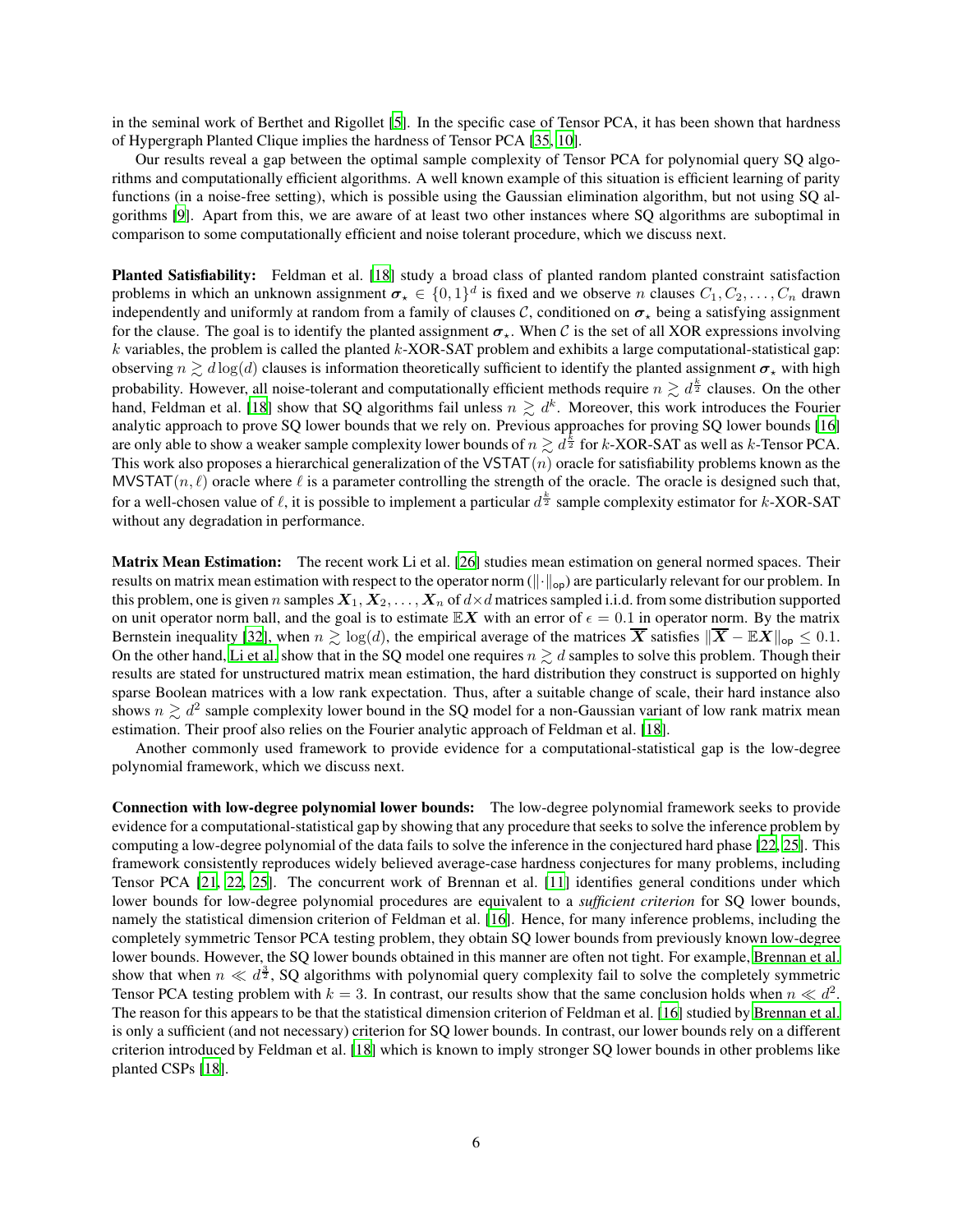in the seminal work of Berthet and Rigollet [5]. In the specific case of Tensor PCA, it has been shown that hardness of Hypergraph Planted Clique implies the hardness of Tensor PCA [35, 10].

Our results reveal a gap between the optimal sample complexity of Tensor PCA for polynomial query SQ algorithms and computationally efficient algorithms. A well known example of this situation is efficient learning of parity functions (in a noise-free setting), which is possible using the Gaussian elimination algorithm, but not using SQ algorithms [9]. Apart from this, we are aware of at least two other instances where SQ algorithms are suboptimal in comparison to some computationally efficient and noise tolerant procedure, which we discuss next.

**Planted Satisfiability:** Feldman et al. [18] study a broad class of planted random planted constraint satisfaction problems in which an unknown assignment $\boldsymbol{\sigma}_\star \in \{0,1\}^d$ is fixed and we observe $n$ clauses $C_1, C_2, \ldots, C_n$ drawn independently and uniformly at random from a family of clauses $\mathcal{C}$, conditioned on $\boldsymbol{\sigma}_\star$ being a satisfying assignment for the clause. The goal is to identify the planted assignment $\boldsymbol{\sigma}_\star$. When $\mathcal{C}$ is the set of all XOR expressions involving $k$ variables, the problem is called the planted $k$-XOR-SAT problem and exhibits a large computational-statistical gap: observing $n \gtrsim d\log(d)$ clauses is information theoretically sufficient to identify the planted assignment $\boldsymbol{\sigma}_\star$ with high probability. However, all noise-tolerant and computationally efficient methods require $n \gtrsim d^{\frac{k}{2}}$ clauses. On the other hand, Feldman et al. [18] show that SQ algorithms fail unless $n \gtrsim d^k$. Moreover, this work introduces the Fourier analytic approach to prove SQ lower bounds that we rely on. Previous approaches for proving SQ lower bounds [16] are only able to show a weaker sample complexity lower bounds of $n \gtrsim d^{\frac{k}{2}}$ for $k$-XOR-SAT as well as $k$-Tensor PCA. This work also proposes a hierarchical generalization of the $\mathsf{VSTAT}(n)$ oracle for satisfiability problems known as the $\mathsf{MVSTAT}(n, \ell)$ oracle where $\ell$ is a parameter controlling the strength of the oracle. The oracle is designed such that, for a well-chosen value of $\ell$, it is possible to implement a particular $d^{\frac{k}{2}}$ sample complexity estimator for $k$-XOR-SAT without any degradation in performance.

**Matrix Mean Estimation:** The recent work Li et al. [26] studies mean estimation on general normed spaces. Their results on matrix mean estimation with respect to the operator norm ($\|\cdot\|_{\mathsf{op}}$) are particularly relevant for our problem. In this problem, one is given $n$ samples $\boldsymbol{X}_1, \boldsymbol{X}_2, \ldots, \boldsymbol{X}_n$ of $d \times d$ matrices sampled i.i.d. from some distribution supported on unit operator norm ball, and the goal is to estimate $\mathbb{E}\boldsymbol{X}$ with an error of $\epsilon = 0.1$ in operator norm. By the matrix Bernstein inequality [32], when $n \gtrsim \log(d)$, the empirical average of the matrices $\overline{\boldsymbol{X}}$ satisfies $\|\overline{\boldsymbol{X}} - \mathbb{E}\boldsymbol{X}\|_{\mathsf{op}} \leq 0.1$. On the other hand, Li et al. show that in the SQ model one requires $n \gtrsim d$ samples to solve this problem. Though their results are stated for unstructured matrix mean estimation, the hard distribution they construct is supported on highly sparse Boolean matrices with a low rank expectation. Thus, after a suitable change of scale, their hard instance also shows $n \gtrsim d^2$ sample complexity lower bound in the SQ model for a non-Gaussian variant of low rank matrix mean estimation. Their proof also relies on the Fourier analytic approach of Feldman et al. [18].

Another commonly used framework to provide evidence for a computational-statistical gap is the low-degree polynomial framework, which we discuss next.

**Connection with low-degree polynomial lower bounds:** The low-degree polynomial framework seeks to provide evidence for a computational-statistical gap by showing that any procedure that seeks to solve the inference problem by computing a low-degree polynomial of the data fails to solve the inference in the conjectured hard phase [22, 25]. This framework consistently reproduces widely believed average-case hardness conjectures for many problems, including Tensor PCA [21, 22, 25]. The concurrent work of Brennan et al. [11] identifies general conditions under which lower bounds for low-degree polynomial procedures are equivalent to a *sufficient criterion* for SQ lower bounds, namely the statistical dimension criterion of Feldman et al. [16]. Hence, for many inference problems, including the completely symmetric Tensor PCA testing problem, they obtain SQ lower bounds from previously known low-degree lower bounds. However, the SQ lower bounds obtained in this manner are often not tight. For example, Brennan et al. show that when $n \ll d^{\frac{3}{2}}$, SQ algorithms with polynomial query complexity fail to solve the completely symmetric Tensor PCA testing problem with $k = 3$. In contrast, our results show that the same conclusion holds when $n \ll d^2$. The reason for this appears to be that the statistical dimension criterion of Feldman et al. [16] studied by Brennan et al. is only a sufficient (and not necessary) criterion for SQ lower bounds. In contrast, our lower bounds rely on a different criterion introduced by Feldman et al. [18] which is known to imply stronger SQ lower bounds in other problems like planted CSPs [18].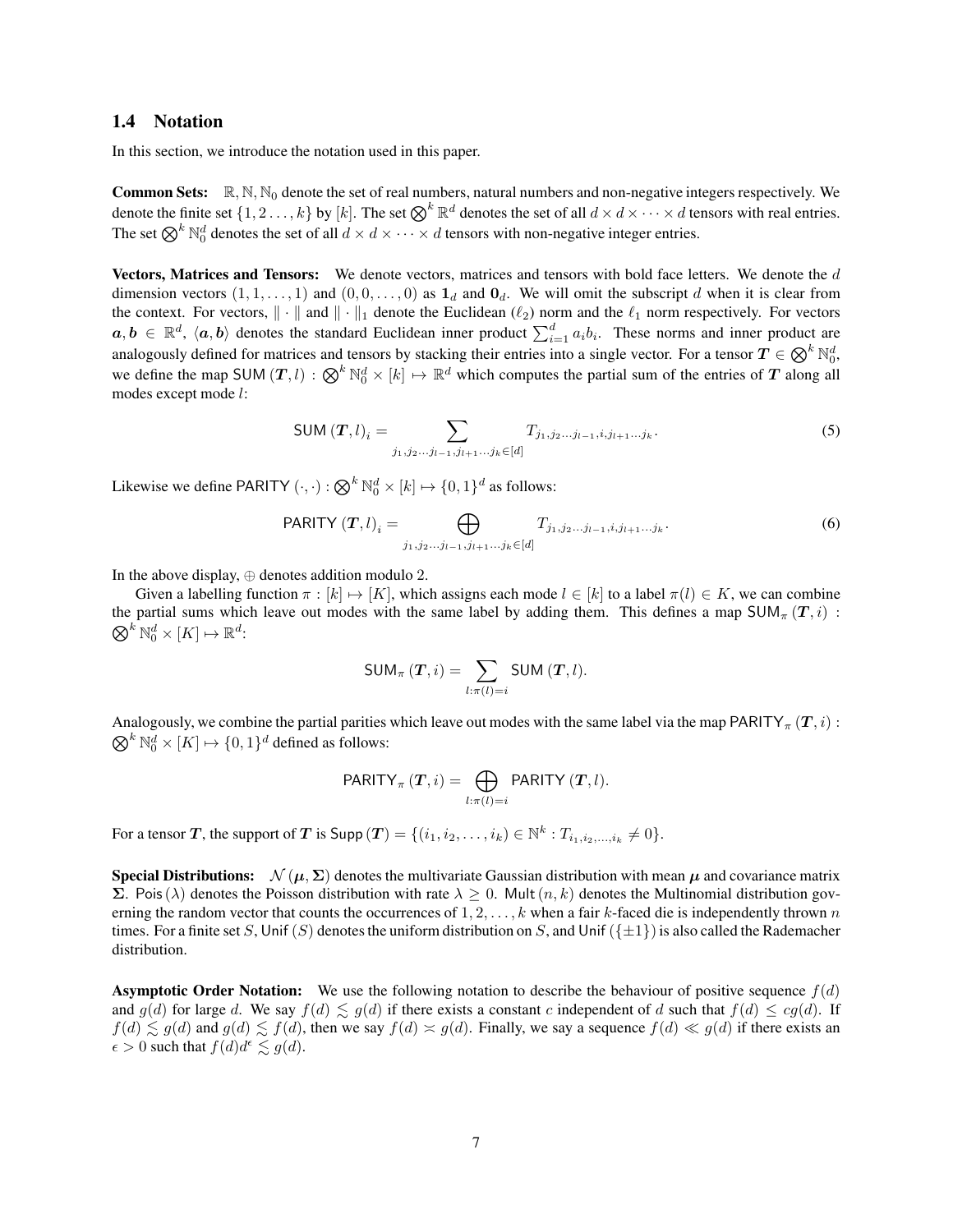### 1.4 Notation

In this section, we introduce the notation used in this paper.

**Common Sets:** $\mathbb{R}, \mathbb{N}, \mathbb{N}_0$ denote the set of real numbers, natural numbers and non-negative integers respectively. We denote the finite set $\{1, 2 \dots, k\}$ by $[k]$. The set $\bigotimes^k \mathbb{R}^d$ denotes the set of all $d \times d \times \dots \times d$ tensors with real entries. The set $\bigotimes^k \mathbb{N}_0^d$ denotes the set of all $d \times d \times \dots \times d$ tensors with non-negative integer entries.

**Vectors, Matrices and Tensors:** We denote vectors, matrices and tensors with bold face letters. We denote the $d$ dimension vectors $(1, 1, \dots, 1)$ and $(0, 0, \dots, 0)$ as $\mathbf{1}_d$ and $\mathbf{0}_d$. We will omit the subscript $d$ when it is clear from the context. For vectors, $\|\cdot\|$ and $\|\cdot\|_1$ denote the Euclidean ($\ell_2$) norm and the $\ell_1$ norm respectively. For vectors $\boldsymbol{a}, \boldsymbol{b} \in \mathbb{R}^d$, $\langle \boldsymbol{a}, \boldsymbol{b} \rangle$ denotes the standard Euclidean inner product $\sum_{i=1}^d a_i b_i$. These norms and inner product are analogously defined for matrices and tensors by stacking their entries into a single vector. For a tensor $\boldsymbol{T} \in \bigotimes^k \mathbb{N}_0^d$, we define the map $\mathsf{SUM}\left(\boldsymbol{T}, l\right) : \bigotimes^k \mathbb{N}_0^d \times [k] \mapsto \mathbb{R}^d$ which computes the partial sum of the entries of $\boldsymbol{T}$ along all modes except mode $l$:

$$\mathsf{SUM}\left(\boldsymbol{T}, l\right)_i = \sum_{j_1, j_2 \dots j_{l-1}, j_{l+1} \dots j_k \in [d]} T_{j_1, j_2 \dots j_{l-1}, i, j_{l+1} \dots j_k}. \tag{5}$$

Likewise we define $\mathsf{PARITY}\left(\cdot, \cdot\right) : \bigotimes^k \mathbb{N}_0^d \times [k] \mapsto \{0, 1\}^d$ as follows:

$$\mathsf{PARITY}\left(\boldsymbol{T}, l\right)_i = \bigoplus_{j_1, j_2 \dots j_{l-1}, j_{l+1} \dots j_k \in [d]} T_{j_1, j_2 \dots j_{l-1}, i, j_{l+1} \dots j_k}. \tag{6}$$

In the above display, $\oplus$ denotes addition modulo 2.

Given a labelling function $\pi : [k] \mapsto [K]$, which assigns each mode $l \in [k]$ to a label $\pi(l) \in K$, we can combine the partial sums which leave out modes with the same label by adding them. This defines a map $\mathsf{SUM}_\pi\left(\boldsymbol{T}, i\right) : \bigotimes^k \mathbb{N}_0^d \times [K] \mapsto \mathbb{R}^d$:

$$\mathsf{SUM}_\pi\left(\boldsymbol{T}, i\right) = \sum_{l : \pi(l) = i} \mathsf{SUM}\left(\boldsymbol{T}, l\right).$$

Analogously, we combine the partial parities which leave out modes with the same label via the map $\mathsf{PARITY}_\pi\left(\boldsymbol{T}, i\right) : \bigotimes^k \mathbb{N}_0^d \times [K] \mapsto \{0, 1\}^d$ defined as follows:

$$\mathsf{PARITY}_\pi\left(\boldsymbol{T}, i\right) = \bigoplus_{l : \pi(l) = i} \mathsf{PARITY}\left(\boldsymbol{T}, l\right).$$

For a tensor $\boldsymbol{T}$, the support of $\boldsymbol{T}$ is $\mathsf{Supp}\left(\boldsymbol{T}\right) = \{(i_1, i_2, \dots, i_k) \in \mathbb{N}^k : T_{i_1, i_2, \dots, i_k} \neq 0\}$.

**Special Distributions:** $\mathcal{N}\left(\boldsymbol{\mu}, \boldsymbol{\Sigma}\right)$ denotes the multivariate Gaussian distribution with mean $\boldsymbol{\mu}$ and covariance matrix $\boldsymbol{\Sigma}$. $\mathsf{Pois}\left(\lambda\right)$ denotes the Poisson distribution with rate $\lambda \geq 0$. $\mathsf{Mult}\left(n, k\right)$ denotes the Multinomial distribution governing the random vector that counts the occurrences of $1, 2, \dots, k$ when a fair $k$-faced die is independently thrown $n$ times. For a finite set $S$, $\mathsf{Unif}\left(S\right)$ denotes the uniform distribution on $S$, and $\mathsf{Unif}\left(\{\pm 1\}\right)$ is also called the Rademacher distribution.

**Asymptotic Order Notation:** We use the following notation to describe the behaviour of positive sequence $f(d)$ and $g(d)$ for large $d$. We say $f(d) \lesssim g(d)$ if there exists a constant $c$ independent of $d$ such that $f(d) \leq c g(d)$. If $f(d) \lesssim g(d)$ and $g(d) \lesssim f(d)$, then we say $f(d) \asymp g(d)$. Finally, we say a sequence $f(d) \ll g(d)$ if there exists an $\epsilon > 0$ such that $f(d) d^\epsilon \lesssim g(d)$.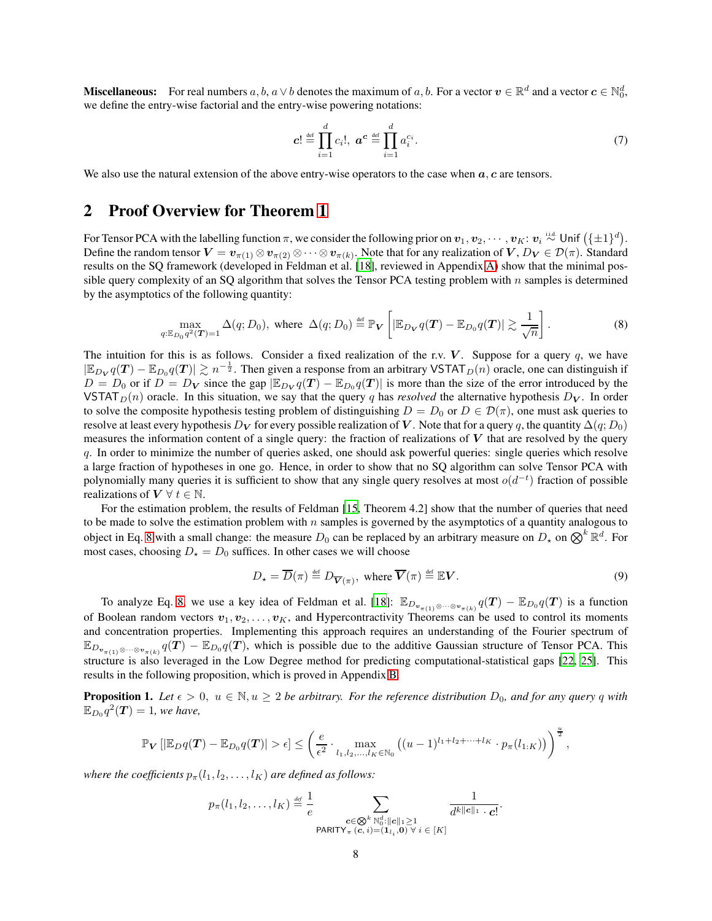**Miscellaneous:** For real numbers $a, b$, $a \vee b$ denotes the maximum of $a, b$. For a vector $\boldsymbol{v} \in \mathbb{R}^d$ and a vector $\boldsymbol{c} \in \mathbb{N}_0^d$, we define the entry-wise factorial and the entry-wise powering notations:

$$\boldsymbol{c}! \stackrel{\text{def}}{=} \prod_{i=1}^{d} c_i!, \;\; \boldsymbol{a}^{\boldsymbol{c}} \stackrel{\text{def}}{=} \prod_{i=1}^{d} a_i^{c_i}. \tag{7}$$

We also use the natural extension of the above entry-wise operators to the case when $\boldsymbol{a}, \boldsymbol{c}$ are tensors.

## 2 Proof Overview for Theorem 1

For Tensor PCA with the labelling function $\pi$, we consider the following prior on $\boldsymbol{v}_1, \boldsymbol{v}_2, \cdots, \boldsymbol{v}_K$: $\boldsymbol{v}_i \stackrel{\text{i.i.d.}}{\sim} \text{Unif}\left(\{\pm 1\}^d\right)$. Define the random tensor $\boldsymbol{V} = \boldsymbol{v}_{\pi(1)} \otimes \boldsymbol{v}_{\pi(2)} \otimes \cdots \otimes \boldsymbol{v}_{\pi(k)}$. Note that for any realization of $\boldsymbol{V}$, $D_{\boldsymbol{V}} \in \mathcal{D}(\pi)$. Standard results on the SQ framework (developed in Feldman et al. [18], reviewed in Appendix A) show that the minimal possible query complexity of an SQ algorithm that solves the Tensor PCA testing problem with $n$ samples is determined by the asymptotics of the following quantity:

$$\max_{q:\mathbb{E}_{D_0} q^2(\boldsymbol{T})=1} \Delta(q; D_0), \text{ where } \Delta(q; D_0) \stackrel{\text{def}}{=} \mathbb{P}_{\boldsymbol{V}}\left[|\mathbb{E}_{D_{\boldsymbol{V}}} q(\boldsymbol{T}) - \mathbb{E}_{D_0} q(\boldsymbol{T})| \gtrsim \frac{1}{\sqrt{n}}\right]. \tag{8}$$

The intuition for this is as follows. Consider a fixed realization of the r.v. $\boldsymbol{V}$. Suppose for a query $q$, we have $|\mathbb{E}_{D_{\boldsymbol{V}}} q(\boldsymbol{T}) - \mathbb{E}_{D_0} q(\boldsymbol{T})| \gtrsim n^{-\frac{1}{2}}$. Then given a response from an arbitrary $\mathsf{VSTAT}_D(n)$ oracle, one can distinguish if $D = D_0$ or if $D = D_{\boldsymbol{V}}$ since the gap $|\mathbb{E}_{D_{\boldsymbol{V}}} q(\boldsymbol{T}) - \mathbb{E}_{D_0} q(\boldsymbol{T})|$ is more than the size of the error introduced by the $\mathsf{VSTAT}_D(n)$ oracle. In this situation, we say that the query $q$ has *resolved* the alternative hypothesis $D_{\boldsymbol{V}}$. In order to solve the composite hypothesis testing problem of distinguishing $D = D_0$ or $D \in \mathcal{D}(\pi)$, one must ask queries to resolve at least every hypothesis $D_{\boldsymbol{V}}$ for every possible realization of $\boldsymbol{V}$. Note that for a query $q$, the quantity $\Delta(q; D_0)$ measures the information content of a single query: the fraction of realizations of $\boldsymbol{V}$ that are resolved by the query $q$. In order to minimize the number of queries asked, one should ask powerful queries: single queries which resolve a large fraction of hypotheses in one go. Hence, in order to show that no SQ algorithm can solve Tensor PCA with polynomially many queries it is sufficient to show that any single query resolves at most $o(d^{-t})$ fraction of possible realizations of $\boldsymbol{V}$ $\forall\, t \in \mathbb{N}$.

For the estimation problem, the results of Feldman [15, Theorem 4.2] show that the number of queries that need to be made to solve the estimation problem with $n$ samples is governed by the asymptotics of a quantity analogous to object in Eq. 8 with a small change: the measure $D_0$ can be replaced by an arbitrary measure on $D_\star$ on $\bigotimes^k \mathbb{R}^d$. For most cases, choosing $D_\star = D_0$ suffices. In other cases we will choose

$$D_\star = \overline{D}(\pi) \stackrel{\text{def}}{=} D_{\overline{\boldsymbol{V}}(\pi)}, \text{ where } \overline{\boldsymbol{V}}(\pi) \stackrel{\text{def}}{=} \mathbb{E}\boldsymbol{V}. \tag{9}$$

To analyze Eq. 8, we use a key idea of Feldman et al. [18]: $\mathbb{E}_{D_{\boldsymbol{v}_{\pi(1)} \otimes \cdots \otimes \boldsymbol{v}_{\pi(k)}}} q(\boldsymbol{T}) - \mathbb{E}_{D_0} q(\boldsymbol{T})$ is a function of Boolean random vectors $\boldsymbol{v}_1, \boldsymbol{v}_2, \ldots, \boldsymbol{v}_K$, and Hypercontractivity Theorems can be used to control its moments and concentration properties. Implementing this approach requires an understanding of the Fourier spectrum of $\mathbb{E}_{D_{\boldsymbol{v}_{\pi(1)} \otimes \cdots \otimes \boldsymbol{v}_{\pi(k)}}} q(\boldsymbol{T}) - \mathbb{E}_{D_0} q(\boldsymbol{T})$, which is possible due to the additive Gaussian structure of Tensor PCA. This structure is also leveraged in the Low Degree method for predicting computational-statistical gaps [22, 25]. This results in the following proposition, which is proved in Appendix B.

**Proposition 1.** *Let $\epsilon > 0$, $u \in \mathbb{N}, u \geq 2$ be arbitrary. For the reference distribution $D_0$, and for any query $q$ with $\mathbb{E}_{D_0} q^2(\boldsymbol{T}) = 1$, we have,*

$$\mathbb{P}_{\boldsymbol{V}}\left[|\mathbb{E}_D q(\boldsymbol{T}) - \mathbb{E}_{D_0} q(\boldsymbol{T})| > \epsilon\right] \leq \left(\frac{e}{\epsilon^2} \cdot \max_{l_1, l_2, \ldots, l_K \in \mathbb{N}_0} \left((u-1)^{l_1 + l_2 + \cdots + l_K} \cdot p_\pi(l_{1:K})\right)\right)^{\frac{u}{2}},$$

*where the coefficients $p_\pi(l_1, l_2, \ldots, l_K)$ are defined as follows:*

$$p_\pi(l_1, l_2, \ldots, l_K) \stackrel{\text{def}}{=} \frac{1}{e} \sum_{\substack{\boldsymbol{c} \in \bigotimes^k \mathbb{N}_0^d : \|\boldsymbol{c}\|_1 \geq 1 \\ \mathsf{PARITY}_\pi(\boldsymbol{c}, i) = (\mathbf{1}_{l_i}, \mathbf{0}) \;\forall\, i \in [K]}} \frac{1}{d^{k\|\boldsymbol{c}\|_1} \cdot \boldsymbol{c}!}.$$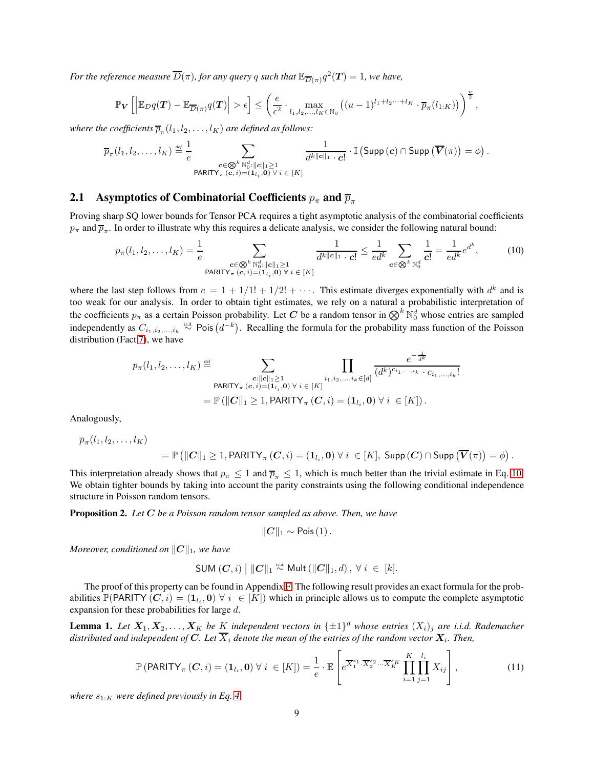*For the reference measure $\overline{D}(\pi)$, for any query $q$ such that $\mathbb{E}_{\overline{D}(\pi)} q^2(\boldsymbol{T}) = 1$, we have,*

$$\mathbb{P}_{\boldsymbol{V}}\left[\left|\mathbb{E}_D q(\boldsymbol{T}) - \mathbb{E}_{\overline{D}(\pi)} q(\boldsymbol{T})\right| > \epsilon\right] \leq \left(\frac{e}{\epsilon^2} \cdot \max_{l_1, l_2, \dots, l_K \in \mathbb{N}_0} \left((u-1)^{l_1 + l_2 \cdots + l_K} \cdot \overline{p}_\pi(l_{1:K})\right)\right)^{\frac{u}{2}},$$

*where the coefficients $\overline{p}_\pi(l_1, l_2, \dots, l_K)$ are defined as follows:*

$$\overline{p}_\pi(l_1, l_2, \dots, l_K) \stackrel{def}{=} \frac{1}{e} \sum_{\substack{\boldsymbol{c} \in \bigotimes^k \mathbb{N}_0^d : \|\boldsymbol{c}\|_1 \geq 1 \\ \mathsf{PARITY}_\pi(\boldsymbol{c}, i) = (\mathbf{1}_{l_i}, \mathbf{0}) \ \forall \ i \in [K]}} \frac{1}{d^{k\|\boldsymbol{c}\|_1} \cdot \boldsymbol{c}!} \cdot \mathbb{I}\left(\mathsf{Supp}(\boldsymbol{c}) \cap \mathsf{Supp}\left(\overline{\boldsymbol{V}}(\pi)\right) = \phi\right).$$

## 2.1 Asymptotics of Combinatorial Coefficients $p_\pi$ and $\overline{p}_\pi$

Proving sharp SQ lower bounds for Tensor PCA requires a tight asymptotic analysis of the combinatorial coefficients $p_\pi$ and $\overline{p}_\pi$. In order to illustrate why this requires a delicate analysis, we consider the following natural bound:

$$p_\pi(l_1, l_2, \dots, l_K) = \frac{1}{e} \sum_{\substack{\boldsymbol{c} \in \bigotimes^k \mathbb{N}_0^d : \|\boldsymbol{c}\|_1 \geq 1 \\ \mathsf{PARITY}_\pi(\boldsymbol{c}, i) = (\mathbf{1}_{l_i}, \mathbf{0}) \ \forall \ i \in [K]}} \frac{1}{d^{k\|\boldsymbol{c}\|_1} \cdot \boldsymbol{c}!} \leq \frac{1}{ed^k} \sum_{\boldsymbol{c} \in \bigotimes^k \mathbb{N}_0^d} \frac{1}{\boldsymbol{c}!} = \frac{1}{ed^k} e^{d^k}, \tag{10}$$

where the last step follows from $e = 1 + 1/1! + 1/2! + \cdots$. This estimate diverges exponentially with $d^k$ and is too weak for our analysis. In order to obtain tight estimates, we rely on a natural a probabilistic interpretation of the coefficients $p_\pi$ as a certain Poisson probability. Let $\boldsymbol{C}$ be a random tensor in $\bigotimes^k \mathbb{N}_0^d$ whose entries are sampled independently as $C_{i_1, i_2, \dots, i_k} \stackrel{\text{i.i.d.}}{\sim} \mathsf{Pois}\left(d^{-k}\right)$. Recalling the formula for the probability mass function of the Poisson distribution (Fact 7), we have

$$\begin{aligned}
p_\pi(l_1, l_2, \dots, l_K) &\stackrel{def}{=} \sum_{\substack{\boldsymbol{c} : \|\boldsymbol{c}\|_1 \geq 1 \\ \mathsf{PARITY}_\pi(\boldsymbol{c}, i) = (\mathbf{1}_{l_i}, \mathbf{0}) \ \forall \ i \in [K]}} \prod_{i_1, i_2, \dots, i_k \in [d]} \frac{e^{-\frac{1}{d^k}}}{(d^k)^{c_{i_1, \dots, i_k}} \cdot c_{i_1, \dots, i_k}!} \\
&= \mathbb{P}\left(\|\boldsymbol{C}\|_1 \geq 1, \mathsf{PARITY}_\pi(\boldsymbol{C}, i) = (\mathbf{1}_{l_i}, \mathbf{0}) \ \forall \ i \ \in [K]\right).
\end{aligned}$$

Analogously,

$$\begin{aligned}
&\overline{p}_\pi(l_1, l_2, \dots, l_K) \\
&\quad = \mathbb{P}\left(\|\boldsymbol{C}\|_1 \geq 1, \mathsf{PARITY}_\pi(\boldsymbol{C}, i) = (\mathbf{1}_{l_i}, \mathbf{0}) \ \forall \ i \ \in [K], \ \mathsf{Supp}(\boldsymbol{C}) \cap \mathsf{Supp}\left(\overline{\boldsymbol{V}}(\pi)\right) = \phi\right).
\end{aligned}$$

This interpretation already shows that $p_\pi \leq 1$ and $\overline{p}_\pi \leq 1$, which is much better than the trivial estimate in Eq. 10. We obtain tighter bounds by taking into account the parity constraints using the following conditional independence structure in Poisson random tensors.

**Proposition 2.** *Let $\boldsymbol{C}$ be a Poisson random tensor sampled as above. Then, we have*

$$\|\boldsymbol{C}\|_1 \sim \mathsf{Pois}(1).$$

*Moreover, conditioned on $\|\boldsymbol{C}\|_1$, we have*

$$\mathsf{SUM}(\boldsymbol{C}, i) \mid \|\boldsymbol{C}\|_1 \stackrel{iid}{\sim} \mathsf{Mult}(\|\boldsymbol{C}\|_1, d), \ \forall \ i \ \in \ [k].$$

The proof of this property can be found in Appendix F. The following result provides an exact formula for the probabilities $\mathbb{P}(\mathsf{PARITY}(\boldsymbol{C}, i) = (\mathbf{1}_{l_i}, \mathbf{0}) \ \forall \ i \ \in [K])$ which in principle allows us to compute the complete asymptotic expansion for these probabilities for large $d$.

**Lemma 1.** *Let $\boldsymbol{X}_1, \boldsymbol{X}_2, \dots, \boldsymbol{X}_K$ be $K$ independent vectors in $\{\pm 1\}^d$ whose entries $(X_i)_j$ are i.i.d. Rademacher distributed and independent of $\boldsymbol{C}$. Let $\overline{X}_i$ denote the mean of the entries of the random vector $\boldsymbol{X}_i$. Then,*

$$\mathbb{P}\left(\mathsf{PARITY}_\pi(\boldsymbol{C}, i) = (\mathbf{1}_{l_i}, \mathbf{0}) \ \forall \ i \ \in [K]\right) = \frac{1}{e} \cdot \mathbb{E}\left[e^{\overline{X}_1^{s_1} \cdot \overline{X}_2^{s_2} \cdots \overline{X}_K^{s_K}} \prod_{i=1}^K \prod_{j=1}^{l_i} X_{ij}\right], \tag{11}$$

*where $s_{1:K}$ were defined previously in Eq. 4.*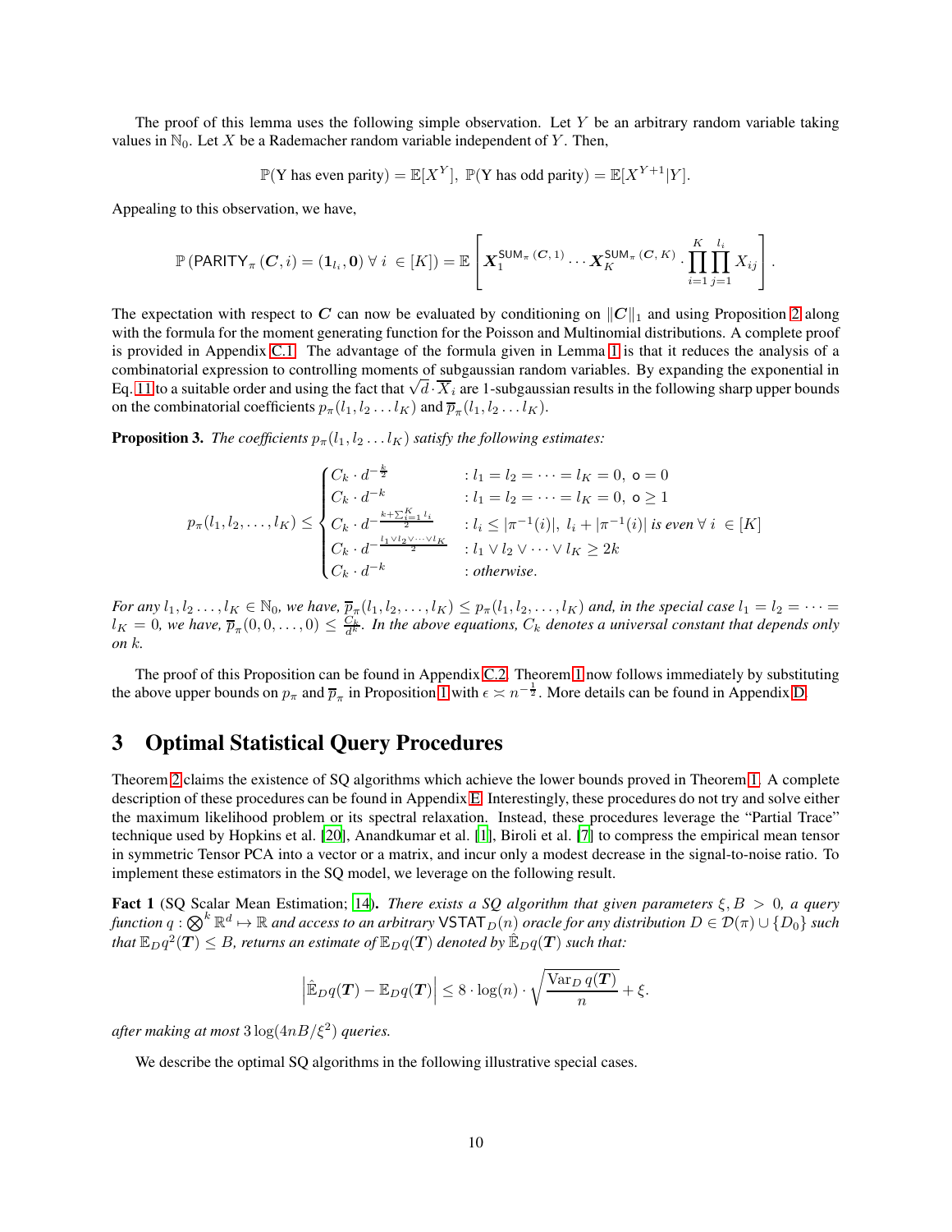The proof of this lemma uses the following simple observation. Let $Y$ be an arbitrary random variable taking values in $\mathbb{N}_0$. Let $X$ be a Rademacher random variable independent of $Y$. Then,

$$\mathbb{P}(\text{Y has even parity}) = \mathbb{E}[X^Y], \; \mathbb{P}(\text{Y has odd parity}) = \mathbb{E}[X^{Y+1}|Y].$$

Appealing to this observation, we have,

$$\mathbb{P}\left(\mathsf{PARITY}_\pi\left(\boldsymbol{C}, i\right) = (\boldsymbol{1}_{l_i}, \boldsymbol{0}) \; \forall \; i \; \in [K]\right) = \mathbb{E}\left[\boldsymbol{X}_1^{\mathsf{SUM}_\pi(\boldsymbol{C},1)} \cdots \boldsymbol{X}_K^{\mathsf{SUM}_\pi(\boldsymbol{C},K)} \cdot \prod_{i=1}^K \prod_{j=1}^{l_i} X_{ij}\right].$$

The expectation with respect to $\boldsymbol{C}$ can now be evaluated by conditioning on $\|\boldsymbol{C}\|_1$ and using Proposition 2 along with the formula for the moment generating function for the Poisson and Multinomial distributions. A complete proof is provided in Appendix C.1. The advantage of the formula given in Lemma 1 is that it reduces the analysis of a combinatorial expression to controlling moments of subgaussian random variables. By expanding the exponential in Eq. 11 to a suitable order and using the fact that $\sqrt{d} \cdot \overline{X}_i$ are 1-subgaussian results in the following sharp upper bounds on the combinatorial coefficients $p_\pi(l_1, l_2 \dots l_K)$ and $\overline{p}_\pi(l_1, l_2 \dots l_K)$.

**Proposition 3.** *The coefficients $p_\pi(l_1, l_2 \dots l_K)$ satisfy the following estimates:*

$$p_\pi(l_1, l_2, \dots, l_K) \leq \begin{cases} C_k \cdot d^{-\frac{k}{2}} & : l_1 = l_2 = \cdots = l_K = 0, \; \mathsf{o} = 0 \\ C_k \cdot d^{-k} & : l_1 = l_2 = \cdots = l_K = 0, \; \mathsf{o} \geq 1 \\ C_k \cdot d^{-\frac{k + \sum_{i=1}^K l_i}{2}} & : l_i \leq |\pi^{-1}(i)|, \; l_i + |\pi^{-1}(i)| \text{ is even } \forall \; i \; \in [K] \\ C_k \cdot d^{-\frac{l_1 \vee l_2 \vee \cdots \vee l_K}{2}} & : l_1 \vee l_2 \vee \cdots \vee l_K \geq 2k \\ C_k \cdot d^{-k} & : \text{otherwise}. \end{cases}$$

*For any $l_1, l_2 \dots, l_K \in \mathbb{N}_0$, we have, $\overline{p}_\pi(l_1, l_2, \dots, l_K) \leq p_\pi(l_1, l_2, \dots, l_K)$ and, in the special case $l_1 = l_2 = \cdots = l_K = 0$, we have, $\overline{p}_\pi(0, 0, \dots, 0) \leq \frac{C_k}{d^k}$. In the above equations, $C_k$ denotes a universal constant that depends only on $k$.*

The proof of this Proposition can be found in Appendix C.2. Theorem 1 now follows immediately by substituting the above upper bounds on $p_\pi$ and $\overline{p}_\pi$ in Proposition 1 with $\epsilon \asymp n^{-\frac{1}{2}}$. More details can be found in Appendix D.

# 3 Optimal Statistical Query Procedures

Theorem 2 claims the existence of SQ algorithms which achieve the lower bounds proved in Theorem 1. A complete description of these procedures can be found in Appendix E. Interestingly, these procedures do not try and solve either the maximum likelihood problem or its spectral relaxation. Instead, these procedures leverage the "Partial Trace" technique used by Hopkins et al. [20], Anandkumar et al. [1], Biroli et al. [7] to compress the empirical mean tensor in symmetric Tensor PCA into a vector or a matrix, and incur only a modest decrease in the signal-to-noise ratio. To implement these estimators in the SQ model, we leverage on the following result.

**Fact 1** (SQ Scalar Mean Estimation; [14]). *There exists a SQ algorithm that given parameters $\xi, B > 0$, a query function $q : \bigotimes^k \mathbb{R}^d \mapsto \mathbb{R}$ and access to an arbitrary $\mathsf{VSTAT}_D(n)$ oracle for any distribution $D \in \mathcal{D}(\pi) \cup \{D_0\}$ such that $\mathbb{E}_D q^2(\boldsymbol{T}) \leq B$, returns an estimate of $\mathbb{E}_D q(\boldsymbol{T})$ denoted by $\hat{\mathbb{E}}_D q(\boldsymbol{T})$ such that:*

$$\left|\hat{\mathbb{E}}_D q(\boldsymbol{T}) - \mathbb{E}_D q(\boldsymbol{T})\right| \leq 8 \cdot \log(n) \cdot \sqrt{\frac{\mathrm{Var}_D \, q(\boldsymbol{T})}{n}} + \xi.$$

*after making at most $3\log(4nB/\xi^2)$ queries.*

We describe the optimal SQ algorithms in the following illustrative special cases.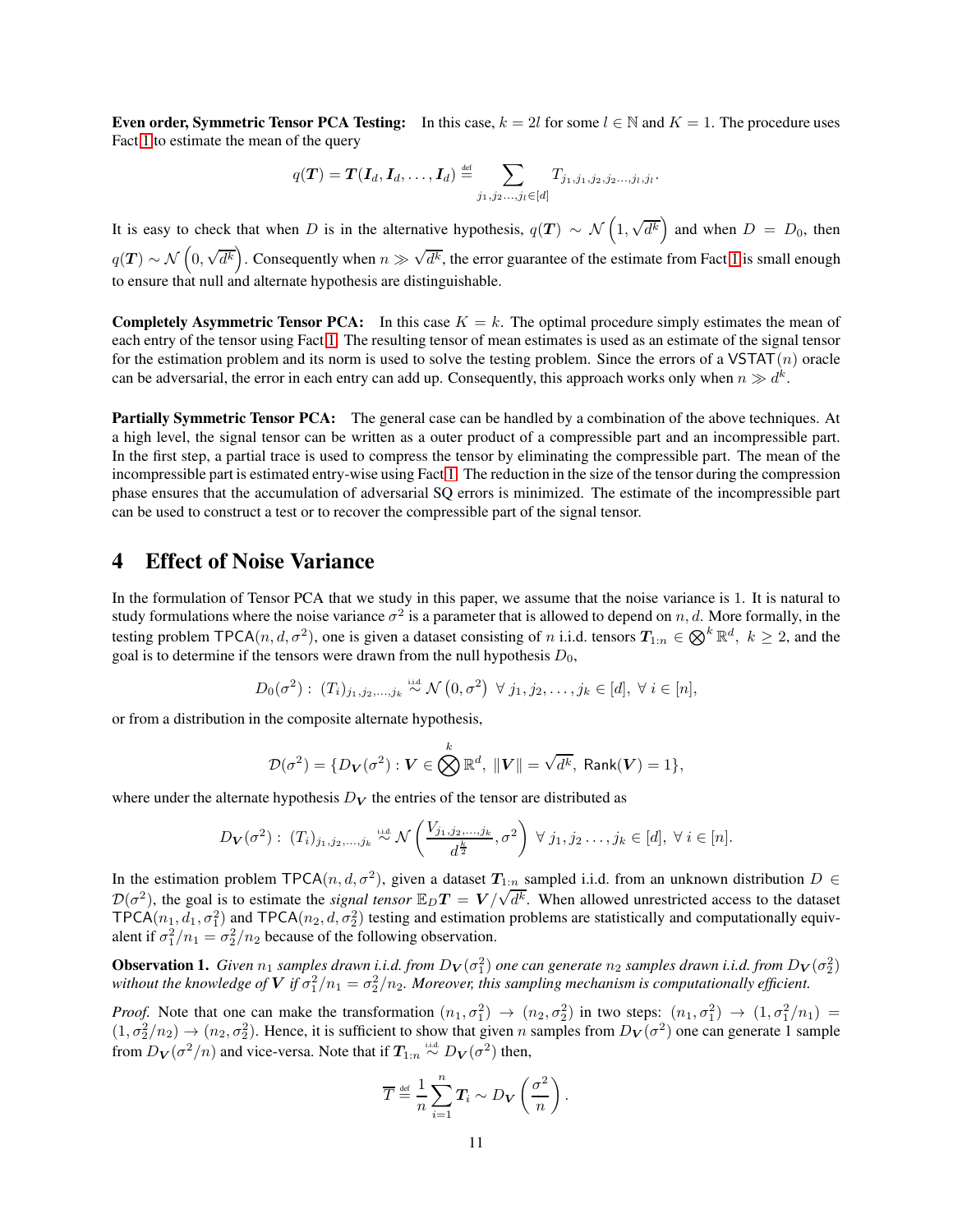**Even order, Symmetric Tensor PCA Testing:** In this case, $k = 2l$ for some $l \in \mathbb{N}$ and $K = 1$. The procedure uses Fact 1 to estimate the mean of the query

$$q(\boldsymbol{T}) = \boldsymbol{T}(\boldsymbol{I}_d, \boldsymbol{I}_d, \dots, \boldsymbol{I}_d) \stackrel{\text{def}}{=} \sum_{j_1, j_2 \dots, j_l \in [d]} T_{j_1, j_1, j_2, j_2 \dots, j_l, j_l}.$$

It is easy to check that when $D$ is in the alternative hypothesis, $q(\boldsymbol{T}) \sim \mathcal{N}\left(1, \sqrt{d^k}\right)$ and when $D = D_0$, then $q(\boldsymbol{T}) \sim \mathcal{N}\left(0, \sqrt{d^k}\right)$. Consequently when $n \gg \sqrt{d^k}$, the error guarantee of the estimate from Fact 1 is small enough to ensure that null and alternate hypothesis are distinguishable.

**Completely Asymmetric Tensor PCA:** In this case $K = k$. The optimal procedure simply estimates the mean of each entry of the tensor using Fact 1. The resulting tensor of mean estimates is used as an estimate of the signal tensor for the estimation problem and its norm is used to solve the testing problem. Since the errors of a $\mathsf{VSTAT}(n)$ oracle can be adversarial, the error in each entry can add up. Consequently, this approach works only when $n \gg d^k$.

**Partially Symmetric Tensor PCA:** The general case can be handled by a combination of the above techniques. At a high level, the signal tensor can be written as a outer product of a compressible part and an incompressible part. In the first step, a partial trace is used to compress the tensor by eliminating the compressible part. The mean of the incompressible part is estimated entry-wise using Fact 1. The reduction in the size of the tensor during the compression phase ensures that the accumulation of adversarial SQ errors is minimized. The estimate of the incompressible part can be used to construct a test or to recover the compressible part of the signal tensor.

# 4 Effect of Noise Variance

In the formulation of Tensor PCA that we study in this paper, we assume that the noise variance is 1. It is natural to study formulations where the noise variance $\sigma^2$ is a parameter that is allowed to depend on $n, d$. More formally, in the testing problem $\mathsf{TPCA}(n, d, \sigma^2)$, one is given a dataset consisting of $n$ i.i.d. tensors $\boldsymbol{T}_{1:n} \in \bigotimes^k \mathbb{R}^d,\ k \geq 2$, and the goal is to determine if the tensors were drawn from the null hypothesis $D_0$,

$$D_0(\sigma^2):\ (T_i)_{j_1, j_2, \dots, j_k} \stackrel{\text{i.i.d.}}{\sim} \mathcal{N}\left(0, \sigma^2\right)\ \forall\ j_1, j_2, \dots, j_k \in [d],\ \forall\ i \in [n],$$

or from a distribution in the composite alternate hypothesis,

$$\mathcal{D}(\sigma^2) = \{D_{\boldsymbol{V}}(\sigma^2) : \boldsymbol{V} \in \bigotimes^k \mathbb{R}^d,\ \|\boldsymbol{V}\| = \sqrt{d^k},\ \mathsf{Rank}(\boldsymbol{V}) = 1\},$$

where under the alternate hypothesis $D_{\boldsymbol{V}}$ the entries of the tensor are distributed as

$$D_{\boldsymbol{V}}(\sigma^2):\ (T_i)_{j_1, j_2, \dots, j_k} \stackrel{\text{i.i.d.}}{\sim} \mathcal{N}\left(\frac{V_{j_1, j_2, \dots, j_k}}{d^{\frac{k}{2}}}, \sigma^2\right)\ \forall\ j_1, j_2 \dots, j_k \in [d],\ \forall\ i \in [n].$$

In the estimation problem $\mathsf{TPCA}(n, d, \sigma^2)$, given a dataset $\boldsymbol{T}_{1:n}$ sampled i.i.d. from an unknown distribution $D \in \mathcal{D}(\sigma^2)$, the goal is to estimate the *signal tensor* $\mathbb{E}_D \boldsymbol{T} = \boldsymbol{V}/\sqrt{d^k}$. When allowed unrestricted access to the dataset $\mathsf{TPCA}(n_1, d_1, \sigma_1^2)$ and $\mathsf{TPCA}(n_2, d, \sigma_2^2)$ testing and estimation problems are statistically and computationally equivalent if $\sigma_1^2/n_1 = \sigma_2^2/n_2$ because of the following observation.

**Observation 1.** *Given $n_1$ samples drawn i.i.d. from $D_{\boldsymbol{V}}(\sigma_1^2)$ one can generate $n_2$ samples drawn i.i.d. from $D_{\boldsymbol{V}}(\sigma_2^2)$ without the knowledge of $\boldsymbol{V}$ if $\sigma_1^2/n_1 = \sigma_2^2/n_2$. Moreover, this sampling mechanism is computationally efficient.*

*Proof.* Note that one can make the transformation $(n_1, \sigma_1^2) \to (n_2, \sigma_2^2)$ in two steps: $(n_1, \sigma_1^2) \to (1, \sigma_1^2/n_1) = (1, \sigma_2^2/n_2) \to (n_2, \sigma_2^2)$. Hence, it is sufficient to show that given $n$ samples from $D_{\boldsymbol{V}}(\sigma^2)$ one can generate 1 sample from $D_{\boldsymbol{V}}(\sigma^2/n)$ and vice-versa. Note that if $\boldsymbol{T}_{1:n} \stackrel{\text{i.i.d.}}{\sim} D_{\boldsymbol{V}}(\sigma^2)$ then,

$$\overline{T} \stackrel{\text{def}}{=} \frac{1}{n} \sum_{i=1}^{n} \boldsymbol{T}_i \sim D_{\boldsymbol{V}}\left(\frac{\sigma^2}{n}\right).$$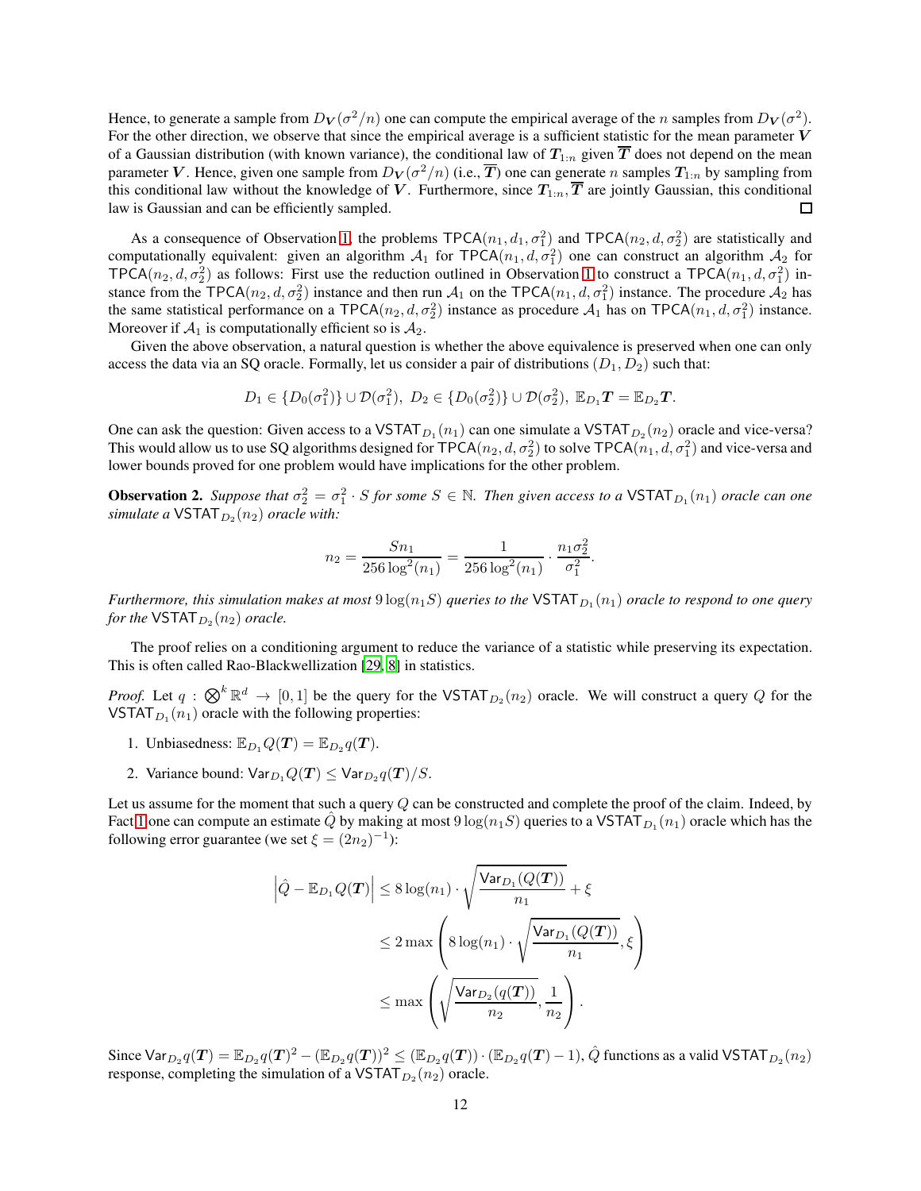Hence, to generate a sample from $D_{\boldsymbol{V}}(\sigma^2/n)$ one can compute the empirical average of the $n$ samples from $D_{\boldsymbol{V}}(\sigma^2)$. For the other direction, we observe that since the empirical average is a sufficient statistic for the mean parameter $\boldsymbol{V}$ of a Gaussian distribution (with known variance), the conditional law of $\boldsymbol{T}_{1:n}$ given $\overline{\boldsymbol{T}}$ does not depend on the mean parameter $\boldsymbol{V}$. Hence, given one sample from $D_{\boldsymbol{V}}(\sigma^2/n)$ (i.e., $\overline{\boldsymbol{T}}$) one can generate $n$ samples $\boldsymbol{T}_{1:n}$ by sampling from this conditional law without the knowledge of $\boldsymbol{V}$. Furthermore, since $\boldsymbol{T}_{1:n}, \overline{\boldsymbol{T}}$ are jointly Gaussian, this conditional law is Gaussian and can be efficiently sampled. □

As a consequence of Observation 1, the problems $\mathsf{TPCA}(n_1, d_1, \sigma_1^2)$ and $\mathsf{TPCA}(n_2, d, \sigma_2^2)$ are statistically and computationally equivalent: given an algorithm $\mathcal{A}_1$ for $\mathsf{TPCA}(n_1, d, \sigma_1^2)$ one can construct an algorithm $\mathcal{A}_2$ for $\mathsf{TPCA}(n_2, d, \sigma_2^2)$ as follows: First use the reduction outlined in Observation 1 to construct a $\mathsf{TPCA}(n_1, d, \sigma_1^2)$ instance from the $\mathsf{TPCA}(n_2, d, \sigma_2^2)$ instance and then run $\mathcal{A}_1$ on the $\mathsf{TPCA}(n_1, d, \sigma_1^2)$ instance. The procedure $\mathcal{A}_2$ has the same statistical performance on a $\mathsf{TPCA}(n_2, d, \sigma_2^2)$ instance as procedure $\mathcal{A}_1$ has on $\mathsf{TPCA}(n_1, d, \sigma_1^2)$ instance. Moreover if $\mathcal{A}_1$ is computationally efficient so is $\mathcal{A}_2$.

Given the above observation, a natural question is whether the above equivalence is preserved when one can only access the data via an SQ oracle. Formally, let us consider a pair of distributions $(D_1, D_2)$ such that:

$$D_1 \in \{D_0(\sigma_1^2)\} \cup \mathcal{D}(\sigma_1^2), \ D_2 \in \{D_0(\sigma_2^2)\} \cup \mathcal{D}(\sigma_2^2), \ \mathbb{E}_{D_1} \boldsymbol{T} = \mathbb{E}_{D_2} \boldsymbol{T}.$$

One can ask the question: Given access to a $\mathsf{VSTAT}_{D_1}(n_1)$ can one simulate a $\mathsf{VSTAT}_{D_2}(n_2)$ oracle and vice-versa? This would allow us to use SQ algorithms designed for $\mathsf{TPCA}(n_2, d, \sigma_2^2)$ to solve $\mathsf{TPCA}(n_1, d, \sigma_1^2)$ and vice-versa and lower bounds proved for one problem would have implications for the other problem.

**Observation 2.** *Suppose that $\sigma_2^2 = \sigma_1^2 \cdot S$ for some $S \in \mathbb{N}$. Then given access to a $\mathsf{VSTAT}_{D_1}(n_1)$ oracle can one simulate a $\mathsf{VSTAT}_{D_2}(n_2)$ oracle with:*

$$n_2 = \frac{S n_1}{256 \log^2(n_1)} = \frac{1}{256 \log^2(n_1)} \cdot \frac{n_1 \sigma_2^2}{\sigma_1^2}.$$

*Furthermore, this simulation makes at most $9 \log(n_1 S)$ queries to the $\mathsf{VSTAT}_{D_1}(n_1)$ oracle to respond to one query for the $\mathsf{VSTAT}_{D_2}(n_2)$ oracle.*

The proof relies on a conditioning argument to reduce the variance of a statistic while preserving its expectation. This is often called Rao-Blackwellization [29, 8] in statistics.

*Proof.* Let $q : \bigotimes^k \mathbb{R}^d \to [0, 1]$ be the query for the $\mathsf{VSTAT}_{D_2}(n_2)$ oracle. We will construct a query $Q$ for the $\mathsf{VSTAT}_{D_1}(n_1)$ oracle with the following properties:

1. Unbiasedness: $\mathbb{E}_{D_1} Q(\boldsymbol{T}) = \mathbb{E}_{D_2} q(\boldsymbol{T})$.
2. Variance bound: $\mathsf{Var}_{D_1} Q(\boldsymbol{T}) \leq \mathsf{Var}_{D_2} q(\boldsymbol{T})/S$.

Let us assume for the moment that such a query $Q$ can be constructed and complete the proof of the claim. Indeed, by Fact 1 one can compute an estimate $\hat{Q}$ by making at most $9 \log(n_1 S)$ queries to a $\mathsf{VSTAT}_{D_1}(n_1)$ oracle which has the following error guarantee (we set $\xi = (2n_2)^{-1}$):

$$\begin{aligned}
\left| \hat{Q} - \mathbb{E}_{D_1} Q(\boldsymbol{T}) \right| &\leq 8 \log(n_1) \cdot \sqrt{\frac{\mathsf{Var}_{D_1}(Q(\boldsymbol{T}))}{n_1}} + \xi \\
&\leq 2 \max\left( 8 \log(n_1) \cdot \sqrt{\frac{\mathsf{Var}_{D_1}(Q(\boldsymbol{T}))}{n_1}}, \xi \right) \\
&\leq \max\left( \sqrt{\frac{\mathsf{Var}_{D_2}(q(\boldsymbol{T}))}{n_2}}, \frac{1}{n_2} \right).
\end{aligned}$$

Since $\mathsf{Var}_{D_2} q(\boldsymbol{T}) = \mathbb{E}_{D_2} q(\boldsymbol{T})^2 - (\mathbb{E}_{D_2} q(\boldsymbol{T}))^2 \leq (\mathbb{E}_{D_2} q(\boldsymbol{T})) \cdot (\mathbb{E}_{D_2} q(\boldsymbol{T}) - 1)$, $\hat{Q}$ functions as a valid $\mathsf{VSTAT}_{D_2}(n_2)$ response, completing the simulation of a $\mathsf{VSTAT}_{D_2}(n_2)$ oracle.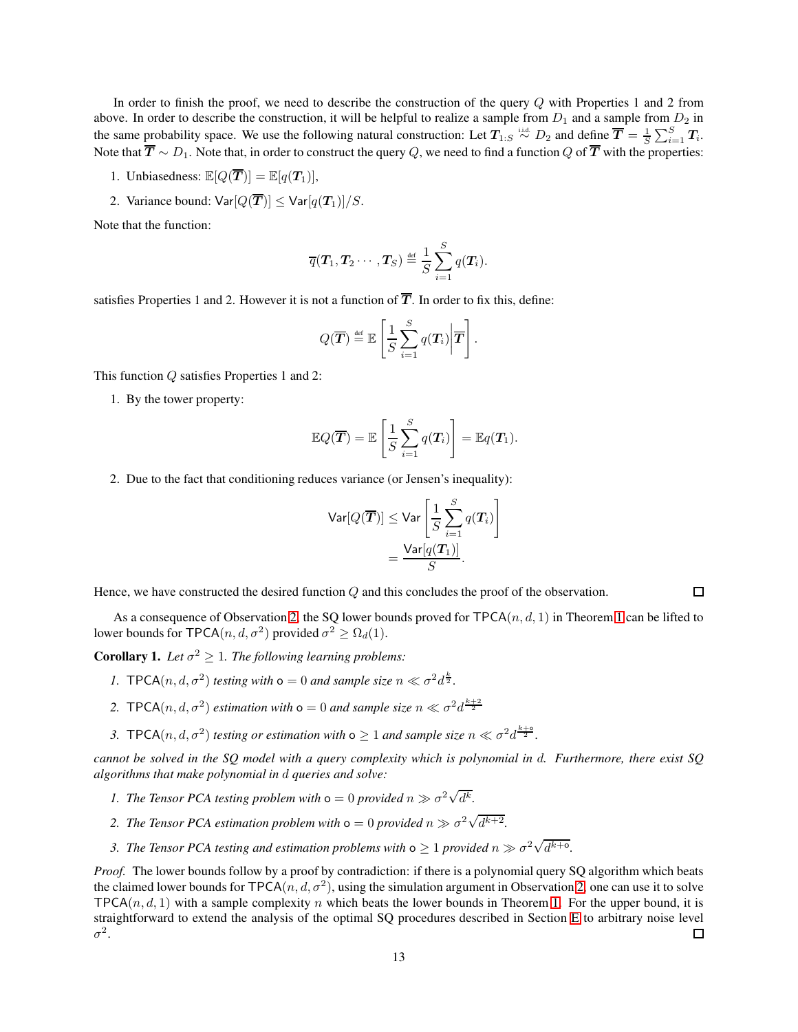In order to finish the proof, we need to describe the construction of the query $Q$ with Properties 1 and 2 from above. In order to describe the construction, it will be helpful to realize a sample from $D_1$ and a sample from $D_2$ in the same probability space. We use the following natural construction: Let $\boldsymbol{T}_{1:S} \overset{\text{i.i.d.}}{\sim} D_2$ and define $\overline{\boldsymbol{T}} = \frac{1}{S}\sum_{i=1}^{S} \boldsymbol{T}_i$. Note that $\overline{\boldsymbol{T}} \sim D_1$. Note that, in order to construct the query $Q$, we need to find a function $Q$ of $\overline{\boldsymbol{T}}$ with the properties:

1. Unbiasedness: $\mathbb{E}[Q(\overline{\boldsymbol{T}})] = \mathbb{E}[q(\boldsymbol{T}_1)]$,
2. Variance bound: $\mathsf{Var}[Q(\overline{\boldsymbol{T}})] \leq \mathsf{Var}[q(\boldsymbol{T}_1)]/S$.

Note that the function:

$$\overline{q}(\boldsymbol{T}_1, \boldsymbol{T}_2 \cdots, \boldsymbol{T}_S) \overset{\text{def}}{=} \frac{1}{S}\sum_{i=1}^{S} q(\boldsymbol{T}_i).$$

satisfies Properties 1 and 2. However it is not a function of $\overline{\boldsymbol{T}}$. In order to fix this, define:

$$Q(\overline{\boldsymbol{T}}) \overset{\text{def}}{=} \mathbb{E}\left[\frac{1}{S}\sum_{i=1}^{S} q(\boldsymbol{T}_i)\middle|\overline{\boldsymbol{T}}\right].$$

This function $Q$ satisfies Properties 1 and 2:

1. By the tower property:

$$\mathbb{E}Q(\overline{\boldsymbol{T}}) = \mathbb{E}\left[\frac{1}{S}\sum_{i=1}^{S} q(\boldsymbol{T}_i)\right] = \mathbb{E}q(\boldsymbol{T}_1).$$

2. Due to the fact that conditioning reduces variance (or Jensen's inequality):

$$\begin{aligned}\mathsf{Var}[Q(\overline{\boldsymbol{T}})] &\leq \mathsf{Var}\left[\frac{1}{S}\sum_{i=1}^{S} q(\boldsymbol{T}_i)\right] \\ &= \frac{\mathsf{Var}[q(\boldsymbol{T}_1)]}{S}.\end{aligned}$$

Hence, we have constructed the desired function $Q$ and this concludes the proof of the observation. □

As a consequence of Observation 2, the SQ lower bounds proved for $\mathsf{TPCA}(n, d, 1)$ in Theorem 1 can be lifted to lower bounds for $\mathsf{TPCA}(n, d, \sigma^2)$ provided $\sigma^2 \geq \Omega_d(1)$.

**Corollary 1.** *Let $\sigma^2 \geq 1$. The following learning problems:*

1. *$\mathsf{TPCA}(n, d, \sigma^2)$ testing with $\mathsf{o} = 0$ and sample size $n \ll \sigma^2 d^{\frac{k}{2}}$.*
2. *$\mathsf{TPCA}(n, d, \sigma^2)$ estimation with $\mathsf{o} = 0$ and sample size $n \ll \sigma^2 d^{\frac{k+2}{2}}$*
3. *$\mathsf{TPCA}(n, d, \sigma^2)$ testing or estimation with $\mathsf{o} \geq 1$ and sample size $n \ll \sigma^2 d^{\frac{k+\mathsf{o}}{2}}$.*

*cannot be solved in the SQ model with a query complexity which is polynomial in $d$. Furthermore, there exist SQ algorithms that make polynomial in $d$ queries and solve:*

1. *The Tensor PCA testing problem with $\mathsf{o} = 0$ provided $n \gg \sigma^2 \sqrt{d^k}$.*
2. *The Tensor PCA estimation problem with $\mathsf{o} = 0$ provided $n \gg \sigma^2 \sqrt{d^{k+2}}$.*
3. *The Tensor PCA testing and estimation problems with $\mathsf{o} \geq 1$ provided $n \gg \sigma^2 \sqrt{d^{k+\mathsf{o}}}$.*

*Proof.* The lower bounds follow by a proof by contradiction: if there is a polynomial query SQ algorithm which beats the claimed lower bounds for $\mathsf{TPCA}(n, d, \sigma^2)$, using the simulation argument in Observation 2, one can use it to solve $\mathsf{TPCA}(n, d, 1)$ with a sample complexity $n$ which beats the lower bounds in Theorem 1. For the upper bound, it is straightforward to extend the analysis of the optimal SQ procedures described in Section E to arbitrary noise level $\sigma^2$. □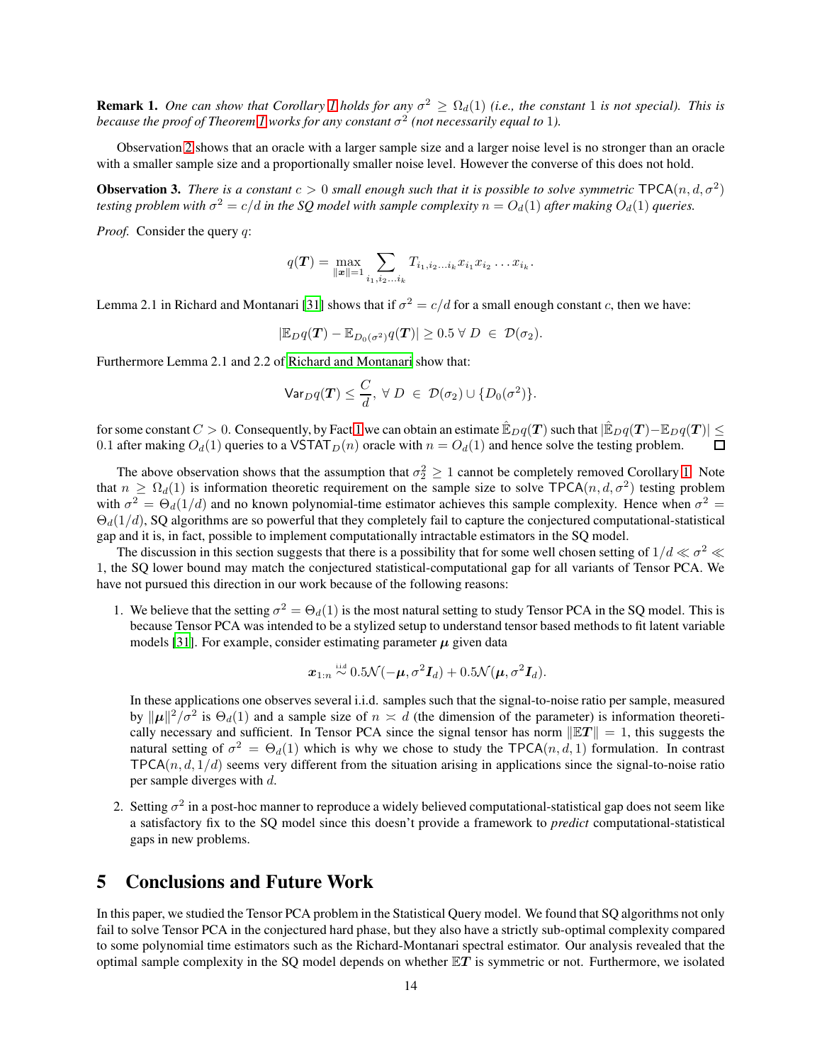**Remark 1.** *One can show that Corollary 1 holds for any $\sigma^2 \geq \Omega_d(1)$ (i.e., the constant 1 is not special). This is because the proof of Theorem 1 works for any constant $\sigma^2$ (not necessarily equal to 1).*

Observation 2 shows that an oracle with a larger sample size and a larger noise level is no stronger than an oracle with a smaller sample size and a proportionally smaller noise level. However the converse of this does not hold.

**Observation 3.** *There is a constant $c > 0$ small enough such that it is possible to solve symmetric $\mathsf{TPCA}(n, d, \sigma^2)$ testing problem with $\sigma^2 = c/d$ in the SQ model with sample complexity $n = O_d(1)$ after making $O_d(1)$ queries.*

*Proof.* Consider the query $q$:

$$q(\boldsymbol{T}) = \max_{\|\boldsymbol{x}\|=1} \sum_{i_1, i_2 \ldots i_k} T_{i_1, i_2 \ldots i_k} x_{i_1} x_{i_2} \ldots x_{i_k}.$$

Lemma 2.1 in Richard and Montanari [31] shows that if $\sigma^2 = c/d$ for a small enough constant $c$, then we have:

$$|\mathbb{E}_D q(\boldsymbol{T}) - \mathbb{E}_{D_0(\sigma^2)} q(\boldsymbol{T})| \geq 0.5 \; \forall \; D \; \in \; \mathcal{D}(\sigma_2).$$

Furthermore Lemma 2.1 and 2.2 of Richard and Montanari show that:

$$\mathsf{Var}_D q(\boldsymbol{T}) \leq \frac{C}{d}, \; \forall \; D \; \in \; \mathcal{D}(\sigma_2) \cup \{D_0(\sigma^2)\}.$$

for some constant $C > 0$. Consequently, by Fact 1 we can obtain an estimate $\hat{\mathbb{E}}_D q(\boldsymbol{T})$ such that $|\hat{\mathbb{E}}_D q(\boldsymbol{T}) - \mathbb{E}_D q(\boldsymbol{T})| \leq 0.1$ after making $O_d(1)$ queries to a $\mathsf{VSTAT}_D(n)$ oracle with $n = O_d(1)$ and hence solve the testing problem. ☐

The above observation shows that the assumption that $\sigma_2^2 \geq 1$ cannot be completely removed Corollary 1. Note that $n \geq \Omega_d(1)$ is information theoretic requirement on the sample size to solve $\mathsf{TPCA}(n, d, \sigma^2)$ testing problem with $\sigma^2 = \Theta_d(1/d)$ and no known polynomial-time estimator achieves this sample complexity. Hence when $\sigma^2 = \Theta_d(1/d)$, SQ algorithms are so powerful that they completely fail to capture the conjectured computational-statistical gap and it is, in fact, possible to implement computationally intractable estimators in the SQ model.

The discussion in this section suggests that there is a possibility that for some well chosen setting of $1/d \ll \sigma^2 \ll 1$, the SQ lower bound may match the conjectured statistical-computational gap for all variants of Tensor PCA. We have not pursued this direction in our work because of the following reasons:

1. We believe that the setting $\sigma^2 = \Theta_d(1)$ is the most natural setting to study Tensor PCA in the SQ model. This is because Tensor PCA was intended to be a stylized setup to understand tensor based methods to fit latent variable models [31]. For example, consider estimating parameter $\boldsymbol{\mu}$ given data

   $$\boldsymbol{x}_{1:n} \overset{\text{i.i.d}}{\sim} 0.5\mathcal{N}(-\boldsymbol{\mu}, \sigma^2 \boldsymbol{I}_d) + 0.5\mathcal{N}(\boldsymbol{\mu}, \sigma^2 \boldsymbol{I}_d).$$

   In these applications one observes several i.i.d. samples such that the signal-to-noise ratio per sample, measured by $\|\boldsymbol{\mu}\|^2/\sigma^2$ is $\Theta_d(1)$ and a sample size of $n \asymp d$ (the dimension of the parameter) is information theoretically necessary and sufficient. In Tensor PCA since the signal tensor has norm $\|\mathbb{E}\boldsymbol{T}\| = 1$, this suggests the natural setting of $\sigma^2 = \Theta_d(1)$ which is why we chose to study the $\mathsf{TPCA}(n, d, 1)$ formulation. In contrast $\mathsf{TPCA}(n, d, 1/d)$ seems very different from the situation arising in applications since the signal-to-noise ratio per sample diverges with $d$.

2. Setting $\sigma^2$ in a post-hoc manner to reproduce a widely believed computational-statistical gap does not seem like a satisfactory fix to the SQ model since this doesn't provide a framework to *predict* computational-statistical gaps in new problems.

# 5 Conclusions and Future Work

In this paper, we studied the Tensor PCA problem in the Statistical Query model. We found that SQ algorithms not only fail to solve Tensor PCA in the conjectured hard phase, but they also have a strictly sub-optimal complexity compared to some polynomial time estimators such as the Richard-Montanari spectral estimator. Our analysis revealed that the optimal sample complexity in the SQ model depends on whether $\mathbb{E}\boldsymbol{T}$ is symmetric or not. Furthermore, we isolated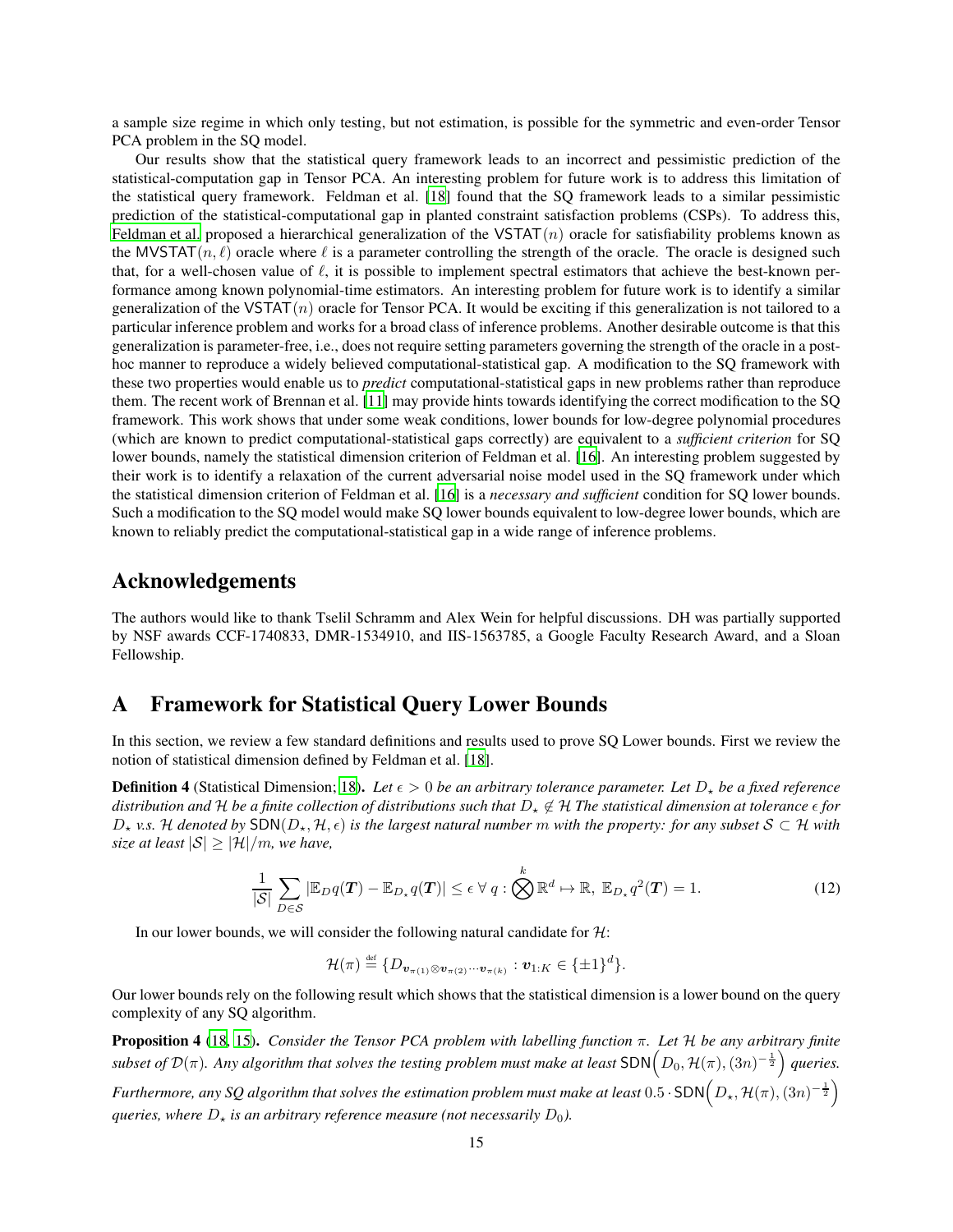a sample size regime in which only testing, but not estimation, is possible for the symmetric and even-order Tensor PCA problem in the SQ model.

Our results show that the statistical query framework leads to an incorrect and pessimistic prediction of the statistical-computation gap in Tensor PCA. An interesting problem for future work is to address this limitation of the statistical query framework. Feldman et al. [18] found that the SQ framework leads to a similar pessimistic prediction of the statistical-computational gap in planted constraint satisfaction problems (CSPs). To address this, Feldman et al. proposed a hierarchical generalization of the $\mathsf{VSTAT}(n)$ oracle for satisfiability problems known as the $\mathsf{MVSTAT}(n, \ell)$ oracle where $\ell$ is a parameter controlling the strength of the oracle. The oracle is designed such that, for a well-chosen value of $\ell$, it is possible to implement spectral estimators that achieve the best-known performance among known polynomial-time estimators. An interesting problem for future work is to identify a similar generalization of the $\mathsf{VSTAT}(n)$ oracle for Tensor PCA. It would be exciting if this generalization is not tailored to a particular inference problem and works for a broad class of inference problems. Another desirable outcome is that this generalization is parameter-free, i.e., does not require setting parameters governing the strength of the oracle in a post-hoc manner to reproduce a widely believed computational-statistical gap. A modification to the SQ framework with these two properties would enable us to *predict* computational-statistical gaps in new problems rather than reproduce them. The recent work of Brennan et al. [11] may provide hints towards identifying the correct modification to the SQ framework. This work shows that under some weak conditions, lower bounds for low-degree polynomial procedures (which are known to predict computational-statistical gaps correctly) are equivalent to a *sufficient criterion* for SQ lower bounds, namely the statistical dimension criterion of Feldman et al. [16]. An interesting problem suggested by their work is to identify a relaxation of the current adversarial noise model used in the SQ framework under which the statistical dimension criterion of Feldman et al. [16] is a *necessary and sufficient* condition for SQ lower bounds. Such a modification to the SQ model would make SQ lower bounds equivalent to low-degree lower bounds, which are known to reliably predict the computational-statistical gap in a wide range of inference problems.

## Acknowledgements

The authors would like to thank Tselil Schramm and Alex Wein for helpful discussions. DH was partially supported by NSF awards CCF-1740833, DMR-1534910, and IIS-1563785, a Google Faculty Research Award, and a Sloan Fellowship.

# A Framework for Statistical Query Lower Bounds

In this section, we review a few standard definitions and results used to prove SQ Lower bounds. First we review the notion of statistical dimension defined by Feldman et al. [18].

**Definition 4** (Statistical Dimension; [18]). *Let $\epsilon > 0$ be an arbitrary tolerance parameter. Let $D_\star$ be a fixed reference distribution and $\mathcal{H}$ be a finite collection of distributions such that $D_\star \notin \mathcal{H}$ The statistical dimension at tolerance $\epsilon$ for $D_\star$ v.s. $\mathcal{H}$ denoted by $\mathsf{SDN}(D_\star, \mathcal{H}, \epsilon)$ is the largest natural number $m$ with the property: for any subset $\mathcal{S} \subset \mathcal{H}$ with size at least $|\mathcal{S}| \geq |\mathcal{H}|/m$, we have,*

$$\frac{1}{|\mathcal{S}|} \sum_{D \in \mathcal{S}} |\mathbb{E}_D q(\boldsymbol{T}) - \mathbb{E}_{D_\star} q(\boldsymbol{T})| \leq \epsilon \; \forall \; q : \bigotimes^k \mathbb{R}^d \mapsto \mathbb{R}, \; \mathbb{E}_{D_\star} q^2(\boldsymbol{T}) = 1. \tag{12}$$

In our lower bounds, we will consider the following natural candidate for $\mathcal{H}$:

$$\mathcal{H}(\pi) \overset{\text{def}}{=} \{D_{\boldsymbol{v}_{\pi(1)} \otimes \boldsymbol{v}_{\pi(2)} \cdots \boldsymbol{v}_{\pi(k)}} : \boldsymbol{v}_{1:K} \in \{\pm 1\}^d\}.$$

Our lower bounds rely on the following result which shows that the statistical dimension is a lower bound on the query complexity of any SQ algorithm.

**Proposition 4** ([18, 15]). *Consider the Tensor PCA problem with labelling function $\pi$. Let $\mathcal{H}$ be any arbitrary finite subset of $\mathcal{D}(\pi)$. Any algorithm that solves the testing problem must make at least $\mathsf{SDN}\Big(D_0, \mathcal{H}(\pi), (3n)^{-\frac{1}{2}}\Big)$ queries. Furthermore, any SQ algorithm that solves the estimation problem must make at least $0.5 \cdot \mathsf{SDN}\Big(D_\star, \mathcal{H}(\pi), (3n)^{-\frac{1}{2}}\Big)$ queries, where $D_\star$ is an arbitrary reference measure (not necessarily $D_0$).*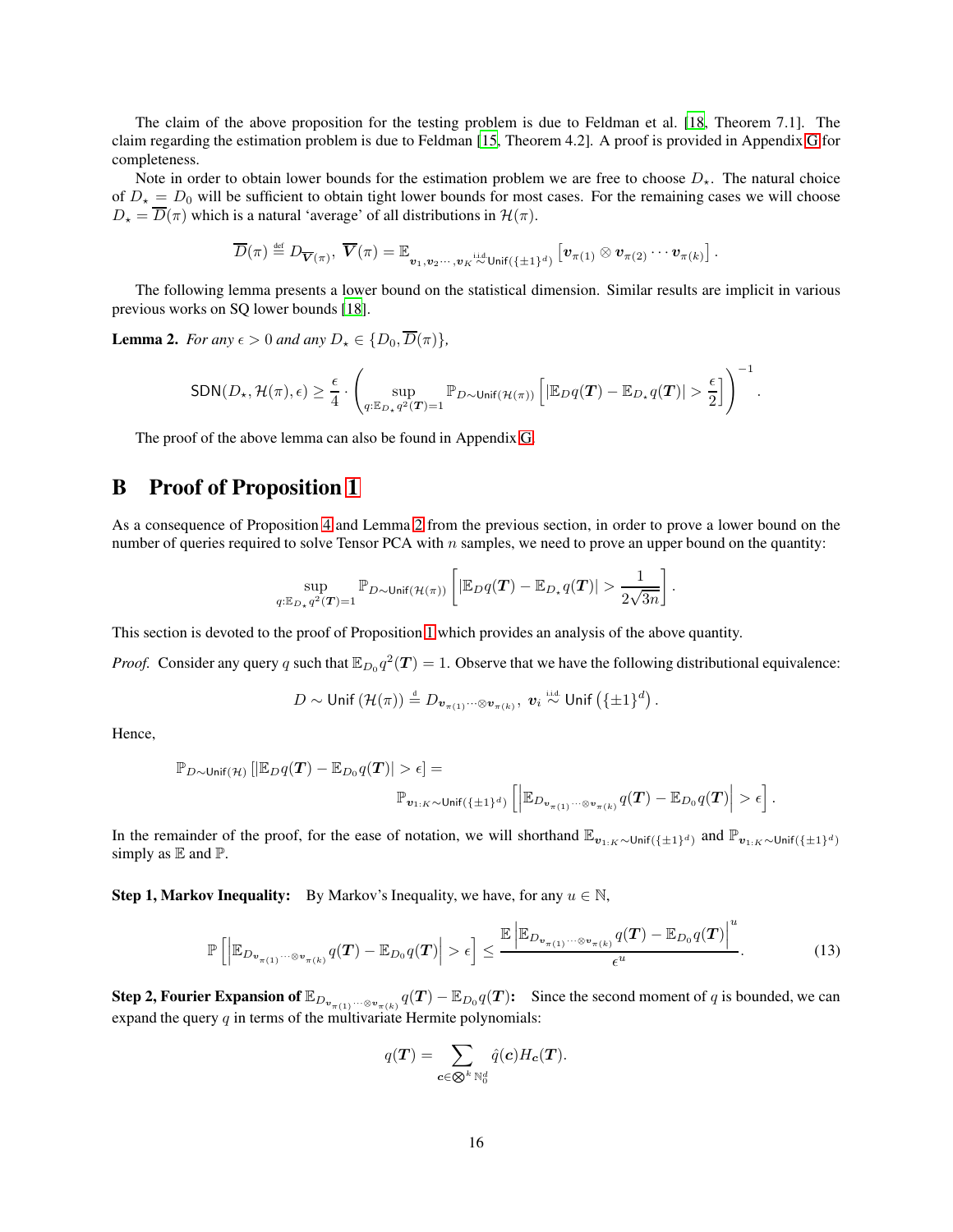The claim of the above proposition for the testing problem is due to Feldman et al. [18, Theorem 7.1]. The claim regarding the estimation problem is due to Feldman [15, Theorem 4.2]. A proof is provided in Appendix G for completeness.

Note in order to obtain lower bounds for the estimation problem we are free to choose $D_\star$. The natural choice of $D_\star = D_0$ will be sufficient to obtain tight lower bounds for most cases. For the remaining cases we will choose $D_\star = \overline{D}(\pi)$ which is a natural 'average' of all distributions in $\mathcal{H}(\pi)$.

$$\overline{D}(\pi) \stackrel{\text{def}}{=} D_{\overline{\boldsymbol{V}}(\pi)}, \ \overline{\boldsymbol{V}}(\pi) = \mathbb{E}_{\boldsymbol{v}_1, \boldsymbol{v}_2 \cdots, \boldsymbol{v}_K \stackrel{\text{i.i.d.}}{\sim} \mathsf{Unif}(\{\pm 1\}^d)} \left[ \boldsymbol{v}_{\pi(1)} \otimes \boldsymbol{v}_{\pi(2)} \cdots \boldsymbol{v}_{\pi(k)} \right].$$

The following lemma presents a lower bound on the statistical dimension. Similar results are implicit in various previous works on SQ lower bounds [18].

**Lemma 2.** *For any $\epsilon > 0$ and any $D_\star \in \{D_0, \overline{D}(\pi)\}$,*

$$\mathsf{SDN}(D_\star, \mathcal{H}(\pi), \epsilon) \geq \frac{\epsilon}{4} \cdot \left( \sup_{q: \mathbb{E}_{D_\star} q^2(\boldsymbol{T}) = 1} \mathbb{P}_{D \sim \mathsf{Unif}(\mathcal{H}(\pi))} \left[ |\mathbb{E}_D q(\boldsymbol{T}) - \mathbb{E}_{D_\star} q(\boldsymbol{T})| > \frac{\epsilon}{2} \right] \right)^{-1}.$$

The proof of the above lemma can also be found in Appendix G.

# B Proof of Proposition 1

As a consequence of Proposition 4 and Lemma 2 from the previous section, in order to prove a lower bound on the number of queries required to solve Tensor PCA with $n$ samples, we need to prove an upper bound on the quantity:

$$\sup_{q: \mathbb{E}_{D_\star} q^2(\boldsymbol{T}) = 1} \mathbb{P}_{D \sim \mathsf{Unif}(\mathcal{H}(\pi))} \left[ |\mathbb{E}_D q(\boldsymbol{T}) - \mathbb{E}_{D_\star} q(\boldsymbol{T})| > \frac{1}{2\sqrt{3n}} \right].$$

This section is devoted to the proof of Proposition 1 which provides an analysis of the above quantity.

*Proof.* Consider any query $q$ such that $\mathbb{E}_{D_0} q^2(\boldsymbol{T}) = 1$. Observe that we have the following distributional equivalence:

$$D \sim \mathsf{Unif}\left(\mathcal{H}(\pi)\right) \stackrel{\text{d}}{=} D_{\boldsymbol{v}_{\pi(1)} \cdots \otimes \boldsymbol{v}_{\pi(k)}}, \ \boldsymbol{v}_i \stackrel{\text{i.i.d.}}{\sim} \mathsf{Unif}\left(\{\pm 1\}^d\right).$$

Hence,

$$\mathbb{P}_{D \sim \mathsf{Unif}(\mathcal{H})} \left[ |\mathbb{E}_D q(\boldsymbol{T}) - \mathbb{E}_{D_0} q(\boldsymbol{T})| > \epsilon \right] = \mathbb{P}_{\boldsymbol{v}_{1:K} \sim \mathsf{Unif}(\{\pm 1\}^d)} \left[ \left| \mathbb{E}_{D_{\boldsymbol{v}_{\pi(1)} \cdots \otimes \boldsymbol{v}_{\pi(k)}}} q(\boldsymbol{T}) - \mathbb{E}_{D_0} q(\boldsymbol{T}) \right| > \epsilon \right].$$

In the remainder of the proof, for the ease of notation, we will shorthand $\mathbb{E}_{\boldsymbol{v}_{1:K} \sim \mathsf{Unif}(\{\pm 1\}^d)}$ and $\mathbb{P}_{\boldsymbol{v}_{1:K} \sim \mathsf{Unif}(\{\pm 1\}^d)}$ simply as $\mathbb{E}$ and $\mathbb{P}$.

**Step 1, Markov Inequality:** By Markov's Inequality, we have, for any $u \in \mathbb{N}$,

$$\mathbb{P}\left[ \left| \mathbb{E}_{D_{\boldsymbol{v}_{\pi(1)} \cdots \otimes \boldsymbol{v}_{\pi(k)}}} q(\boldsymbol{T}) - \mathbb{E}_{D_0} q(\boldsymbol{T}) \right| > \epsilon \right] \leq \frac{\mathbb{E}\left| \mathbb{E}_{D_{\boldsymbol{v}_{\pi(1)} \cdots \otimes \boldsymbol{v}_{\pi(k)}}} q(\boldsymbol{T}) - \mathbb{E}_{D_0} q(\boldsymbol{T}) \right|^u}{\epsilon^u}. \tag{13}$$

**Step 2, Fourier Expansion of $\mathbb{E}_{D_{\boldsymbol{v}_{\pi(1)} \cdots \otimes \boldsymbol{v}_{\pi(k)}}} q(\boldsymbol{T}) - \mathbb{E}_{D_0} q(\boldsymbol{T})$:** Since the second moment of $q$ is bounded, we can expand the query $q$ in terms of the multivariate Hermite polynomials:

$$q(\boldsymbol{T}) = \sum_{\boldsymbol{c} \in \bigotimes^k \mathbb{N}_0^d} \hat{q}(\boldsymbol{c}) H_{\boldsymbol{c}}(\boldsymbol{T}).$$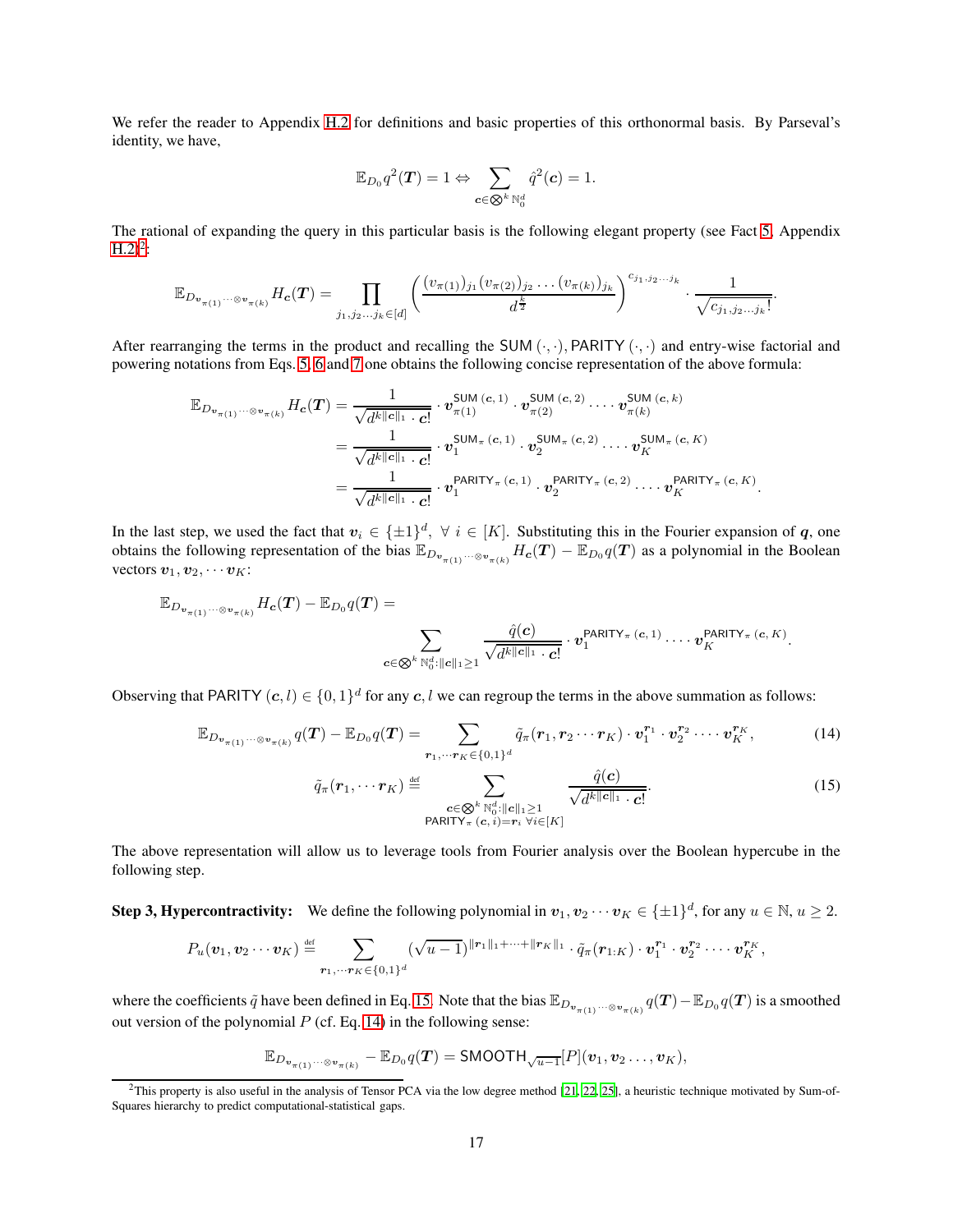We refer the reader to Appendix H.2 for definitions and basic properties of this orthonormal basis. By Parseval's identity, we have,

$$\mathbb{E}_{D_0} q^2(\boldsymbol{T}) = 1 \Leftrightarrow \sum_{\boldsymbol{c} \in \bigotimes^k \mathbb{N}_0^d} \hat{q}^2(\boldsymbol{c}) = 1.$$

The rational of expanding the query in this particular basis is the following elegant property (see Fact 5, Appendix H.2)[2]:

$$\mathbb{E}_{D_{\boldsymbol{v}_{\pi(1)} \cdots \otimes \boldsymbol{v}_{\pi(k)}}} H_{\boldsymbol{c}}(\boldsymbol{T}) = \prod_{j_1, j_2 \ldots j_k \in [d]} \left( \frac{(v_{\pi(1)})_{j_1} (v_{\pi(2)})_{j_2} \ldots (v_{\pi(k)})_{j_k}}{d^{\frac{k}{2}}} \right)^{c_{j_1, j_2 \ldots j_k}} \cdot \frac{1}{\sqrt{c_{j_1, j_2 \ldots j_k}!}}.$$

After rearranging the terms in the product and recalling the $\mathsf{SUM}(\cdot, \cdot)$, $\mathsf{PARITY}(\cdot, \cdot)$ and entry-wise factorial and powering notations from Eqs. 5, 6 and 7 one obtains the following concise representation of the above formula:

$$\begin{aligned}
\mathbb{E}_{D_{\boldsymbol{v}_{\pi(1)} \cdots \otimes \boldsymbol{v}_{\pi(k)}}} H_{\boldsymbol{c}}(\boldsymbol{T}) &= \frac{1}{\sqrt{d^{k\|\boldsymbol{c}\|_1} \cdot \boldsymbol{c}!}} \cdot \boldsymbol{v}_{\pi(1)}^{\mathsf{SUM}(\boldsymbol{c}, 1)} \cdot \boldsymbol{v}_{\pi(2)}^{\mathsf{SUM}(\boldsymbol{c}, 2)} \cdot \cdots \cdot \boldsymbol{v}_{\pi(k)}^{\mathsf{SUM}(\boldsymbol{c}, k)} \\
&= \frac{1}{\sqrt{d^{k\|\boldsymbol{c}\|_1} \cdot \boldsymbol{c}!}} \cdot \boldsymbol{v}_1^{\mathsf{SUM}_\pi(\boldsymbol{c}, 1)} \cdot \boldsymbol{v}_2^{\mathsf{SUM}_\pi(\boldsymbol{c}, 2)} \cdot \cdots \cdot \boldsymbol{v}_K^{\mathsf{SUM}_\pi(\boldsymbol{c}, K)} \\
&= \frac{1}{\sqrt{d^{k\|\boldsymbol{c}\|_1} \cdot \boldsymbol{c}!}} \cdot \boldsymbol{v}_1^{\mathsf{PARITY}_\pi(\boldsymbol{c}, 1)} \cdot \boldsymbol{v}_2^{\mathsf{PARITY}_\pi(\boldsymbol{c}, 2)} \cdot \cdots \cdot \boldsymbol{v}_K^{\mathsf{PARITY}_\pi(\boldsymbol{c}, K)}.
\end{aligned}$$

In the last step, we used the fact that $\boldsymbol{v}_i \in \{\pm 1\}^d, \ \forall \ i \in [K]$. Substituting this in the Fourier expansion of $\boldsymbol{q}$, one obtains the following representation of the bias $\mathbb{E}_{D_{\boldsymbol{v}_{\pi(1)} \cdots \otimes \boldsymbol{v}_{\pi(k)}}} H_{\boldsymbol{c}}(\boldsymbol{T}) - \mathbb{E}_{D_0} q(\boldsymbol{T})$ as a polynomial in the Boolean vectors $\boldsymbol{v}_1, \boldsymbol{v}_2, \cdots \boldsymbol{v}_K$:

$$\mathbb{E}_{D_{\boldsymbol{v}_{\pi(1)} \cdots \otimes \boldsymbol{v}_{\pi(k)}}} H_{\boldsymbol{c}}(\boldsymbol{T}) - \mathbb{E}_{D_0} q(\boldsymbol{T}) = \sum_{\boldsymbol{c} \in \bigotimes^k \mathbb{N}_0^d : \|\boldsymbol{c}\|_1 \geq 1} \frac{\hat{q}(\boldsymbol{c})}{\sqrt{d^{k\|\boldsymbol{c}\|_1} \cdot \boldsymbol{c}!}} \cdot \boldsymbol{v}_1^{\mathsf{PARITY}_\pi(\boldsymbol{c}, 1)} \cdot \cdots \cdot \boldsymbol{v}_K^{\mathsf{PARITY}_\pi(\boldsymbol{c}, K)}.$$

Observing that $\mathsf{PARITY}(\boldsymbol{c}, l) \in \{0, 1\}^d$ for any $\boldsymbol{c}, l$ we can regroup the terms in the above summation as follows:

$$\mathbb{E}_{D_{\boldsymbol{v}_{\pi(1)} \cdots \otimes \boldsymbol{v}_{\pi(k)}}} q(\boldsymbol{T}) - \mathbb{E}_{D_0} q(\boldsymbol{T}) = \sum_{\boldsymbol{r}_1, \cdots \boldsymbol{r}_K \in \{0,1\}^d} \tilde{q}_\pi(\boldsymbol{r}_1, \boldsymbol{r}_2 \cdots \boldsymbol{r}_K) \cdot \boldsymbol{v}_1^{\boldsymbol{r}_1} \cdot \boldsymbol{v}_2^{\boldsymbol{r}_2} \cdot \cdots \cdot \boldsymbol{v}_K^{\boldsymbol{r}_K}, \tag{14}$$

$$\tilde{q}_\pi(\boldsymbol{r}_1, \cdots \boldsymbol{r}_K) \overset{\text{def}}{=} \sum_{\substack{\boldsymbol{c} \in \bigotimes^k \mathbb{N}_0^d : \|\boldsymbol{c}\|_1 \geq 1 \\ \mathsf{PARITY}_\pi(\boldsymbol{c}, i) = \boldsymbol{r}_i \ \forall i \in [K]}} \frac{\hat{q}(\boldsymbol{c})}{\sqrt{d^{k\|\boldsymbol{c}\|_1} \cdot \boldsymbol{c}!}}. \tag{15}$$

The above representation will allow us to leverage tools from Fourier analysis over the Boolean hypercube in the following step.

**Step 3, Hypercontractivity:** We define the following polynomial in $\boldsymbol{v}_1, \boldsymbol{v}_2 \cdots \boldsymbol{v}_K \in \{\pm 1\}^d$, for any $u \in \mathbb{N}$, $u \geq 2$.

$$P_u(\boldsymbol{v}_1, \boldsymbol{v}_2 \cdots \boldsymbol{v}_K) \overset{\text{def}}{=} \sum_{\boldsymbol{r}_1, \cdots \boldsymbol{r}_K \in \{0,1\}^d} (\sqrt{u-1})^{\|\boldsymbol{r}_1\|_1 + \cdots + \|\boldsymbol{r}_K\|_1} \cdot \tilde{q}_\pi(\boldsymbol{r}_{1:K}) \cdot \boldsymbol{v}_1^{\boldsymbol{r}_1} \cdot \boldsymbol{v}_2^{\boldsymbol{r}_2} \cdot \cdots \cdot \boldsymbol{v}_K^{\boldsymbol{r}_K},$$

where the coefficients $\tilde{q}$ have been defined in Eq. 15. Note that the bias $\mathbb{E}_{D_{\boldsymbol{v}_{\pi(1)} \cdots \otimes \boldsymbol{v}_{\pi(k)}}} q(\boldsymbol{T}) - \mathbb{E}_{D_0} q(\boldsymbol{T})$ is a smoothed out version of the polynomial $P$ (cf. Eq. 14) in the following sense:

$$\mathbb{E}_{D_{\boldsymbol{v}_{\pi(1)} \cdots \otimes \boldsymbol{v}_{\pi(k)}}} - \mathbb{E}_{D_0} q(\boldsymbol{T}) = \mathsf{SMOOTH}_{\sqrt{u-1}}[P](\boldsymbol{v}_1, \boldsymbol{v}_2 \ldots, \boldsymbol{v}_K),$$

[2] This property is also useful in the analysis of Tensor PCA via the low degree method [21, 22, 25], a heuristic technique motivated by Sum-of-Squares hierarchy to predict computational-statistical gaps.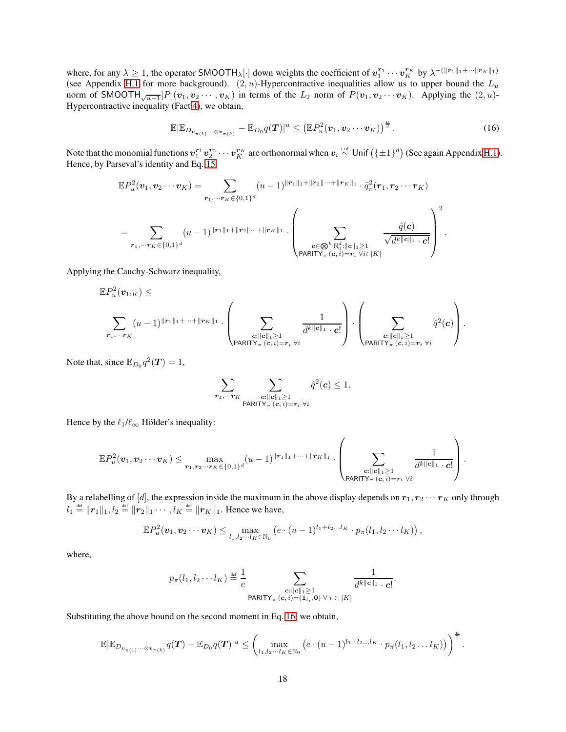where, for any $\lambda \geq 1$, the operator $\mathsf{SMOOTH}_\lambda[\cdot]$ down weights the coefficient of $\boldsymbol{v}_1^{\boldsymbol{r}_1} \cdots \boldsymbol{v}_K^{\boldsymbol{r}_K}$ by $\lambda^{-(\|\boldsymbol{r}_1\|_1 + \cdots \|\boldsymbol{r}_K\|_1)}$ (see Appendix H.1 for more background). $(2, u)$-Hypercontractive inequalities allow us to upper bound the $L_u$ norm of $\mathsf{SMOOTH}_{\sqrt{u-1}}[P](\boldsymbol{v}_1, \boldsymbol{v}_2 \cdots, \boldsymbol{v}_K)$ in terms of the $L_2$ norm of $P(\boldsymbol{v}_1, \boldsymbol{v}_2 \cdots \boldsymbol{v}_K)$. Applying the $(2, u)$-Hypercontractive inequality (Fact 4), we obtain,

$$\mathbb{E}|\mathbb{E}_{D_{\boldsymbol{v}_{\pi(1)} \cdots \otimes \boldsymbol{v}_{\pi(k)}}} - \mathbb{E}_{D_0} q(\boldsymbol{T})|^u \leq \left(\mathbb{E} P_u^2(\boldsymbol{v}_1, \boldsymbol{v}_2 \cdots \boldsymbol{v}_K)\right)^{\frac{u}{2}}. \tag{16}$$

Note that the monomial functions $\boldsymbol{v}_1^{\boldsymbol{r}_1} \boldsymbol{v}_2^{\boldsymbol{r}_2} \cdots \boldsymbol{v}_K^{\boldsymbol{r}_K}$ are orthonormal when $\boldsymbol{v}_i \overset{\text{i.i.d}}{\sim} \mathsf{Unif}\left(\{\pm 1\}^d\right)$ (See again Appendix H.1). Hence, by Parseval's identity and Eq. 15,

$$\begin{aligned}
\mathbb{E} P_u^2(\boldsymbol{v}_1, \boldsymbol{v}_2 \cdots \boldsymbol{v}_K) &= \sum_{\boldsymbol{r}_1, \cdots \boldsymbol{r}_K \in \{0,1\}^d} (u-1)^{\|\boldsymbol{r}_1\|_1 + \|\boldsymbol{r}_2\| \cdots + \|\boldsymbol{r}_K\|_1} \cdot \tilde{q}_\pi^2(\boldsymbol{r}_1, \boldsymbol{r}_2 \cdots \boldsymbol{r}_K) \\
&= \sum_{\boldsymbol{r}_1, \cdots \boldsymbol{r}_K \in \{0,1\}^d} (u-1)^{\|\boldsymbol{r}_1\|_1 + \|\boldsymbol{r}_2\| \cdots + \|\boldsymbol{r}_K\|_1} \cdot \left( \sum_{\substack{\boldsymbol{c} \in \bigotimes^k \mathbb{N}_0^d : \|\boldsymbol{c}\|_1 \geq 1 \\ \mathsf{PARITY}_\pi(\boldsymbol{c}, i) = \boldsymbol{r}_i \ \forall i \in [K]}} \frac{\hat{q}(\boldsymbol{c})}{\sqrt{d^{k\|\boldsymbol{c}\|_1} \cdot \boldsymbol{c}!}} \right)^2.
\end{aligned}$$

Applying the Cauchy-Schwarz inequality,

$$\begin{aligned}
&\mathbb{E} P_u^2(\boldsymbol{v}_{1:K}) \leq \\
&\sum_{\boldsymbol{r}_1, \cdots \boldsymbol{r}_K} (u-1)^{\|\boldsymbol{r}_1\|_1 + \cdots + \|\boldsymbol{r}_K\|_1} \cdot \left( \sum_{\substack{\boldsymbol{c} : \|\boldsymbol{c}\|_1 \geq 1 \\ \mathsf{PARITY}_\pi(\boldsymbol{c}, i) = \boldsymbol{r}_i \ \forall i}} \frac{1}{d^{k\|\boldsymbol{c}\|_1} \cdot \boldsymbol{c}!} \right) \cdot \left( \sum_{\substack{\boldsymbol{c} : \|\boldsymbol{c}\|_1 \geq 1 \\ \mathsf{PARITY}_\pi(\boldsymbol{c}, i) = \boldsymbol{r}_i \ \forall i}} \hat{q}^2(\boldsymbol{c}) \right).
\end{aligned}$$

Note that, since $\mathbb{E}_{D_0} q^2(\boldsymbol{T}) = 1$,

$$\sum_{\boldsymbol{r}_1, \cdots \boldsymbol{r}_K} \sum_{\substack{\boldsymbol{c} : \|\boldsymbol{c}\|_1 \geq 1 \\ \mathsf{PARITY}_\pi(\boldsymbol{c}, i) = \boldsymbol{r}_i \ \forall i}} \hat{q}^2(\boldsymbol{c}) \leq 1.$$

Hence by the $\ell_1/\ell_\infty$ Hölder's inequality:

$$\mathbb{E} P_u^2(\boldsymbol{v}_1, \boldsymbol{v}_2 \cdots \boldsymbol{v}_K) \leq \max_{\boldsymbol{r}_1, \boldsymbol{r}_2 \cdots \boldsymbol{r}_K \in \{0,1\}^d} (u-1)^{\|\boldsymbol{r}_1\|_1 + \cdots + \|\boldsymbol{r}_K\|_1} \cdot \left( \sum_{\substack{\boldsymbol{c} : \|\boldsymbol{c}\|_1 \geq 1 \\ \mathsf{PARITY}_\pi(\boldsymbol{c}, i) = \boldsymbol{r}_i \ \forall i}} \frac{1}{d^{k\|\boldsymbol{c}\|_1} \cdot \boldsymbol{c}!} \right).$$

By a relabelling of $[d]$, the expression inside the maximum in the above display depends on $\boldsymbol{r}_1, \boldsymbol{r}_2 \cdots \boldsymbol{r}_K$ only through $l_1 \overset{\text{def}}{=} \|\boldsymbol{r}_1\|_1, l_2 \overset{\text{def}}{=} \|\boldsymbol{r}_2\|_1 \cdots, l_K \overset{\text{def}}{=} \|\boldsymbol{r}_K\|_1$. Hence we have,

$$\mathbb{E} P_u^2(\boldsymbol{v}_1, \boldsymbol{v}_2 \cdots \boldsymbol{v}_K) \leq \max_{l_1, l_2 \cdots l_K \in \mathbb{N}_0} \left( e \cdot (u-1)^{l_1 + l_2 \ldots l_K} \cdot p_\pi(l_1, l_2 \cdots l_K) \right),$$

where,

$$p_\pi(l_1, l_2 \cdots l_K) \overset{\text{def}}{=} \frac{1}{e} \sum_{\substack{\boldsymbol{c} : \|\boldsymbol{c}\|_1 \geq 1 \\ \mathsf{PARITY}_\pi(\boldsymbol{c}, i) = (\boldsymbol{1}_{l_i}, \boldsymbol{0}) \ \forall \ i \ \in [K]}} \frac{1}{d^{k\|\boldsymbol{c}\|_1} \cdot \boldsymbol{c}!}.$$

Substituting the above bound on the second moment in Eq. 16, we obtain,

$$\mathbb{E}|\mathbb{E}_{D_{\boldsymbol{v}_{\pi(1)} \cdots \otimes \boldsymbol{v}_{\pi(k)}}} q(\boldsymbol{T}) - \mathbb{E}_{D_0} q(\boldsymbol{T})|^u \leq \left( \max_{l_1, l_2 \cdots l_K \in \mathbb{N}_0} \left( e \cdot (u-1)^{l_1 + l_2 \ldots l_K} \cdot p_\pi(l_1, l_2 \ldots l_K) \right) \right)^{\frac{u}{2}}.$$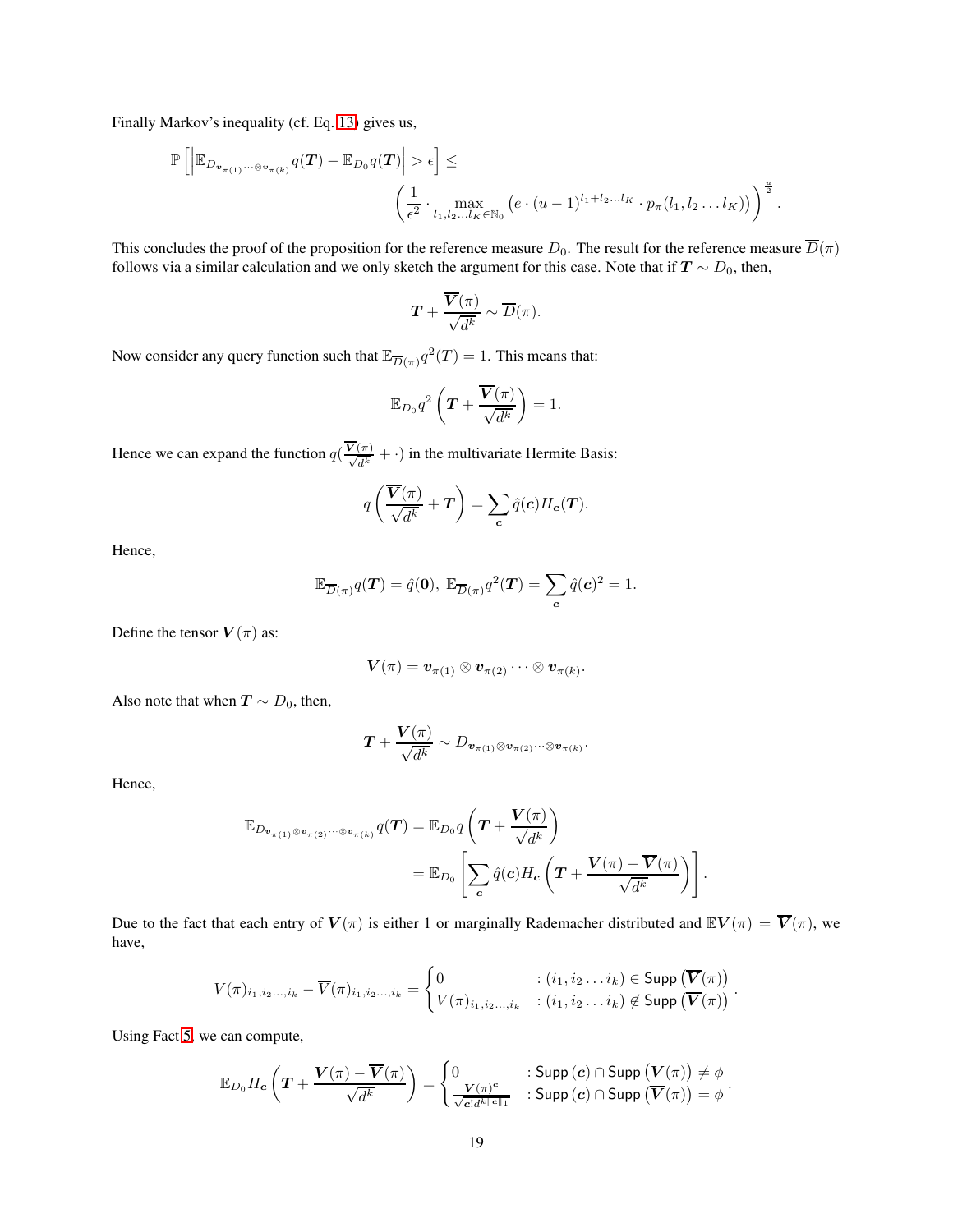Finally Markov's inequality (cf. Eq. 13) gives us,

$$\mathbb{P}\left[\left|\mathbb{E}_{D_{\boldsymbol{v}_{\pi(1)}\cdots\otimes\boldsymbol{v}_{\pi(k)}}} q(\boldsymbol{T}) - \mathbb{E}_{D_0} q(\boldsymbol{T})\right| > \epsilon\right] \leq \left(\frac{1}{\epsilon^2} \cdot \max_{l_1, l_2 \ldots l_K \in \mathbb{N}_0} \left(e \cdot (u-1)^{l_1+l_2\ldots l_K} \cdot p_\pi(l_1, l_2 \ldots l_K)\right)\right)^{\frac{u}{2}}.$$

This concludes the proof of the proposition for the reference measure $D_0$. The result for the reference measure $\overline{D}(\pi)$ follows via a similar calculation and we only sketch the argument for this case. Note that if $\boldsymbol{T} \sim D_0$, then,

$$\boldsymbol{T} + \frac{\overline{\boldsymbol{V}}(\pi)}{\sqrt{d^k}} \sim \overline{D}(\pi).$$

Now consider any query function such that $\mathbb{E}_{\overline{D}(\pi)} q^2(T) = 1$. This means that:

$$\mathbb{E}_{D_0} q^2\left(\boldsymbol{T} + \frac{\overline{\boldsymbol{V}}(\pi)}{\sqrt{d^k}}\right) = 1.$$

Hence we can expand the function $q(\frac{\overline{\boldsymbol{V}}(\pi)}{\sqrt{d^k}} + \cdot)$ in the multivariate Hermite Basis:

$$q\left(\frac{\overline{\boldsymbol{V}}(\pi)}{\sqrt{d^k}} + \boldsymbol{T}\right) = \sum_{\boldsymbol{c}} \hat{q}(\boldsymbol{c}) H_{\boldsymbol{c}}(\boldsymbol{T}).$$

Hence,

$$\mathbb{E}_{\overline{D}(\pi)} q(\boldsymbol{T}) = \hat{q}(\boldsymbol{0}),\ \mathbb{E}_{\overline{D}(\pi)} q^2(\boldsymbol{T}) = \sum_{\boldsymbol{c}} \hat{q}(\boldsymbol{c})^2 = 1.$$

Define the tensor $\boldsymbol{V}(\pi)$ as:

$$\boldsymbol{V}(\pi) = \boldsymbol{v}_{\pi(1)} \otimes \boldsymbol{v}_{\pi(2)} \cdots \otimes \boldsymbol{v}_{\pi(k)}.$$

Also note that when $\boldsymbol{T} \sim D_0$, then,

$$\boldsymbol{T} + \frac{\boldsymbol{V}(\pi)}{\sqrt{d^k}} \sim D_{\boldsymbol{v}_{\pi(1)}\otimes\boldsymbol{v}_{\pi(2)}\cdots\otimes\boldsymbol{v}_{\pi(k)}}.$$

Hence,

$$\begin{aligned}
\mathbb{E}_{D_{\boldsymbol{v}_{\pi(1)}\otimes\boldsymbol{v}_{\pi(2)}\cdots\otimes\boldsymbol{v}_{\pi(k)}}} q(\boldsymbol{T}) &= \mathbb{E}_{D_0} q\left(\boldsymbol{T} + \frac{\boldsymbol{V}(\pi)}{\sqrt{d^k}}\right) \\
&= \mathbb{E}_{D_0}\left[\sum_{\boldsymbol{c}} \hat{q}(\boldsymbol{c}) H_{\boldsymbol{c}}\left(\boldsymbol{T} + \frac{\boldsymbol{V}(\pi) - \overline{\boldsymbol{V}}(\pi)}{\sqrt{d^k}}\right)\right].
\end{aligned}$$

Due to the fact that each entry of $\boldsymbol{V}(\pi)$ is either 1 or marginally Rademacher distributed and $\mathbb{E}\boldsymbol{V}(\pi) = \overline{\boldsymbol{V}}(\pi)$, we have,

$$V(\pi)_{i_1,i_2\ldots,i_k} - \overline{V}(\pi)_{i_1,i_2\ldots,i_k} = \begin{cases} 0 & : (i_1, i_2 \ldots i_k) \in \mathsf{Supp}\left(\overline{\boldsymbol{V}}(\pi)\right) \\ V(\pi)_{i_1,i_2\ldots,i_k} & : (i_1, i_2 \ldots i_k) \notin \mathsf{Supp}\left(\overline{\boldsymbol{V}}(\pi)\right) \end{cases}.$$

Using Fact 5, we can compute,

$$\mathbb{E}_{D_0} H_{\boldsymbol{c}}\left(\boldsymbol{T} + \frac{\boldsymbol{V}(\pi) - \overline{\boldsymbol{V}}(\pi)}{\sqrt{d^k}}\right) = \begin{cases} 0 & : \mathsf{Supp}\left(\boldsymbol{c}\right) \cap \mathsf{Supp}\left(\overline{\boldsymbol{V}}(\pi)\right) \neq \phi \\ \frac{\boldsymbol{V}(\pi)^{\boldsymbol{c}}}{\sqrt{\boldsymbol{c}! d^{k\|\boldsymbol{c}\|_1}}} & : \mathsf{Supp}\left(\boldsymbol{c}\right) \cap \mathsf{Supp}\left(\overline{\boldsymbol{V}}(\pi)\right) = \phi \end{cases}.$$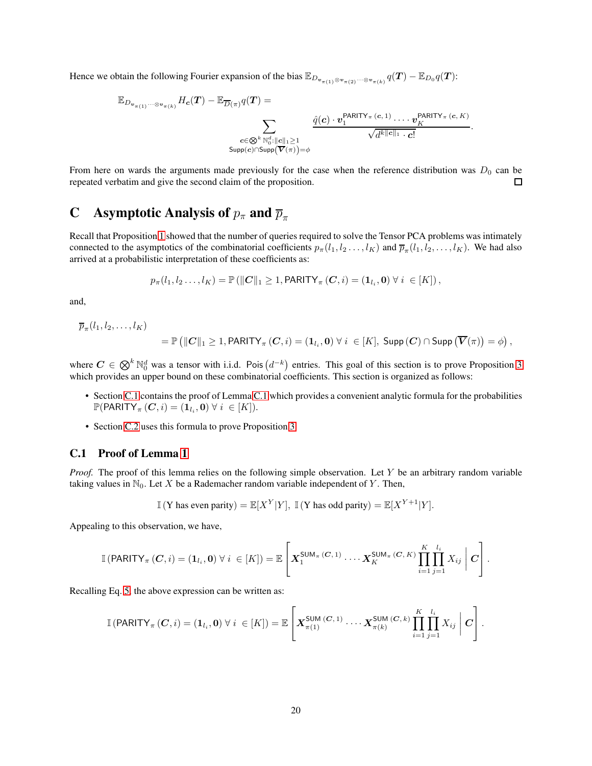Hence we obtain the following Fourier expansion of the bias $\mathbb{E}_{D_{\boldsymbol{v}_{\pi(1)} \otimes \boldsymbol{v}_{\pi(2)} \cdots \otimes \boldsymbol{v}_{\pi(k)}}} q(\boldsymbol{T}) - \mathbb{E}_{D_0} q(\boldsymbol{T})$:

$$
\mathbb{E}_{D_{\boldsymbol{v}_{\pi(1)} \cdots \otimes \boldsymbol{v}_{\pi(k)}}} H_{\boldsymbol{c}}(\boldsymbol{T}) - \mathbb{E}_{\overline{D}(\pi)} q(\boldsymbol{T}) = \sum_{\substack{\boldsymbol{c} \in \bigotimes^k \mathbb{N}_0^d : \|\boldsymbol{c}\|_1 \geq 1 \\ \mathsf{Supp}(\boldsymbol{c}) \cap \mathsf{Supp}(\overline{\boldsymbol{V}}(\pi)) = \phi}} \frac{\hat{q}(\boldsymbol{c}) \cdot \boldsymbol{v}_1^{\mathsf{PARITY}_\pi(\boldsymbol{c}, 1)} \cdot \cdots \boldsymbol{v}_K^{\mathsf{PARITY}_\pi(\boldsymbol{c}, K)}}{\sqrt{d^{k\|\boldsymbol{c}\|_1} \cdot \boldsymbol{c}!}}.
$$

From here on wards the arguments made previously for the case when the reference distribution was $D_0$ can be repeated verbatim and give the second claim of the proposition. $\square$

# C Asymptotic Analysis of $p_\pi$ and $\overline{p}_\pi$

Recall that Proposition 1 showed that the number of queries required to solve the Tensor PCA problems was intimately connected to the asymptotics of the combinatorial coefficients $p_\pi(l_1, l_2 \ldots, l_K)$ and $\overline{p}_\pi(l_1, l_2, \ldots, l_K)$. We had also arrived at a probabilistic interpretation of these coefficients as:

$$
p_\pi(l_1, l_2 \ldots, l_K) = \mathbb{P}\left(\|\boldsymbol{C}\|_1 \geq 1, \mathsf{PARITY}_\pi(\boldsymbol{C}, i) = (\boldsymbol{1}_{l_i}, \boldsymbol{0}) \ \forall \ i \ \in [K]\right),
$$

and,

$$
\overline{p}_\pi(l_1, l_2, \ldots, l_K) = \mathbb{P}\left(\|\boldsymbol{C}\|_1 \geq 1, \mathsf{PARITY}_\pi(\boldsymbol{C}, i) = (\boldsymbol{1}_{l_i}, \boldsymbol{0}) \ \forall \ i \ \in [K], \ \mathsf{Supp}(\boldsymbol{C}) \cap \mathsf{Supp}\left(\overline{\boldsymbol{V}}(\pi)\right) = \phi\right),
$$

where $\boldsymbol{C} \in \bigotimes^k \mathbb{N}_0^d$ was a tensor with i.i.d. $\mathsf{Pois}\left(d^{-k}\right)$ entries. This goal of this section is to prove Proposition 3 which provides an upper bound on these combinatorial coefficients. This section is organized as follows:

- Section C.1 contains the proof of Lemma C.1 which provides a convenient analytic formula for the probabilities $\mathbb{P}(\mathsf{PARITY}_\pi(\boldsymbol{C}, i) = (\boldsymbol{1}_{l_i}, \boldsymbol{0}) \ \forall \ i \ \in [K])$.
- Section C.2 uses this formula to prove Proposition 3.

## C.1 Proof of Lemma 1

*Proof.* The proof of this lemma relies on the following simple observation. Let $Y$ be an arbitrary random variable taking values in $\mathbb{N}_0$. Let $X$ be a Rademacher random variable independent of $Y$. Then,

$$
\mathbb{I}\left(\text{Y has even parity}\right) = \mathbb{E}[X^Y | Y], \ \mathbb{I}\left(\text{Y has odd parity}\right) = \mathbb{E}[X^{Y+1} | Y].
$$

Appealing to this observation, we have,

$$
\mathbb{I}\left(\mathsf{PARITY}_\pi(\boldsymbol{C}, i) = (\boldsymbol{1}_{l_i}, \boldsymbol{0}) \ \forall \ i \ \in [K]\right) = \mathbb{E}\left[\boldsymbol{X}_1^{\mathsf{SUM}_\pi(\boldsymbol{C}, 1)} \cdot \cdots \boldsymbol{X}_K^{\mathsf{SUM}_\pi(\boldsymbol{C}, K)} \prod_{i=1}^K \prod_{j=1}^{l_i} X_{ij} \ \middle| \ \boldsymbol{C}\right].
$$

Recalling Eq. 5, the above expression can be written as:

$$
\mathbb{I}\left(\mathsf{PARITY}_\pi(\boldsymbol{C}, i) = (\boldsymbol{1}_{l_i}, \boldsymbol{0}) \ \forall \ i \ \in [K]\right) = \mathbb{E}\left[\boldsymbol{X}_{\pi(1)}^{\mathsf{SUM}(\boldsymbol{C}, 1)} \cdot \cdots \boldsymbol{X}_{\pi(k)}^{\mathsf{SUM}(\boldsymbol{C}, k)} \prod_{i=1}^K \prod_{j=1}^{l_i} X_{ij} \ \middle| \ \boldsymbol{C}\right].
$$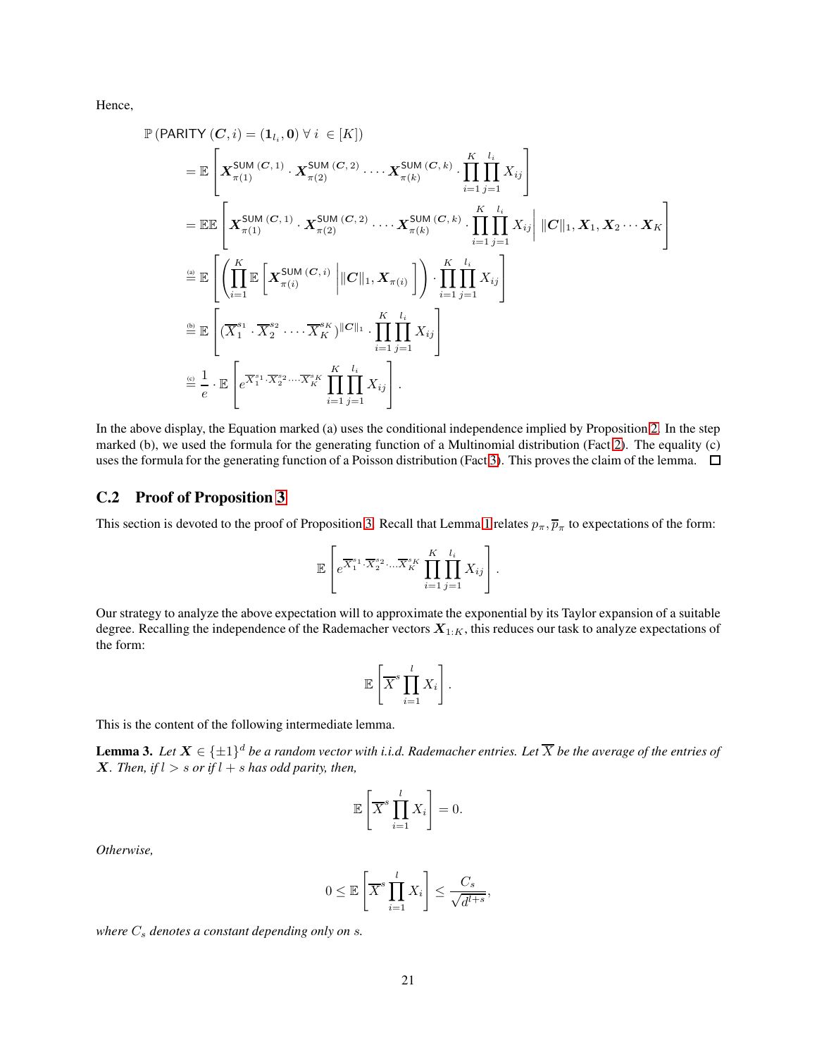Hence,

$$
\begin{aligned}
&\mathbb{P}\left(\mathsf{PARITY}\ (\boldsymbol{C}, i) = (\mathbf{1}_{l_i}, \mathbf{0})\ \forall\ i\ \in [K]\right) \\
&= \mathbb{E}\left[\boldsymbol{X}_{\pi(1)}^{\mathsf{SUM}\ (\boldsymbol{C},1)} \cdot \boldsymbol{X}_{\pi(2)}^{\mathsf{SUM}\ (\boldsymbol{C},2)} \cdot \dots \cdot \boldsymbol{X}_{\pi(k)}^{\mathsf{SUM}\ (\boldsymbol{C},k)} \cdot \prod_{i=1}^{K}\prod_{j=1}^{l_i} X_{ij}\right] \\
&= \mathbb{E}\mathbb{E}\left[\boldsymbol{X}_{\pi(1)}^{\mathsf{SUM}\ (\boldsymbol{C},1)} \cdot \boldsymbol{X}_{\pi(2)}^{\mathsf{SUM}\ (\boldsymbol{C},2)} \cdot \dots \cdot \boldsymbol{X}_{\pi(k)}^{\mathsf{SUM}\ (\boldsymbol{C},k)} \cdot \prod_{i=1}^{K}\prod_{j=1}^{l_i} X_{ij}\middle|\ \|\boldsymbol{C}\|_1, \boldsymbol{X}_1, \boldsymbol{X}_2 \cdots \boldsymbol{X}_K\right] \\
&\stackrel{\text{(a)}}{=} \mathbb{E}\left[\left(\prod_{i=1}^{K}\mathbb{E}\left[\boldsymbol{X}_{\pi(i)}^{\mathsf{SUM}\ (\boldsymbol{C},i)}\ \middle|\ \|\boldsymbol{C}\|_1, \boldsymbol{X}_{\pi(i)}\right]\right) \cdot \prod_{i=1}^{K}\prod_{j=1}^{l_i} X_{ij}\right] \\
&\stackrel{\text{(b)}}{=} \mathbb{E}\left[(\overline{X}_1^{s_1} \cdot \overline{X}_2^{s_2} \cdot \dots \cdot \overline{X}_K^{s_K})^{\|\boldsymbol{C}\|_1} \cdot \prod_{i=1}^{K}\prod_{j=1}^{l_i} X_{ij}\right] \\
&\stackrel{\text{(c)}}{=} \frac{1}{e} \cdot \mathbb{E}\left[e^{\overline{X}_1^{s_1} \cdot \overline{X}_2^{s_2} \cdot \dots \cdot \overline{X}_K^{s_K}} \prod_{i=1}^{K}\prod_{j=1}^{l_i} X_{ij}\right].
\end{aligned}
$$

In the above display, the Equation marked (a) uses the conditional independence implied by Proposition 2. In the step marked (b), we used the formula for the generating function of a Multinomial distribution (Fact 2). The equality (c) uses the formula for the generating function of a Poisson distribution (Fact 3). This proves the claim of the lemma. □

## C.2 Proof of Proposition 3

This section is devoted to the proof of Proposition 3. Recall that Lemma 1 relates $p_\pi, \overline{p}_\pi$ to expectations of the form:

$$
\mathbb{E}\left[e^{\overline{X}_1^{s_1} \cdot \overline{X}_2^{s_2} \cdots \overline{X}_K^{s_K}} \prod_{i=1}^{K}\prod_{j=1}^{l_i} X_{ij}\right].
$$

Our strategy to analyze the above expectation will to approximate the exponential by its Taylor expansion of a suitable degree. Recalling the independence of the Rademacher vectors $\boldsymbol{X}_{1:K}$, this reduces our task to analyze expectations of the form:

$$
\mathbb{E}\left[\overline{X}^s \prod_{i=1}^{l} X_i\right].
$$

This is the content of the following intermediate lemma.

**Lemma 3.** *Let $\boldsymbol{X} \in \{\pm 1\}^d$ be a random vector with i.i.d. Rademacher entries. Let $\overline{X}$ be the average of the entries of $\boldsymbol{X}$. Then, if $l > s$ or if $l + s$ has odd parity, then,*

$$
\mathbb{E}\left[\overline{X}^s \prod_{i=1}^{l} X_i\right] = 0.
$$

*Otherwise,*

$$
0 \leq \mathbb{E}\left[\overline{X}^s \prod_{i=1}^{l} X_i\right] \leq \frac{C_s}{\sqrt{d^{l+s}}},
$$

*where $C_s$ denotes a constant depending only on $s$.*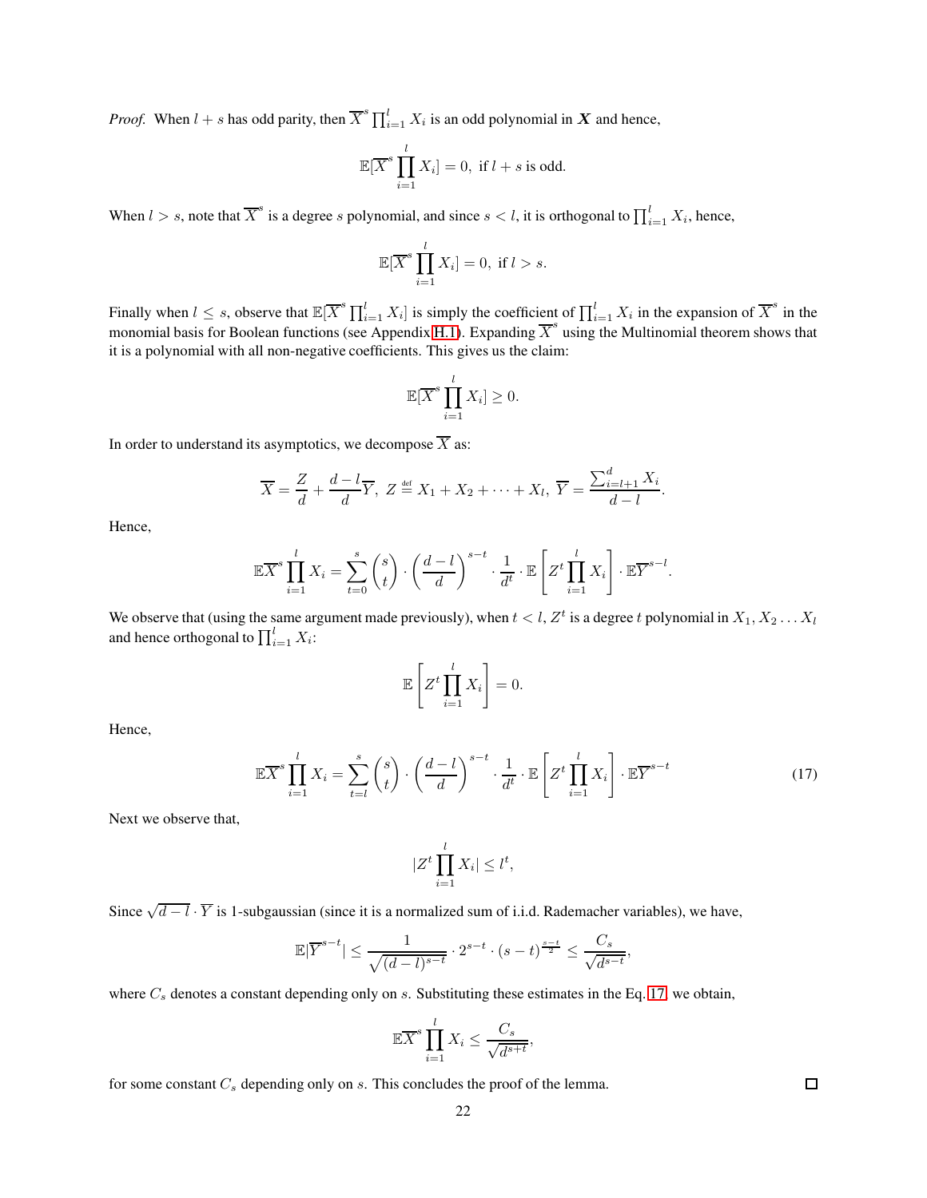*Proof.* When $l + s$ has odd parity, then $\overline{X}^s \prod_{i=1}^{l} X_i$ is an odd polynomial in $\boldsymbol{X}$ and hence,

$$\mathbb{E}[\overline{X}^s \prod_{i=1}^{l} X_i] = 0, \text{ if } l + s \text{ is odd.}$$

When $l > s$, note that $\overline{X}^s$ is a degree $s$ polynomial, and since $s < l$, it is orthogonal to $\prod_{i=1}^{l} X_i$, hence,

$$\mathbb{E}[\overline{X}^s \prod_{i=1}^{l} X_i] = 0, \text{ if } l > s.$$

Finally when $l \leq s$, observe that $\mathbb{E}[\overline{X}^s \prod_{i=1}^{l} X_i]$ is simply the coefficient of $\prod_{i=1}^{l} X_i$ in the expansion of $\overline{X}^s$ in the monomial basis for Boolean functions (see Appendix H.1). Expanding $\overline{X}^s$ using the Multinomial theorem shows that it is a polynomial with all non-negative coefficients. This gives us the claim:

$$\mathbb{E}[\overline{X}^s \prod_{i=1}^{l} X_i] \geq 0.$$

In order to understand its asymptotics, we decompose $\overline{X}$ as:

$$\overline{X} = \frac{Z}{d} + \frac{d-l}{d}\overline{Y}, \; Z \stackrel{\text{def}}{=} X_1 + X_2 + \cdots + X_l, \; \overline{Y} = \frac{\sum_{i=l+1}^{d} X_i}{d-l}.$$

Hence,

$$\mathbb{E}\overline{X}^s \prod_{i=1}^{l} X_i = \sum_{t=0}^{s} \binom{s}{t} \cdot \left(\frac{d-l}{d}\right)^{s-t} \cdot \frac{1}{d^t} \cdot \mathbb{E}\left[Z^t \prod_{i=1}^{l} X_i\right] \cdot \mathbb{E}\overline{Y}^{s-l}.$$

We observe that (using the same argument made previously), when $t < l$, $Z^t$ is a degree $t$ polynomial in $X_1, X_2 \dots X_l$ and hence orthogonal to $\prod_{i=1}^{l} X_i$:

$$\mathbb{E}\left[Z^t \prod_{i=1}^{l} X_i\right] = 0.$$

Hence,

$$\mathbb{E}\overline{X}^s \prod_{i=1}^{l} X_i = \sum_{t=l}^{s} \binom{s}{t} \cdot \left(\frac{d-l}{d}\right)^{s-t} \cdot \frac{1}{d^t} \cdot \mathbb{E}\left[Z^t \prod_{i=1}^{l} X_i\right] \cdot \mathbb{E}\overline{Y}^{s-t} \tag{17}$$

Next we observe that,

$$|Z^t \prod_{i=1}^{l} X_i| \leq l^t,$$

Since $\sqrt{d-l} \cdot \overline{Y}$ is 1-subgaussian (since it is a normalized sum of i.i.d. Rademacher variables), we have,

$$\mathbb{E}|\overline{Y}^{s-t}| \leq \frac{1}{\sqrt{(d-l)^{s-t}}} \cdot 2^{s-t} \cdot (s-t)^{\frac{s-t}{2}} \leq \frac{C_s}{\sqrt{d^{s-t}}},$$

where $C_s$ denotes a constant depending only on $s$. Substituting these estimates in the Eq. 17, we obtain,

$$\mathbb{E}\overline{X}^s \prod_{i=1}^{l} X_i \leq \frac{C_s}{\sqrt{d^{s+t}}},$$

for some constant $C_s$ depending only on $s$. This concludes the proof of the lemma. ☐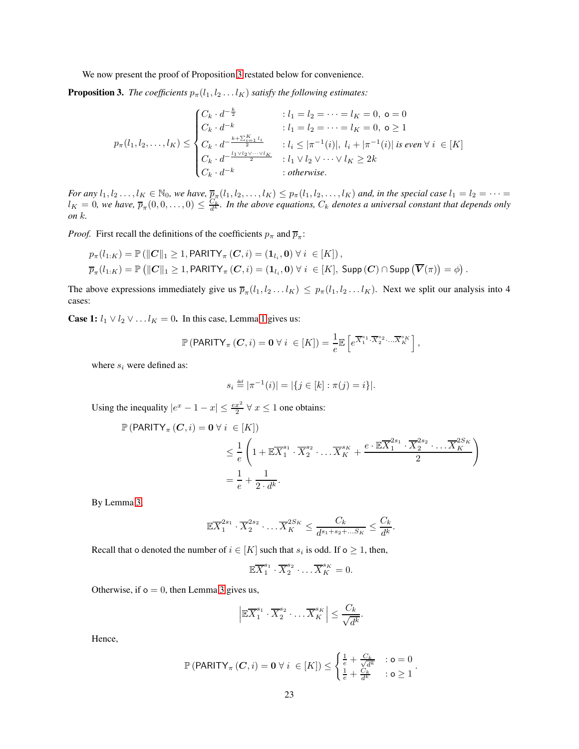We now present the proof of Proposition 3 restated below for convenience.

**Proposition 3.** *The coefficients $p_\pi(l_1, l_2 \dots l_K)$ satisfy the following estimates:*

$$
p_\pi(l_1, l_2, \dots, l_K) \leq \begin{cases} C_k \cdot d^{-\frac{k}{2}} & : l_1 = l_2 = \dots = l_K = 0,\ \mathsf{o} = 0 \\ C_k \cdot d^{-k} & : l_1 = l_2 = \dots = l_K = 0,\ \mathsf{o} \geq 1 \\ C_k \cdot d^{-\frac{k + \sum_{i=1}^K l_i}{2}} & : l_i \leq |\pi^{-1}(i)|,\ l_i + |\pi^{-1}(i)| \text{ is even } \forall\, i\ \in [K] \\ C_k \cdot d^{-\frac{l_1 \vee l_2 \vee \dots \vee l_K}{2}} & : l_1 \vee l_2 \vee \dots \vee l_K \geq 2k \\ C_k \cdot d^{-k} & : \text{otherwise}. \end{cases}
$$

*For any $l_1, l_2 \dots, l_K \in \mathbb{N}_0$, we have, $\overline{p}_\pi(l_1, l_2, \dots, l_K) \leq p_\pi(l_1, l_2, \dots, l_K)$ and, in the special case $l_1 = l_2 = \dots = l_K = 0$, we have, $\overline{p}_\pi(0, 0, \dots, 0) \leq \frac{C_k}{d^k}$. In the above equations, $C_k$ denotes a universal constant that depends only on $k$.*

*Proof.* First recall the definitions of the coefficients $p_\pi$ and $\overline{p}_\pi$:

$$
\begin{aligned}
p_\pi(l_{1:K}) &= \mathbb{P}\left(\|\boldsymbol{C}\|_1 \geq 1, \mathsf{PARITY}_\pi\left(\boldsymbol{C}, i\right) = (\mathbf{1}_{l_i}, \mathbf{0})\ \forall\, i\ \in [K]\right), \\
\overline{p}_\pi(l_{1:K}) &= \mathbb{P}\left(\|\boldsymbol{C}\|_1 \geq 1, \mathsf{PARITY}_\pi\left(\boldsymbol{C}, i\right) = (\mathbf{1}_{l_i}, \mathbf{0})\ \forall\, i\ \in [K],\ \mathsf{Supp}\left(\boldsymbol{C}\right) \cap \mathsf{Supp}\left(\overline{\boldsymbol{V}}(\pi)\right) = \phi\right).
\end{aligned}
$$

The above expressions immediately give us $\overline{p}_\pi(l_1, l_2 \dots l_K) \leq p_\pi(l_1, l_2 \dots l_K)$. Next we split our analysis into 4 cases:

**Case 1: $l_1 \vee l_2 \vee \dots l_K = 0$.** In this case, Lemma 1 gives us:

$$
\mathbb{P}\left(\mathsf{PARITY}_\pi\left(\boldsymbol{C}, i\right) = \mathbf{0}\ \forall\, i\ \in [K]\right) = \frac{1}{e} \mathbb{E}\left[e^{\overline{X}_1^{s_1} \cdot \overline{X}_2^{s_2} \cdot \dots \overline{X}_K^{s_K}}\right],
$$

where $s_i$ were defined as:

$$
s_i \stackrel{\text{def}}{=} |\pi^{-1}(i)| = |\{j \in [k] : \pi(j) = i\}|.
$$

Using the inequality $|e^x - 1 - x| \leq \frac{ex^2}{2}\ \forall\ x \leq 1$ one obtains:

$$
\begin{aligned}
&\mathbb{P}\left(\mathsf{PARITY}_\pi\left(\boldsymbol{C}, i\right) = \mathbf{0}\ \forall\, i\ \in [K]\right) \\
&\qquad \leq \frac{1}{e}\left(1 + \mathbb{E}\overline{X}_1^{s_1} \cdot \overline{X}_2^{s_2} \cdot \dots \overline{X}_K^{s_K} + \frac{e \cdot \mathbb{E}\overline{X}_1^{2s_1} \cdot \overline{X}_2^{2s_2} \cdot \dots \overline{X}_K^{2S_K}}{2}\right) \\
&\qquad = \frac{1}{e} + \frac{1}{2 \cdot d^k}.
\end{aligned}
$$

By Lemma 3,

$$
\mathbb{E}\overline{X}_1^{2s_1} \cdot \overline{X}_2^{2s_2} \cdot \dots \overline{X}_K^{2S_K} \leq \frac{C_k}{d^{s_1 + s_2 + \dots S_K}} \leq \frac{C_k}{d^k}.
$$

Recall that $\mathsf{o}$ denoted the number of $i \in [K]$ such that $s_i$ is odd. If $\mathsf{o} \geq 1$, then,

$$
\mathbb{E}\overline{X}_1^{s_1} \cdot \overline{X}_2^{s_2} \cdot \dots \overline{X}_K^{s_K} = 0.
$$

Otherwise, if $\mathsf{o} = 0$, then Lemma 3 gives us,

$$
\left|\mathbb{E}\overline{X}_1^{s_1} \cdot \overline{X}_2^{s_2} \cdot \dots \overline{X}_K^{s_K}\right| \leq \frac{C_k}{\sqrt{d^k}}.
$$

Hence,

$$
\mathbb{P}\left(\mathsf{PARITY}_\pi\left(\boldsymbol{C}, i\right) = \mathbf{0}\ \forall\, i\ \in [K]\right) \leq \begin{cases} \frac{1}{e} + \frac{C_k}{\sqrt{d^k}} & : \mathsf{o} = 0 \\ \frac{1}{e} + \frac{C_k}{d^k} & : \mathsf{o} \geq 1 \end{cases}.
$$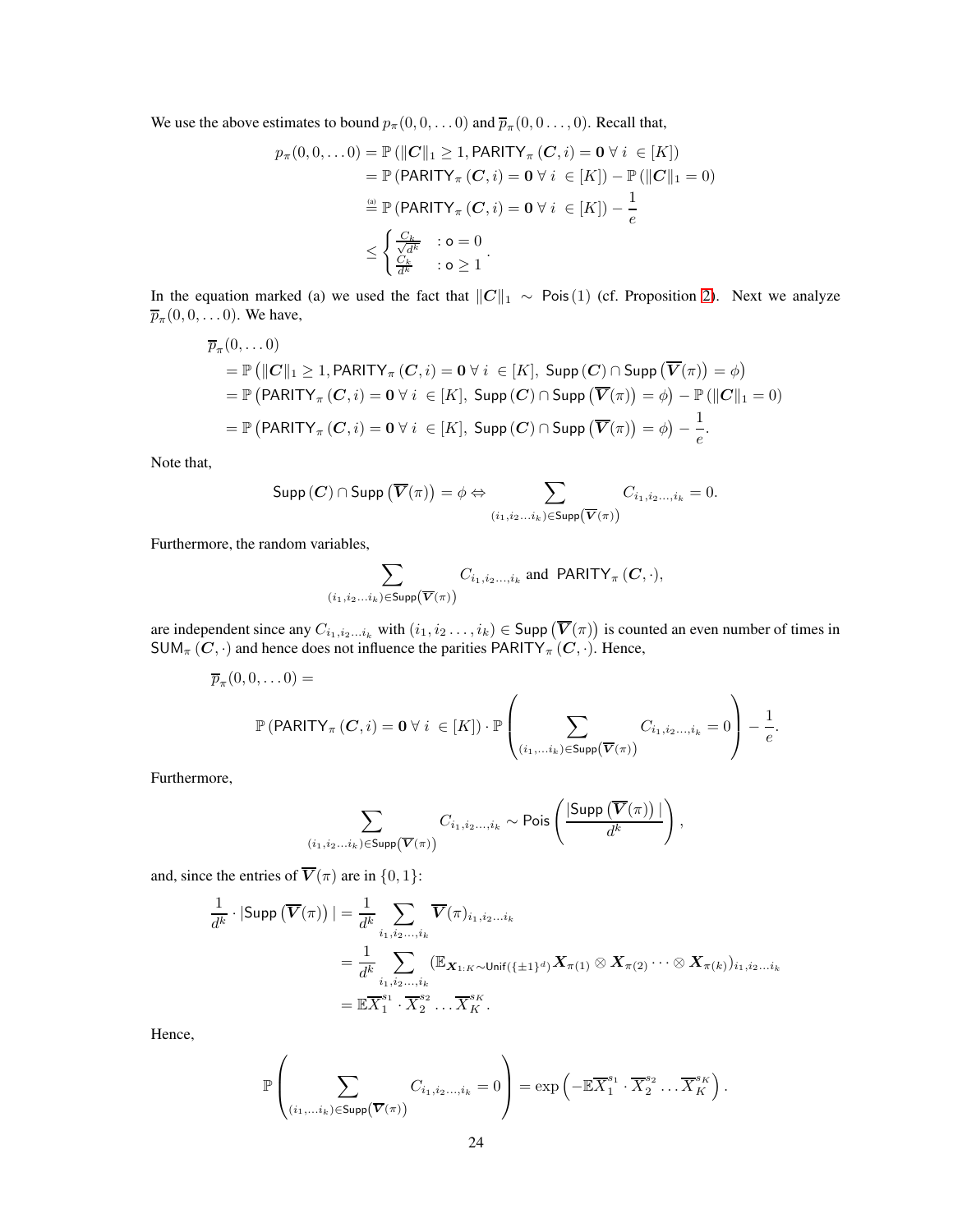We use the above estimates to bound $p_\pi(0, 0, \dots 0)$ and $\overline{p}_\pi(0, 0 \dots, 0)$. Recall that,

$$
\begin{aligned}
p_\pi(0, 0, \dots 0) &= \mathbb{P}\left(\|\boldsymbol{C}\|_1 \geq 1, \mathsf{PARITY}_\pi\left(\boldsymbol{C}, i\right) = \boldsymbol{0} \ \forall \ i \ \in [K]\right) \\
&= \mathbb{P}\left(\mathsf{PARITY}_\pi\left(\boldsymbol{C}, i\right) = \boldsymbol{0} \ \forall \ i \ \in [K]\right) - \mathbb{P}\left(\|\boldsymbol{C}\|_1 = 0\right) \\
&\stackrel{\text{(a)}}{=} \mathbb{P}\left(\mathsf{PARITY}_\pi\left(\boldsymbol{C}, i\right) = \boldsymbol{0} \ \forall \ i \ \in [K]\right) - \frac{1}{e} \\
&\leq \begin{cases} \frac{C_k}{\sqrt{d^k}} & : \mathsf{o} = 0 \\ \frac{C_k}{d^k} & : \mathsf{o} \geq 1 \end{cases}.
\end{aligned}
$$

In the equation marked (a) we used the fact that $\|\boldsymbol{C}\|_1 \sim \mathsf{Pois}\left(1\right)$ (cf. Proposition 2). Next we analyze $\overline{p}_\pi(0, 0, \dots 0)$. We have,

$$
\begin{aligned}
&\overline{p}_\pi(0, \dots 0) \\
&= \mathbb{P}\left(\|\boldsymbol{C}\|_1 \geq 1, \mathsf{PARITY}_\pi\left(\boldsymbol{C}, i\right) = \boldsymbol{0} \ \forall \ i \ \in [K], \ \mathsf{Supp}\left(\boldsymbol{C}\right) \cap \mathsf{Supp}\left(\overline{\boldsymbol{V}}(\pi)\right) = \phi\right) \\
&= \mathbb{P}\left(\mathsf{PARITY}_\pi\left(\boldsymbol{C}, i\right) = \boldsymbol{0} \ \forall \ i \ \in [K], \ \mathsf{Supp}\left(\boldsymbol{C}\right) \cap \mathsf{Supp}\left(\overline{\boldsymbol{V}}(\pi)\right) = \phi\right) - \mathbb{P}\left(\|\boldsymbol{C}\|_1 = 0\right) \\
&= \mathbb{P}\left(\mathsf{PARITY}_\pi\left(\boldsymbol{C}, i\right) = \boldsymbol{0} \ \forall \ i \ \in [K], \ \mathsf{Supp}\left(\boldsymbol{C}\right) \cap \mathsf{Supp}\left(\overline{\boldsymbol{V}}(\pi)\right) = \phi\right) - \frac{1}{e}.
\end{aligned}
$$

Note that,

$$
\mathsf{Supp}\left(\boldsymbol{C}\right) \cap \mathsf{Supp}\left(\overline{\boldsymbol{V}}(\pi)\right) = \phi \Leftrightarrow \sum_{(i_1, i_2 \dots i_k) \in \mathsf{Supp}\left(\overline{\boldsymbol{V}}(\pi)\right)} C_{i_1, i_2 \dots, i_k} = 0.
$$

Furthermore, the random variables,

$$
\sum_{(i_1, i_2 \dots i_k) \in \mathsf{Supp}\left(\overline{\boldsymbol{V}}(\pi)\right)} C_{i_1, i_2 \dots, i_k} \text{ and } \mathsf{PARITY}_\pi\left(\boldsymbol{C}, \cdot\right),
$$

are independent since any $C_{i_1, i_2 \dots i_k}$ with $(i_1, i_2 \dots, i_k) \in \mathsf{Supp}\left(\overline{\boldsymbol{V}}(\pi)\right)$ is counted an even number of times in $\mathsf{SUM}_\pi\left(\boldsymbol{C}, \cdot\right)$ and hence does not influence the parities $\mathsf{PARITY}_\pi\left(\boldsymbol{C}, \cdot\right)$. Hence,

$$
\begin{aligned}
&\overline{p}_\pi(0, 0, \dots 0) = \\
&\qquad \mathbb{P}\left(\mathsf{PARITY}_\pi\left(\boldsymbol{C}, i\right) = \boldsymbol{0} \ \forall \ i \ \in [K]\right) \cdot \mathbb{P}\left(\sum_{(i_1, \dots i_k) \in \mathsf{Supp}\left(\overline{\boldsymbol{V}}(\pi)\right)} C_{i_1, i_2 \dots, i_k} = 0\right) - \frac{1}{e}.
\end{aligned}
$$

Furthermore,

$$
\sum_{(i_1, i_2 \dots i_k) \in \mathsf{Supp}\left(\overline{\boldsymbol{V}}(\pi)\right)} C_{i_1, i_2 \dots, i_k} \sim \mathsf{Pois}\left(\frac{|\mathsf{Supp}\left(\overline{\boldsymbol{V}}(\pi)\right)|}{d^k}\right),
$$

and, since the entries of $\overline{\boldsymbol{V}}(\pi)$ are in $\{0, 1\}$:

$$
\begin{aligned}
\frac{1}{d^k} \cdot |\mathsf{Supp}\left(\overline{\boldsymbol{V}}(\pi)\right)| &= \frac{1}{d^k} \sum_{i_1, i_2 \dots, i_k} \overline{\boldsymbol{V}}(\pi)_{i_1, i_2 \dots i_k} \\
&= \frac{1}{d^k} \sum_{i_1, i_2 \dots, i_k} (\mathbb{E}_{\boldsymbol{X}_{1:K} \sim \mathsf{Unif}(\{\pm 1\}^d)} \boldsymbol{X}_{\pi(1)} \otimes \boldsymbol{X}_{\pi(2)} \cdots \otimes \boldsymbol{X}_{\pi(k)})_{i_1, i_2 \dots i_k} \\
&= \mathbb{E} \overline{X}_1^{s_1} \cdot \overline{X}_2^{s_2} \dots \overline{X}_K^{s_K}.
\end{aligned}
$$

Hence,

$$
\mathbb{P}\left(\sum_{(i_1, \dots i_k) \in \mathsf{Supp}\left(\overline{\boldsymbol{V}}(\pi)\right)} C_{i_1, i_2 \dots, i_k} = 0\right) = \exp\left(-\mathbb{E} \overline{X}_1^{s_1} \cdot \overline{X}_2^{s_2} \dots \overline{X}_K^{s_K}\right).
$$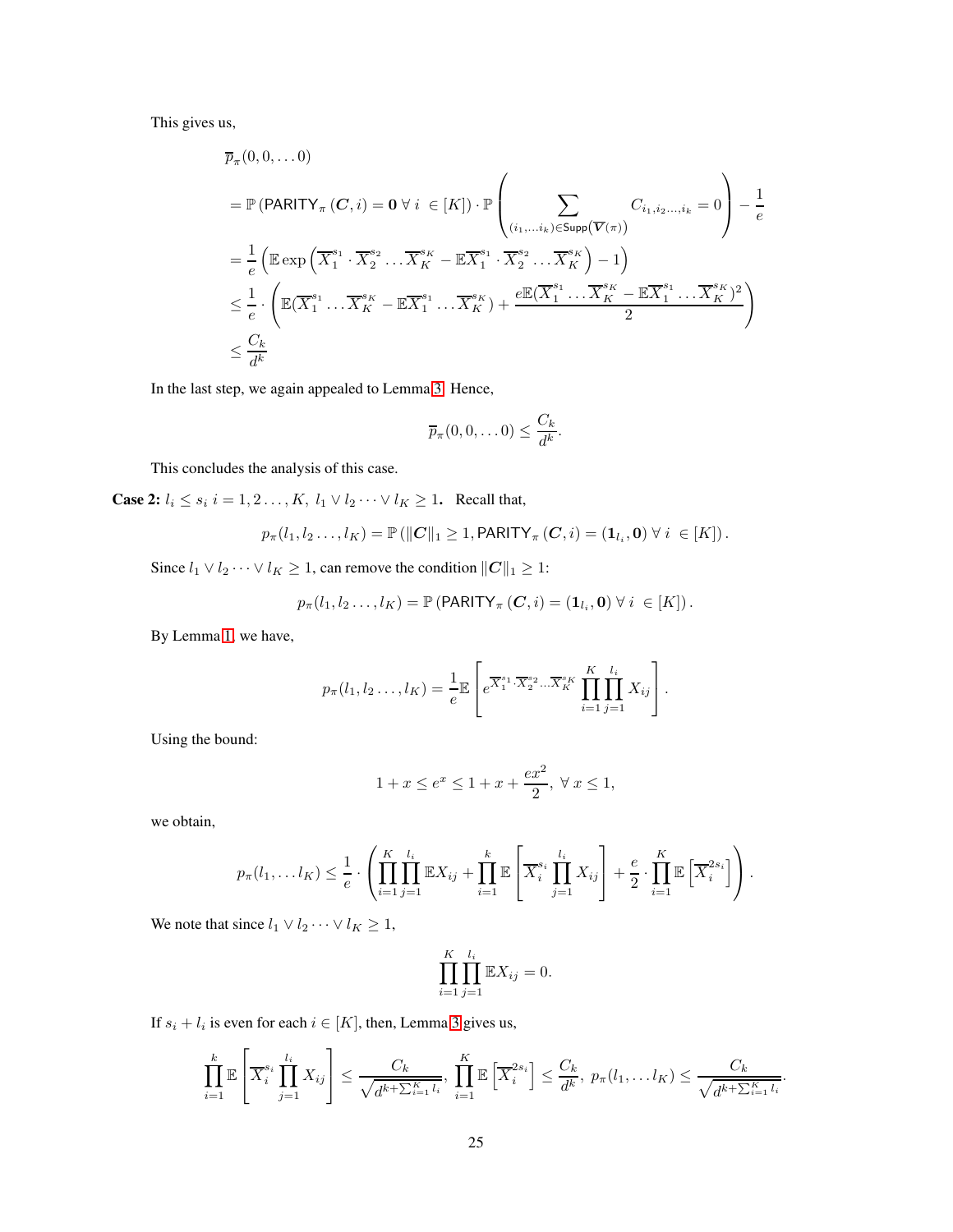This gives us,

$$
\begin{aligned}
&\overline{p}_\pi(0,0,\dots 0) \\
&= \mathbb{P}\left(\mathsf{PARITY}_\pi\left(\boldsymbol{C}, i\right) = \boldsymbol{0}\ \forall\ i\ \in [K]\right) \cdot \mathbb{P}\left(\sum_{(i_1,\dots i_k)\in \mathsf{Supp}\left(\overline{\boldsymbol{V}}(\pi)\right)} C_{i_1,i_2\dots,i_k} = 0\right) - \frac{1}{e} \\
&= \frac{1}{e}\left(\mathbb{E}\exp\left(\overline{X}_1^{s_1}\cdot \overline{X}_2^{s_2}\dots \overline{X}_K^{s_K} - \mathbb{E}\overline{X}_1^{s_1}\cdot \overline{X}_2^{s_2}\dots \overline{X}_K^{s_K}\right) - 1\right) \\
&\leq \frac{1}{e}\cdot\left(\mathbb{E}(\overline{X}_1^{s_1}\dots \overline{X}_K^{s_K} - \mathbb{E}\overline{X}_1^{s_1}\dots \overline{X}_K^{s_K}) + \frac{e\mathbb{E}(\overline{X}_1^{s_1}\dots \overline{X}_K^{s_K} - \mathbb{E}\overline{X}_1^{s_1}\dots \overline{X}_K^{s_K})^2}{2}\right) \\
&\leq \frac{C_k}{d^k}
\end{aligned}
$$

In the last step, we again appealed to Lemma 3. Hence,

$$
\overline{p}_\pi(0,0,\dots 0) \leq \frac{C_k}{d^k}.
$$

This concludes the analysis of this case.

**Case 2: $l_i \leq s_i\ i = 1,2\dots,K,\ l_1 \vee l_2 \dots \vee l_K \geq 1$.** Recall that,

$$
p_\pi(l_1,l_2\dots,l_K) = \mathbb{P}\left(\|\boldsymbol{C}\|_1 \geq 1, \mathsf{PARITY}_\pi\left(\boldsymbol{C}, i\right) = (\boldsymbol{1}_{l_i}, \boldsymbol{0})\ \forall\ i\ \in [K]\right).
$$

Since $l_1 \vee l_2 \dots \vee l_K \geq 1$, can remove the condition $\|\boldsymbol{C}\|_1 \geq 1$:

$$
p_\pi(l_1,l_2\dots,l_K) = \mathbb{P}\left(\mathsf{PARITY}_\pi\left(\boldsymbol{C}, i\right) = (\boldsymbol{1}_{l_i}, \boldsymbol{0})\ \forall\ i\ \in [K]\right).
$$

By Lemma 1, we have,

$$
p_\pi(l_1,l_2\dots,l_K) = \frac{1}{e}\mathbb{E}\left[e^{\overline{X}_1^{s_1}\cdot\overline{X}_2^{s_2}\dots\overline{X}_K^{s_K}}\prod_{i=1}^{K}\prod_{j=1}^{l_i} X_{ij}\right].
$$

Using the bound:

$$
1 + x \leq e^x \leq 1 + x + \frac{ex^2}{2},\ \forall\ x \leq 1,
$$

we obtain,

$$
p_\pi(l_1,\dots l_K) \leq \frac{1}{e}\cdot\left(\prod_{i=1}^{K}\prod_{j=1}^{l_i}\mathbb{E}X_{ij} + \prod_{i=1}^{k}\mathbb{E}\left[\overline{X}_i^{s_i}\prod_{j=1}^{l_i}X_{ij}\right] + \frac{e}{2}\cdot\prod_{i=1}^{K}\mathbb{E}\left[\overline{X}_i^{2s_i}\right]\right).
$$

We note that since $l_1 \vee l_2 \dots \vee l_K \geq 1$,

$$
\prod_{i=1}^{K}\prod_{j=1}^{l_i}\mathbb{E}X_{ij} = 0.
$$

If $s_i + l_i$ is even for each $i \in [K]$, then, Lemma 3 gives us,

$$
\prod_{i=1}^{k}\mathbb{E}\left[\overline{X}_i^{s_i}\prod_{j=1}^{l_i}X_{ij}\right] \leq \frac{C_k}{\sqrt{d^{k+\sum_{i=1}^{K} l_i}}},\ \prod_{i=1}^{K}\mathbb{E}\left[\overline{X}_i^{2s_i}\right] \leq \frac{C_k}{d^k},\ p_\pi(l_1,\dots l_K) \leq \frac{C_k}{\sqrt{d^{k+\sum_{i=1}^{K} l_i}}}.
$$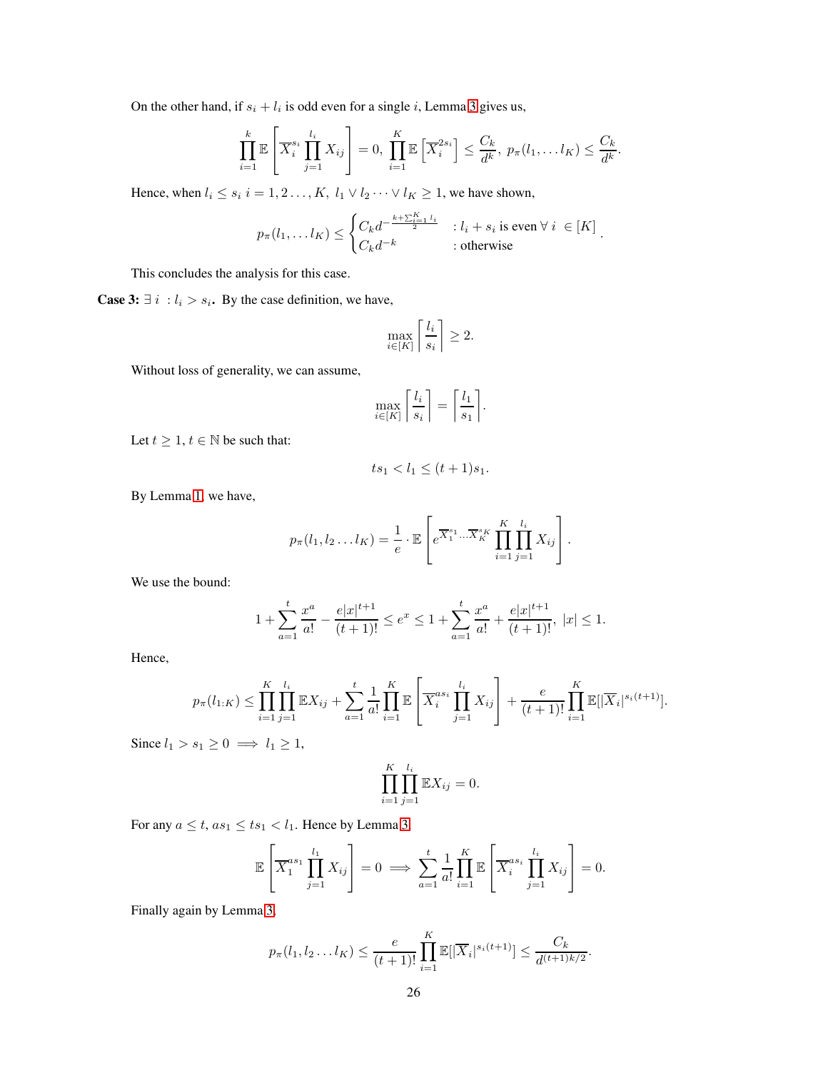On the other hand, if $s_i + l_i$ is odd even for a single $i$, Lemma 3 gives us,

$$\prod_{i=1}^{k} \mathbb{E}\left[\overline{X}_i^{s_i} \prod_{j=1}^{l_i} X_{ij}\right] = 0,\ \prod_{i=1}^{K} \mathbb{E}\left[\overline{X}_i^{2s_i}\right] \leq \frac{C_k}{d^k},\ p_\pi(l_1, \dots l_K) \leq \frac{C_k}{d^k}.$$

Hence, when $l_i \leq s_i$ $i = 1, 2 \dots, K$, $l_1 \vee l_2 \cdots \vee l_K \geq 1$, we have shown,

$$p_\pi(l_1, \dots l_K) \leq \begin{cases} C_k d^{-\frac{k + \sum_{i=1}^{K} l_i}{2}} & : l_i + s_i \text{ is even} \ \forall\ i\ \in [K] \\ C_k d^{-k} & : \text{otherwise} \end{cases}.$$

This concludes the analysis for this case.

**Case 3: $\exists\ i\ : l_i > s_i$.** By the case definition, we have,

$$\max_{i \in [K]} \left\lceil \frac{l_i}{s_i} \right\rceil \geq 2.$$

Without loss of generality, we can assume,

$$\max_{i \in [K]} \left\lceil \frac{l_i}{s_i} \right\rceil = \left\lceil \frac{l_1}{s_1} \right\rceil.$$

Let $t \geq 1, t \in \mathbb{N}$ be such that:

$$t s_1 < l_1 \leq (t+1) s_1.$$

By Lemma 1, we have,

$$p_\pi(l_1, l_2 \dots l_K) = \frac{1}{e} \cdot \mathbb{E}\left[e^{\overline{X}_1^{s_1} \dots \overline{X}_K^{s_K}} \prod_{i=1}^{K} \prod_{j=1}^{l_i} X_{ij}\right].$$

We use the bound:

$$1 + \sum_{a=1}^{t} \frac{x^a}{a!} - \frac{e|x|^{t+1}}{(t+1)!} \leq e^x \leq 1 + \sum_{a=1}^{t} \frac{x^a}{a!} + \frac{e|x|^{t+1}}{(t+1)!},\ |x| \leq 1.$$

Hence,

$$p_\pi(l_{1:K}) \leq \prod_{i=1}^{K} \prod_{j=1}^{l_i} \mathbb{E} X_{ij} + \sum_{a=1}^{t} \frac{1}{a!} \prod_{i=1}^{K} \mathbb{E}\left[\overline{X}_i^{a s_i} \prod_{j=1}^{l_i} X_{ij}\right] + \frac{e}{(t+1)!} \prod_{i=1}^{K} \mathbb{E}[|\overline{X}_i|^{s_i(t+1)}].$$

Since $l_1 > s_1 \geq 0 \implies l_1 \geq 1$,

$$\prod_{i=1}^{K} \prod_{j=1}^{l_i} \mathbb{E} X_{ij} = 0.$$

For any $a \leq t$, $a s_1 \leq t s_1 < l_1$. Hence by Lemma 3,

$$\mathbb{E}\left[\overline{X}_1^{a s_1} \prod_{j=1}^{l_1} X_{ij}\right] = 0 \implies \sum_{a=1}^{t} \frac{1}{a!} \prod_{i=1}^{K} \mathbb{E}\left[\overline{X}_i^{a s_i} \prod_{j=1}^{l_i} X_{ij}\right] = 0.$$

Finally again by Lemma 3,

$$p_\pi(l_1, l_2 \dots l_K) \leq \frac{e}{(t+1)!} \prod_{i=1}^{K} \mathbb{E}[|\overline{X}_i|^{s_i(t+1)}] \leq \frac{C_k}{d^{(t+1)k/2}}.$$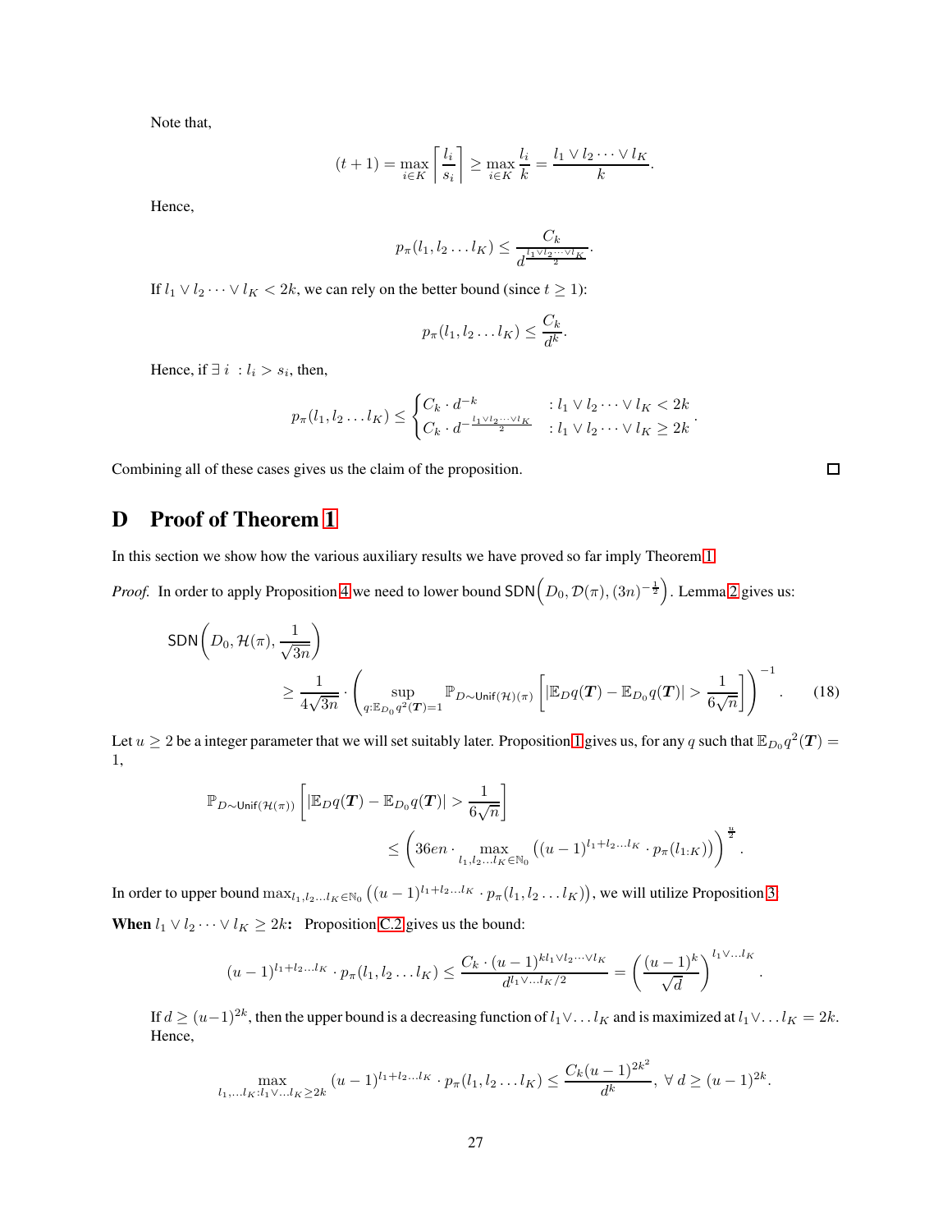Note that,

$$(t+1) = \max_{i \in K} \left\lceil \frac{l_i}{s_i} \right\rceil \geq \max_{i \in K} \frac{l_i}{k} = \frac{l_1 \vee l_2 \cdots \vee l_K}{k}.$$

Hence,

$$p_\pi(l_1, l_2 \dots l_K) \leq \frac{C_k}{d^{\frac{l_1 \vee l_2 \cdots \vee l_K}{2}}}.$$

If $l_1 \vee l_2 \cdots \vee l_K < 2k$, we can rely on the better bound (since $t \geq 1$):

$$p_\pi(l_1, l_2 \dots l_K) \leq \frac{C_k}{d^k}.$$

Hence, if $\exists\ i\ : l_i > s_i$, then,

$$p_\pi(l_1, l_2 \dots l_K) \leq \begin{cases} C_k \cdot d^{-k} & : l_1 \vee l_2 \cdots \vee l_K < 2k \\ C_k \cdot d^{-\frac{l_1 \vee l_2 \cdots \vee l_K}{2}} & : l_1 \vee l_2 \cdots \vee l_K \geq 2k \end{cases}.$$

Combining all of these cases gives us the claim of the proposition. $\square$

# D Proof of Theorem 1

In this section we show how the various auxiliary results we have proved so far imply Theorem 1.

*Proof.* In order to apply Proposition 4 we need to lower bound $\mathsf{SDN}\Big(D_0, \mathcal{D}(\pi), (3n)^{-\frac{1}{2}}\Big)$. Lemma 2 gives us:

$$\begin{aligned} &\mathsf{SDN}\left(D_0, \mathcal{H}(\pi), \frac{1}{\sqrt{3n}}\right) \\ &\qquad \geq \frac{1}{4\sqrt{3n}} \cdot \left( \sup_{q: \mathbb{E}_{D_0} q^2(\boldsymbol{T}) = 1} \mathbb{P}_{D \sim \mathsf{Unif}(\mathcal{H})(\pi)} \left[ |\mathbb{E}_D q(\boldsymbol{T}) - \mathbb{E}_{D_0} q(\boldsymbol{T})| > \frac{1}{6\sqrt{n}} \right] \right)^{-1}. \end{aligned} \tag{18}$$

Let $u \geq 2$ be a integer parameter that we will set suitably later. Proposition 1 gives us, for any $q$ such that $\mathbb{E}_{D_0} q^2(\boldsymbol{T}) = 1$,

$$\begin{aligned} &\mathbb{P}_{D \sim \mathsf{Unif}(\mathcal{H}(\pi))} \left[ |\mathbb{E}_D q(\boldsymbol{T}) - \mathbb{E}_{D_0} q(\boldsymbol{T})| > \frac{1}{6\sqrt{n}} \right] \\ &\qquad \leq \left( 36en \cdot \max_{l_1, l_2 \dots l_K \in \mathbb{N}_0} \left( (u-1)^{l_1 + l_2 \dots l_K} \cdot p_\pi(l_{1:K}) \right) \right)^{\frac{u}{2}}. \end{aligned}$$

In order to upper bound $\max_{l_1, l_2 \dots l_K \in \mathbb{N}_0} \left( (u-1)^{l_1 + l_2 \dots l_K} \cdot p_\pi(l_1, l_2 \dots l_K) \right)$, we will utilize Proposition 3.

**When $l_1 \vee l_2 \cdots \vee l_K \geq 2k$:** Proposition C.2 gives us the bound:

$$(u-1)^{l_1 + l_2 \dots l_K} \cdot p_\pi(l_1, l_2 \dots l_K) \leq \frac{C_k \cdot (u-1)^{k l_1 \vee l_2 \cdots \vee l_K}}{d^{l_1 \vee \dots l_K / 2}} = \left( \frac{(u-1)^k}{\sqrt{d}} \right)^{l_1 \vee \dots l_K}.$$

If $d \geq (u-1)^{2k}$, then the upper bound is a decreasing function of $l_1 \vee \dots l_K$ and is maximized at $l_1 \vee \dots l_K = 2k$. Hence,

$$\max_{l_1, \dots l_K : l_1 \vee \dots l_K \geq 2k} (u-1)^{l_1 + l_2 \dots l_K} \cdot p_\pi(l_1, l_2 \dots l_K) \leq \frac{C_k (u-1)^{2k^2}}{d^k},\ \forall\ d \geq (u-1)^{2k}.$$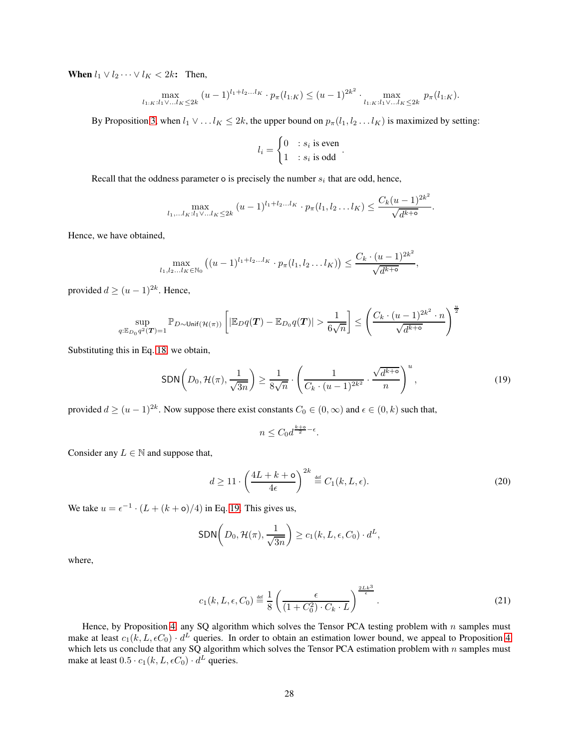**When $l_1 \vee l_2 \cdots \vee l_K < 2k$:** Then,

$$\max_{l_{1:K}: l_1 \vee \ldots l_K \leq 2k} (u-1)^{l_1 + l_2 \ldots l_K} \cdot p_\pi(l_{1:K}) \leq (u-1)^{2k^2} \cdot \max_{l_{1:K}: l_1 \vee \ldots l_K \leq 2k} p_\pi(l_{1:K}).$$

By Proposition 3, when $l_1 \vee \ldots l_K \leq 2k$, the upper bound on $p_\pi(l_1, l_2 \ldots l_K)$ is maximized by setting:

$$l_i = \begin{cases} 0 & : s_i \text{ is even} \\ 1 & : s_i \text{ is odd} \end{cases}.$$

Recall that the oddness parameter $\mathsf{o}$ is precisely the number $s_i$ that are odd, hence,

$$\max_{l_1, \ldots l_K: l_1 \vee \ldots l_K \leq 2k} (u-1)^{l_1 + l_2 \ldots l_K} \cdot p_\pi(l_1, l_2 \ldots l_K) \leq \frac{C_k (u-1)^{2k^2}}{\sqrt{d^{k+\mathsf{o}}}}.$$

Hence, we have obtained,

$$\max_{l_1, l_2 \ldots l_K \in \mathbb{N}_0} \left((u-1)^{l_1 + l_2 \ldots l_K} \cdot p_\pi(l_1, l_2 \ldots l_K)\right) \leq \frac{C_k \cdot (u-1)^{2k^2}}{\sqrt{d^{k+\mathsf{o}}}},$$

provided $d \geq (u-1)^{2k}$. Hence,

$$\sup_{q: \mathbb{E}_{D_0} q^2(\boldsymbol{T}) = 1} \mathbb{P}_{D \sim \mathsf{Unif}(\mathcal{H}(\pi))} \left[ |\mathbb{E}_D q(\boldsymbol{T}) - \mathbb{E}_{D_0} q(\boldsymbol{T})| > \frac{1}{6\sqrt{n}} \right] \leq \left( \frac{C_k \cdot (u-1)^{2k^2} \cdot n}{\sqrt{d^{k+\mathsf{o}}}} \right)^{\frac{u}{2}}$$

Substituting this in Eq. 18, we obtain,

$$\mathsf{SDN}\left(D_0, \mathcal{H}(\pi), \frac{1}{\sqrt{3n}}\right) \geq \frac{1}{8\sqrt{n}} \cdot \left( \frac{1}{C_k \cdot (u-1)^{2k^2}} \cdot \frac{\sqrt{d^{k+\mathsf{o}}}}{n} \right)^u, \tag{19}$$

provided $d \geq (u-1)^{2k}$. Now suppose there exist constants $C_0 \in (0, \infty)$ and $\epsilon \in (0, k)$ such that,

$$n \leq C_0 d^{\frac{k+\mathsf{o}}{2} - \epsilon}.$$

Consider any $L \in \mathbb{N}$ and suppose that,

$$d \geq 11 \cdot \left( \frac{4L + k + \mathsf{o}}{4\epsilon} \right)^{2k} \stackrel{\text{def}}{=} C_1(k, L, \epsilon). \tag{20}$$

We take $u = \epsilon^{-1} \cdot (L + (k + \mathsf{o})/4)$ in Eq. 19. This gives us,

$$\mathsf{SDN}\left(D_0, \mathcal{H}(\pi), \frac{1}{\sqrt{3n}}\right) \geq c_1(k, L, \epsilon, C_0) \cdot d^L,$$

where,

$$c_1(k, L, \epsilon, C_0) \stackrel{\text{def}}{=} \frac{1}{8} \left( \frac{\epsilon}{(1 + C_0^2) \cdot C_k \cdot L} \right)^{\frac{2Lk^3}{\epsilon}}. \tag{21}$$

Hence, by Proposition 4, any SQ algorithm which solves the Tensor PCA testing problem with $n$ samples must make at least $c_1(k, L, \epsilon C_0) \cdot d^L$ queries. In order to obtain an estimation lower bound, we appeal to Proposition 4 which lets us conclude that any SQ algorithm which solves the Tensor PCA estimation problem with $n$ samples must make at least $0.5 \cdot c_1(k, L, \epsilon C_0) \cdot d^L$ queries.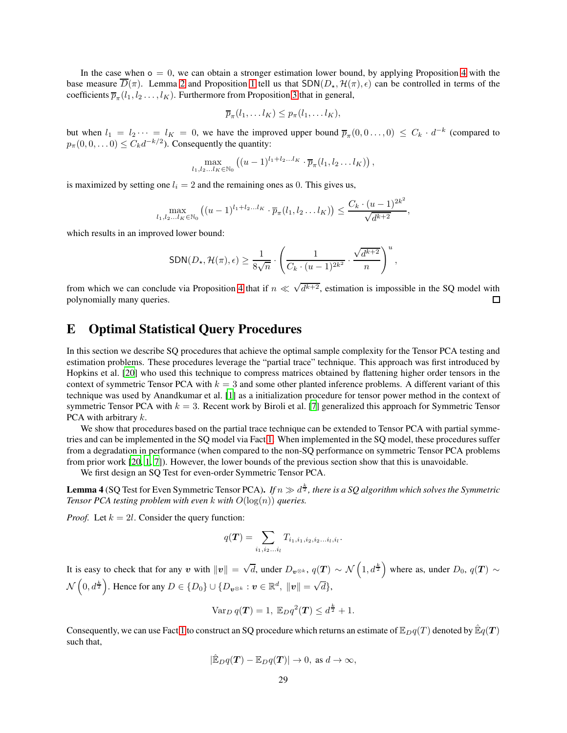In the case when $\mathsf{o} = 0$, we can obtain a stronger estimation lower bound, by applying Proposition 4 with the base measure $\overline{D}(\pi)$. Lemma 2 and Proposition 1 tell us that $\mathsf{SDN}(D_\star, \mathcal{H}(\pi), \epsilon)$ can be controlled in terms of the coefficients $\overline{p}_\pi(l_1, l_2 \dots, l_K)$. Furthermore from Proposition 3 that in general,

$$\overline{p}_\pi(l_1, \dots l_K) \leq p_\pi(l_1, \dots l_K),$$

but when $l_1 = l_2 \dots = l_K = 0$, we have the improved upper bound $\overline{p}_\pi(0, 0 \dots, 0) \leq C_k \cdot d^{-k}$ (compared to $p_\pi(0, 0, \dots 0) \leq C_k d^{-k/2}$). Consequently the quantity:

$$\max_{l_1, l_2 \dots l_K \in \mathbb{N}_0} \left( (u-1)^{l_1 + l_2 \dots l_K} \cdot \overline{p}_\pi(l_1, l_2 \dots l_K) \right),$$

is maximized by setting one $l_i = 2$ and the remaining ones as 0. This gives us,

$$\max_{l_1, l_2 \dots l_K \in \mathbb{N}_0} \left( (u-1)^{l_1 + l_2 \dots l_K} \cdot \overline{p}_\pi(l_1, l_2 \dots l_K) \right) \leq \frac{C_k \cdot (u-1)^{2k^2}}{\sqrt{d^{k+2}}},$$

which results in an improved lower bound:

$$\mathsf{SDN}(D_\star, \mathcal{H}(\pi), \epsilon) \geq \frac{1}{8\sqrt{n}} \cdot \left( \frac{1}{C_k \cdot (u-1)^{2k^2}} \cdot \frac{\sqrt{d^{k+2}}}{n} \right)^u,$$

from which we can conclude via Proposition 4 that if $n \ll \sqrt{d^{k+2}}$, estimation is impossible in the SQ model with polynomially many queries. □

# E Optimal Statistical Query Procedures

In this section we describe SQ procedures that achieve the optimal sample complexity for the Tensor PCA testing and estimation problems. These procedures leverage the "partial trace" technique. This approach was first introduced by Hopkins et al. [20] who used this technique to compress matrices obtained by flattening higher order tensors in the context of symmetric Tensor PCA with $k = 3$ and some other planted inference problems. A different variant of this technique was used by Anandkumar et al. [1] as a initialization procedure for tensor power method in the context of symmetric Tensor PCA with $k = 3$. Recent work by Biroli et al. [7] generalized this approach for Symmetric Tensor PCA with arbitrary $k$.

We show that procedures based on the partial trace technique can be extended to Tensor PCA with partial symmetries and can be implemented in the SQ model via Fact 1. When implemented in the SQ model, these procedures suffer from a degradation in performance (when compared to the non-SQ performance on symmetric Tensor PCA problems from prior work [20, 1, 7]). However, the lower bounds of the previous section show that this is unavoidable.

We first design an SQ Test for even-order Symmetric Tensor PCA.

**Lemma 4** (SQ Test for Even Symmetric Tensor PCA). *If $n \gg d^{\frac{k}{2}}$, there is a SQ algorithm which solves the Symmetric Tensor PCA testing problem with even $k$ with $O(\log(n))$ queries.*

*Proof.* Let $k = 2l$. Consider the query function:

$$q(\boldsymbol{T}) = \sum_{i_1, i_2 \dots i_l} T_{i_1, i_1, i_2, i_2 \dots i_l, i_l}.$$

It is easy to check that for any $\boldsymbol{v}$ with $\|\boldsymbol{v}\| = \sqrt{d}$, under $D_{\boldsymbol{v}^{\otimes k}}$, $q(\boldsymbol{T}) \sim \mathcal{N}\left(1, d^{\frac{k}{2}}\right)$ where as, under $D_0$, $q(\boldsymbol{T}) \sim \mathcal{N}\left(0, d^{\frac{k}{2}}\right)$. Hence for any $D \in \{D_0\} \cup \{D_{\boldsymbol{v}^{\otimes k}} : \boldsymbol{v} \in \mathbb{R}^d, \ \|\boldsymbol{v}\| = \sqrt{d}\}$,

$$\mathrm{Var}_D \, q(\boldsymbol{T}) = 1, \ \mathbb{E}_D q^2(\boldsymbol{T}) \leq d^{\frac{k}{2}} + 1.$$

Consequently, we can use Fact 1 to construct an SQ procedure which returns an estimate of $\mathbb{E}_D q(T)$ denoted by $\hat{\mathbb{E}} q(\boldsymbol{T})$ such that,

$$|\hat{\mathbb{E}}_D q(\boldsymbol{T}) - \mathbb{E}_D q(\boldsymbol{T})| \to 0, \text{ as } d \to \infty,$$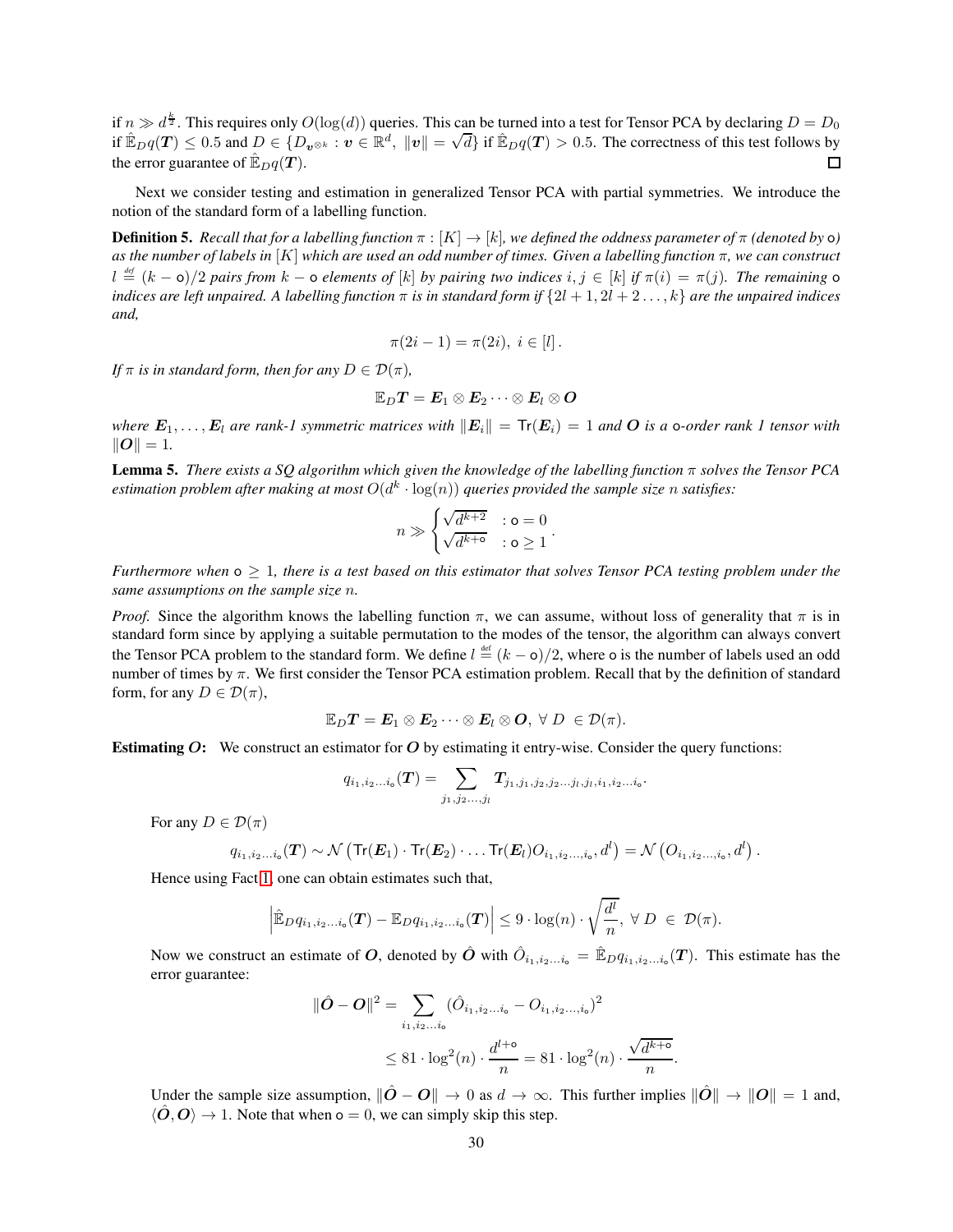if $n \gg d^{\frac{k}{2}}$. This requires only $O(\log(d))$ queries. This can be turned into a test for Tensor PCA by declaring $D = D_0$ if $\hat{\mathbb{E}}_D q(\boldsymbol{T}) \leq 0.5$ and $D \in \{D_{\boldsymbol{v}^{\otimes k}} : \boldsymbol{v} \in \mathbb{R}^d,\ \|\boldsymbol{v}\| = \sqrt{d}\}$ if $\hat{\mathbb{E}}_D q(\boldsymbol{T}) > 0.5$. The correctness of this test follows by the error guarantee of $\hat{\mathbb{E}}_D q(\boldsymbol{T})$. □

Next we consider testing and estimation in generalized Tensor PCA with partial symmetries. We introduce the notion of the standard form of a labelling function.

**Definition 5.** *Recall that for a labelling function $\pi : [K] \rightarrow [k]$, we defined the oddness parameter of $\pi$ (denoted by $\mathsf{o}$) as the number of labels in $[K]$ which are used an odd number of times. Given a labelling function $\pi$, we can construct $l \stackrel{\text{def}}{=} (k - \mathsf{o})/2$ pairs from $k - \mathsf{o}$ elements of $[k]$ by pairing two indices $i, j \in [k]$ if $\pi(i) = \pi(j)$. The remaining $\mathsf{o}$ indices are left unpaired. A labelling function $\pi$ is in standard form if $\{2l+1, 2l+2 \ldots, k\}$ are the unpaired indices and,*

$$\pi(2i - 1) = \pi(2i),\ i \in [l]\,.$$

*If $\pi$ is in standard form, then for any $D \in \mathcal{D}(\pi)$,*

$$\mathbb{E}_D \boldsymbol{T} = \boldsymbol{E}_1 \otimes \boldsymbol{E}_2 \cdots \otimes \boldsymbol{E}_l \otimes \boldsymbol{O}$$

*where $\boldsymbol{E}_1, \ldots, \boldsymbol{E}_l$ are rank-1 symmetric matrices with $\|\boldsymbol{E}_i\| = \mathsf{Tr}(\boldsymbol{E}_i) = 1$ and $\boldsymbol{O}$ is a $\mathsf{o}$-order rank 1 tensor with $\|\boldsymbol{O}\| = 1$.*

**Lemma 5.** *There exists a SQ algorithm which given the knowledge of the labelling function $\pi$ solves the Tensor PCA estimation problem after making at most $O(d^k \cdot \log(n))$ queries provided the sample size $n$ satisfies:*

$$n \gg \begin{cases} \sqrt{d^{k+2}} & : \mathsf{o} = 0 \\ \sqrt{d^{k+\mathsf{o}}} & : \mathsf{o} \geq 1 \end{cases}.$$

*Furthermore when $\mathsf{o} \geq 1$, there is a test based on this estimator that solves Tensor PCA testing problem under the same assumptions on the sample size $n$.*

*Proof.* Since the algorithm knows the labelling function $\pi$, we can assume, without loss of generality that $\pi$ is in standard form since by applying a suitable permutation to the modes of the tensor, the algorithm can always convert the Tensor PCA problem to the standard form. We define $l \stackrel{\text{def}}{=} (k - \mathsf{o})/2$, where $\mathsf{o}$ is the number of labels used an odd number of times by $\pi$. We first consider the Tensor PCA estimation problem. Recall that by the definition of standard form, for any $D \in \mathcal{D}(\pi)$,

$$\mathbb{E}_D \boldsymbol{T} = \boldsymbol{E}_1 \otimes \boldsymbol{E}_2 \cdots \otimes \boldsymbol{E}_l \otimes \boldsymbol{O},\ \forall\ D\ \in \mathcal{D}(\pi).$$

**Estimating $\boldsymbol{O}$:** We construct an estimator for $\boldsymbol{O}$ by estimating it entry-wise. Consider the query functions:

$$q_{i_1, i_2 \ldots i_{\mathsf{o}}}(\boldsymbol{T}) = \sum_{j_1, j_2 \ldots, j_l} \boldsymbol{T}_{j_1, j_1, j_2, j_2 \ldots j_l, j_l, i_1, i_2 \ldots i_{\mathsf{o}}}.$$

For any $D \in \mathcal{D}(\pi)$

$$q_{i_1, i_2 \ldots i_{\mathsf{o}}}(\boldsymbol{T}) \sim \mathcal{N}\left(\mathsf{Tr}(\boldsymbol{E}_1) \cdot \mathsf{Tr}(\boldsymbol{E}_2) \cdot \ldots \mathsf{Tr}(\boldsymbol{E}_l) O_{i_1, i_2 \ldots, i_{\mathsf{o}}}, d^l\right) = \mathcal{N}\left(O_{i_1, i_2 \ldots, i_{\mathsf{o}}}, d^l\right).$$

Hence using Fact 1, one can obtain estimates such that,

$$\left|\hat{\mathbb{E}}_D q_{i_1, i_2 \ldots i_{\mathsf{o}}}(\boldsymbol{T}) - \mathbb{E}_D q_{i_1, i_2 \ldots i_{\mathsf{o}}}(\boldsymbol{T})\right| \leq 9 \cdot \log(n) \cdot \sqrt{\frac{d^l}{n}},\ \forall\ D\ \in\ \mathcal{D}(\pi).$$

Now we construct an estimate of $\boldsymbol{O}$, denoted by $\hat{\boldsymbol{O}}$ with $\hat{O}_{i_1, i_2 \ldots i_{\mathsf{o}}} = \hat{\mathbb{E}}_D q_{i_1, i_2 \ldots i_{\mathsf{o}}}(\boldsymbol{T})$. This estimate has the error guarantee:

$$\begin{aligned}
\|\hat{\boldsymbol{O}} - \boldsymbol{O}\|^2 &= \sum_{i_1, i_2 \ldots i_{\mathsf{o}}} (\hat{O}_{i_1, i_2 \ldots i_{\mathsf{o}}} - O_{i_1, i_2 \ldots, i_{\mathsf{o}}})^2 \\
&\leq 81 \cdot \log^2(n) \cdot \frac{d^{l+\mathsf{o}}}{n} = 81 \cdot \log^2(n) \cdot \frac{\sqrt{d^{k+\mathsf{o}}}}{n}.
\end{aligned}$$

Under the sample size assumption, $\|\hat{\boldsymbol{O}} - \boldsymbol{O}\| \rightarrow 0$ as $d \rightarrow \infty$. This further implies $\|\hat{\boldsymbol{O}}\| \rightarrow \|\boldsymbol{O}\| = 1$ and, $\langle \hat{\boldsymbol{O}}, \boldsymbol{O} \rangle \rightarrow 1$. Note that when $\mathsf{o} = 0$, we can simply skip this step.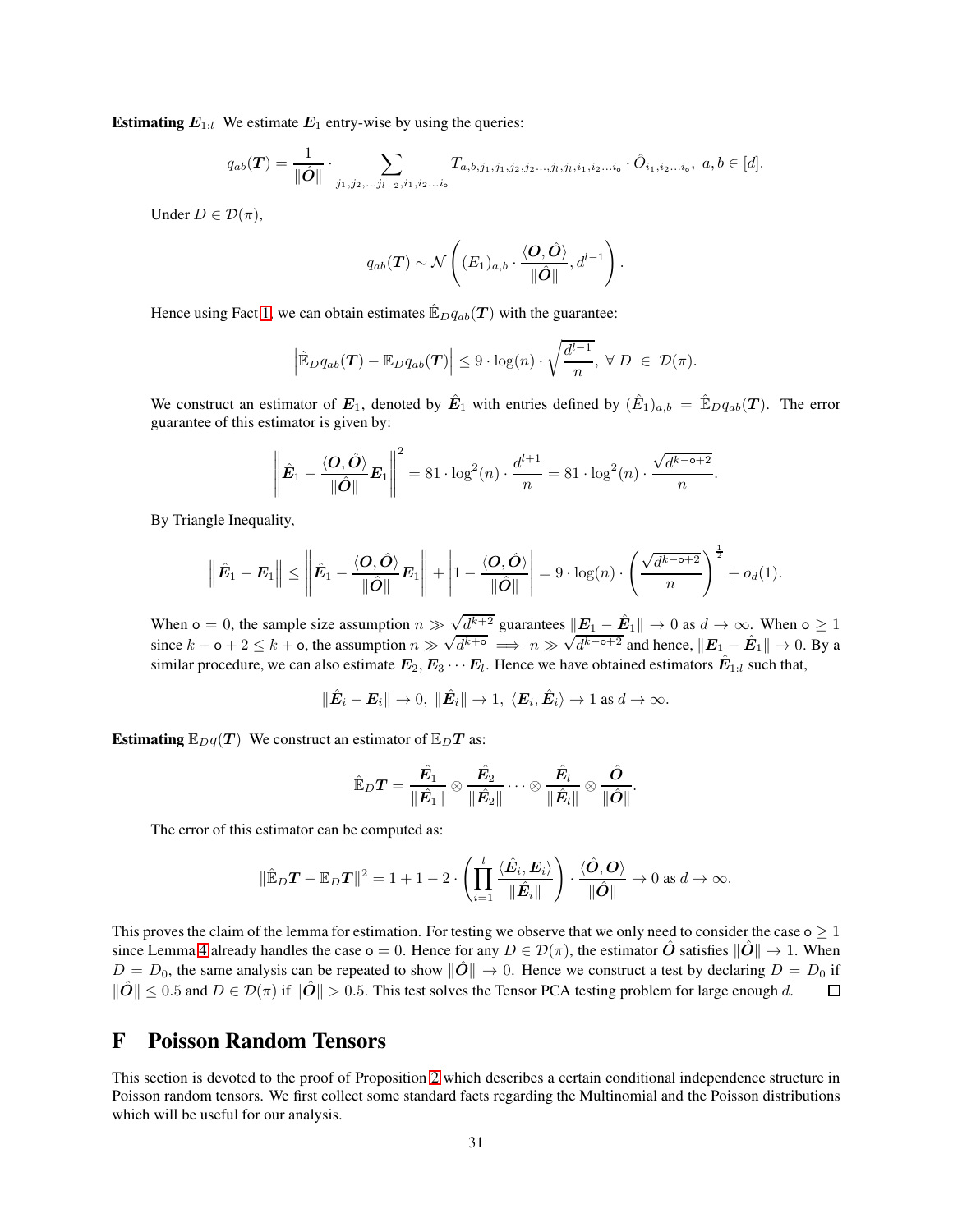**Estimating $\boldsymbol{E}_{1:l}$** We estimate $\boldsymbol{E}_1$ entry-wise by using the queries:

$$q_{ab}(\boldsymbol{T}) = \frac{1}{\|\hat{\boldsymbol{O}}\|} \cdot \sum_{j_1, j_2, \ldots j_{l-2}, i_1, i_2 \ldots i_{\mathsf{o}}} T_{a,b,j_1,j_1,j_2,j_2 \ldots, j_l, j_l, i_1, i_2 \ldots i_{\mathsf{o}}} \cdot \hat{O}_{i_1, i_2 \ldots i_{\mathsf{o}}}, \; a, b \in [d].$$

Under $D \in \mathcal{D}(\pi)$,

$$q_{ab}(\boldsymbol{T}) \sim \mathcal{N}\left( (E_1)_{a,b} \cdot \frac{\langle \boldsymbol{O}, \hat{\boldsymbol{O}} \rangle}{\|\hat{\boldsymbol{O}}\|}, d^{l-1} \right).$$

Hence using Fact 1, we can obtain estimates $\hat{\mathbb{E}}_D q_{ab}(\boldsymbol{T})$ with the guarantee:

$$\left| \hat{\mathbb{E}}_D q_{ab}(\boldsymbol{T}) - \mathbb{E}_D q_{ab}(\boldsymbol{T}) \right| \leq 9 \cdot \log(n) \cdot \sqrt{\frac{d^{l-1}}{n}}, \; \forall \; D \; \in \; \mathcal{D}(\pi).$$

We construct an estimator of $\boldsymbol{E}_1$, denoted by $\hat{\boldsymbol{E}}_1$ with entries defined by $(\hat{E}_1)_{a,b} = \hat{\mathbb{E}}_D q_{ab}(\boldsymbol{T})$. The error guarantee of this estimator is given by:

$$\left\| \hat{\boldsymbol{E}}_1 - \frac{\langle \boldsymbol{O}, \hat{\boldsymbol{O}} \rangle}{\|\hat{\boldsymbol{O}}\|} \boldsymbol{E}_1 \right\|^2 = 81 \cdot \log^2(n) \cdot \frac{d^{l+1}}{n} = 81 \cdot \log^2(n) \cdot \frac{\sqrt{d^{k-\mathsf{o}+2}}}{n}.$$

By Triangle Inequality,

$$\left\| \hat{\boldsymbol{E}}_1 - \boldsymbol{E}_1 \right\| \leq \left\| \hat{\boldsymbol{E}}_1 - \frac{\langle \boldsymbol{O}, \hat{\boldsymbol{O}} \rangle}{\|\hat{\boldsymbol{O}}\|} \boldsymbol{E}_1 \right\| + \left| 1 - \frac{\langle \boldsymbol{O}, \hat{\boldsymbol{O}} \rangle}{\|\hat{\boldsymbol{O}}\|} \right| = 9 \cdot \log(n) \cdot \left( \frac{\sqrt{d^{k-\mathsf{o}+2}}}{n} \right)^{\frac{1}{2}} + o_d(1).$$

When $\mathsf{o} = 0$, the sample size assumption $n \gg \sqrt{d^{k+2}}$ guarantees $\|\boldsymbol{E}_1 - \hat{\boldsymbol{E}}_1\| \to 0$ as $d \to \infty$. When $\mathsf{o} \geq 1$ since $k - \mathsf{o} + 2 \leq k + \mathsf{o}$, the assumption $n \gg \sqrt{d^{k+\mathsf{o}}} \implies n \gg \sqrt{d^{k-\mathsf{o}+2}}$ and hence, $\|\boldsymbol{E}_1 - \hat{\boldsymbol{E}}_1\| \to 0$. By a similar procedure, we can also estimate $\boldsymbol{E}_2, \boldsymbol{E}_3 \cdots \boldsymbol{E}_l$. Hence we have obtained estimators $\hat{\boldsymbol{E}}_{1:l}$ such that,

$$\|\hat{\boldsymbol{E}}_i - \boldsymbol{E}_i\| \to 0, \; \|\hat{\boldsymbol{E}}_i\| \to 1, \; \langle \boldsymbol{E}_i, \hat{\boldsymbol{E}}_i \rangle \to 1 \text{ as } d \to \infty.$$

**Estimating $\mathbb{E}_D q(\boldsymbol{T})$** We construct an estimator of $\mathbb{E}_D \boldsymbol{T}$ as:

$$\hat{\mathbb{E}}_D \boldsymbol{T} = \frac{\hat{\boldsymbol{E}}_1}{\|\hat{\boldsymbol{E}}_1\|} \otimes \frac{\hat{\boldsymbol{E}}_2}{\|\hat{\boldsymbol{E}}_2\|} \cdots \otimes \frac{\hat{\boldsymbol{E}}_l}{\|\hat{\boldsymbol{E}}_l\|} \otimes \frac{\hat{\boldsymbol{O}}}{\|\hat{\boldsymbol{O}}\|}.$$

The error of this estimator can be computed as:

$$\|\hat{\mathbb{E}}_D \boldsymbol{T} - \mathbb{E}_D \boldsymbol{T}\|^2 = 1 + 1 - 2 \cdot \left( \prod_{i=1}^{l} \frac{\langle \hat{\boldsymbol{E}}_i, \boldsymbol{E}_i \rangle}{\|\hat{\boldsymbol{E}}_i\|} \right) \cdot \frac{\langle \hat{\boldsymbol{O}}, \boldsymbol{O} \rangle}{\|\hat{\boldsymbol{O}}\|} \to 0 \text{ as } d \to \infty.$$

This proves the claim of the lemma for estimation. For testing we observe that we only need to consider the case $\mathsf{o} \geq 1$ since Lemma 4 already handles the case $\mathsf{o} = 0$. Hence for any $D \in \mathcal{D}(\pi)$, the estimator $\hat{\boldsymbol{O}}$ satisfies $\|\hat{\boldsymbol{O}}\| \to 1$. When $D = D_0$, the same analysis can be repeated to show $\|\hat{\boldsymbol{O}}\| \to 0$. Hence we construct a test by declaring $D = D_0$ if $\|\hat{\boldsymbol{O}}\| \leq 0.5$ and $D \in \mathcal{D}(\pi)$ if $\|\hat{\boldsymbol{O}}\| > 0.5$. This test solves the Tensor PCA testing problem for large enough $d$. $\square$

# F Poisson Random Tensors

This section is devoted to the proof of Proposition 2 which describes a certain conditional independence structure in Poisson random tensors. We first collect some standard facts regarding the Multinomial and the Poisson distributions which will be useful for our analysis.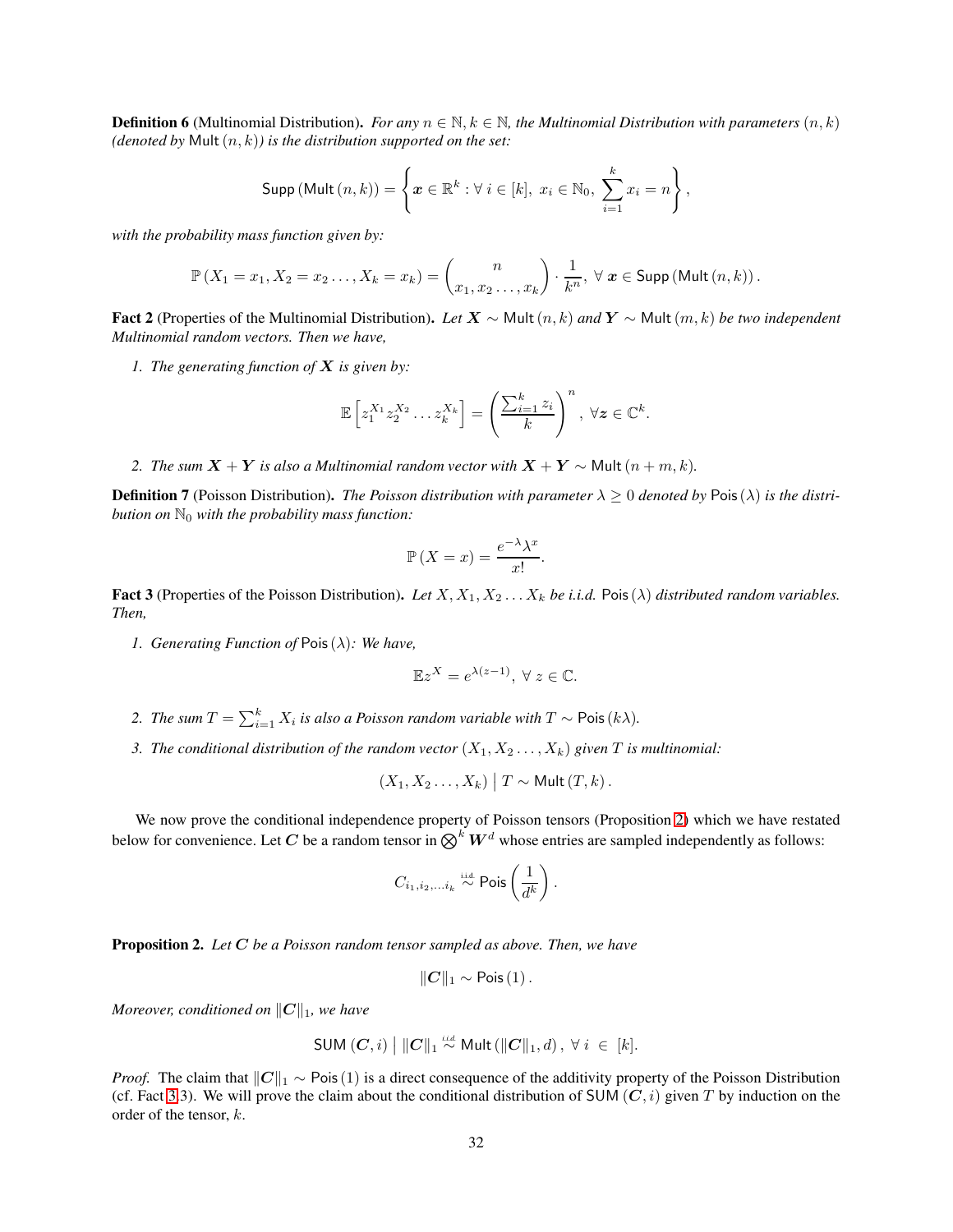**Definition 6** (Multinomial Distribution). *For any $n \in \mathbb{N}, k \in \mathbb{N}$, the Multinomial Distribution with parameters $(n, k)$ (denoted by $\mathsf{Mult}(n, k)$) is the distribution supported on the set:*

$$\mathsf{Supp}(\mathsf{Mult}(n, k)) = \left\{ \boldsymbol{x} \in \mathbb{R}^k : \forall\, i \in [k],\ x_i \in \mathbb{N}_0,\ \sum_{i=1}^{k} x_i = n \right\},$$

*with the probability mass function given by:*

$$\mathbb{P}(X_1 = x_1, X_2 = x_2 \ldots, X_k = x_k) = \binom{n}{x_1, x_2 \ldots, x_k} \cdot \frac{1}{k^n},\ \forall\, \boldsymbol{x} \in \mathsf{Supp}(\mathsf{Mult}(n, k)).$$

**Fact 2** (Properties of the Multinomial Distribution). *Let $\boldsymbol{X} \sim \mathsf{Mult}(n, k)$ and $\boldsymbol{Y} \sim \mathsf{Mult}(m, k)$ be two independent Multinomial random vectors. Then we have,*

1. *The generating function of $\boldsymbol{X}$ is given by:*

$$\mathbb{E}\left[z_1^{X_1} z_2^{X_2} \ldots z_k^{X_k}\right] = \left(\frac{\sum_{i=1}^{k} z_i}{k}\right)^n,\ \forall \boldsymbol{z} \in \mathbb{C}^k.$$

2. *The sum $\boldsymbol{X} + \boldsymbol{Y}$ is also a Multinomial random vector with $\boldsymbol{X} + \boldsymbol{Y} \sim \mathsf{Mult}(n + m, k)$.*

**Definition 7** (Poisson Distribution). *The Poisson distribution with parameter $\lambda \geq 0$ denoted by $\mathsf{Pois}(\lambda)$ is the distribution on $\mathbb{N}_0$ with the probability mass function:*

$$\mathbb{P}(X = x) = \frac{e^{-\lambda} \lambda^x}{x!}.$$

**Fact 3** (Properties of the Poisson Distribution). *Let $X, X_1, X_2 \ldots X_k$ be i.i.d. $\mathsf{Pois}(\lambda)$ distributed random variables. Then,*

1. *Generating Function of $\mathsf{Pois}(\lambda)$: We have,*

$$\mathbb{E} z^X = e^{\lambda(z-1)},\ \forall\, z \in \mathbb{C}.$$

2. *The sum $T = \sum_{i=1}^{k} X_i$ is also a Poisson random variable with $T \sim \mathsf{Pois}(k\lambda)$.*

3. *The conditional distribution of the random vector $(X_1, X_2 \ldots, X_k)$ given $T$ is multinomial:*

$$(X_1, X_2 \ldots, X_k) \mid T \sim \mathsf{Mult}(T, k).$$

We now prove the conditional independence property of Poisson tensors (Proposition 2) which we have restated below for convenience. Let $\boldsymbol{C}$ be a random tensor in $\bigotimes^k \boldsymbol{W}^d$ whose entries are sampled independently as follows:

$$C_{i_1, i_2, \ldots i_k} \overset{\text{i.i.d}}{\sim} \mathsf{Pois}\left(\frac{1}{d^k}\right).$$

**Proposition 2.** *Let $\boldsymbol{C}$ be a Poisson random tensor sampled as above. Then, we have*

$$\|\boldsymbol{C}\|_1 \sim \mathsf{Pois}(1).$$

*Moreover, conditioned on $\|\boldsymbol{C}\|_1$, we have*

$$\mathsf{SUM}(\boldsymbol{C}, i) \mid \|\boldsymbol{C}\|_1 \overset{i.i.d}{\sim} \mathsf{Mult}(\|\boldsymbol{C}\|_1, d),\ \forall\, i\ \in\ [k].$$

*Proof.* The claim that $\|\boldsymbol{C}\|_1 \sim \mathsf{Pois}(1)$ is a direct consequence of the additivity property of the Poisson Distribution (cf. Fact 3.3). We will prove the claim about the conditional distribution of $\mathsf{SUM}(\boldsymbol{C}, i)$ given $T$ by induction on the order of the tensor, $k$.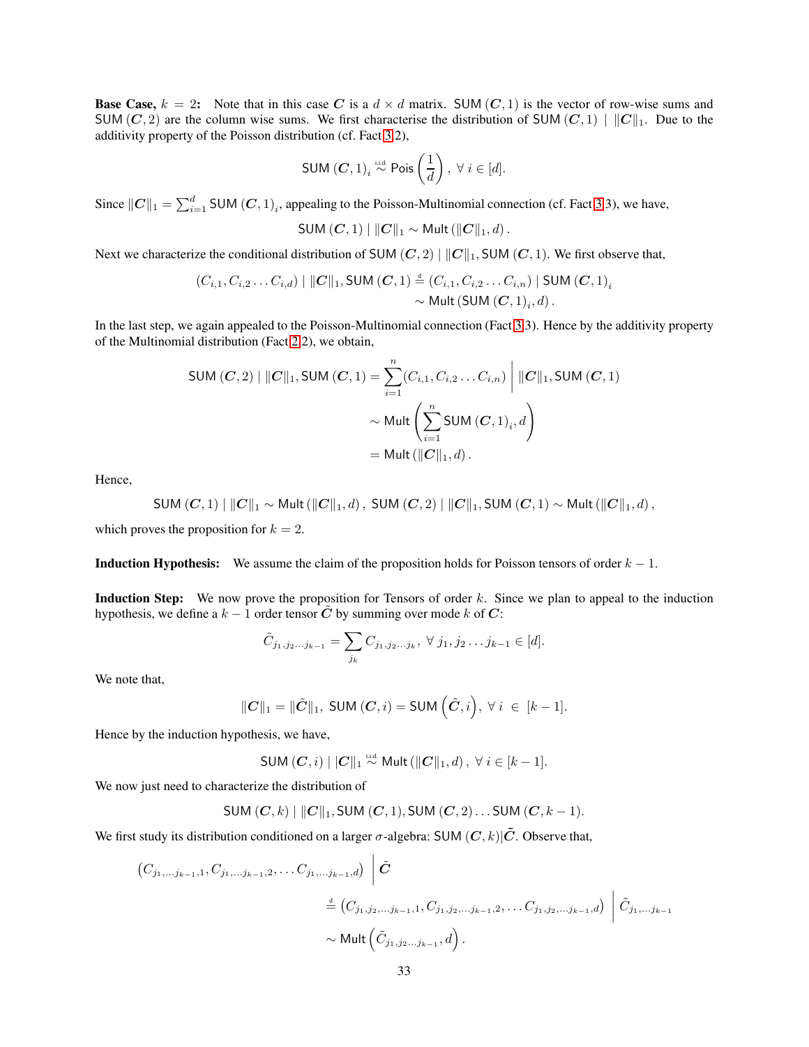**Base Case, $k = 2$:** Note that in this case $\boldsymbol{C}$ is a $d \times d$ matrix. $\mathsf{SUM}\left(\boldsymbol{C}, 1\right)$ is the vector of row-wise sums and $\mathsf{SUM}\left(\boldsymbol{C}, 2\right)$ are the column wise sums. We first characterise the distribution of $\mathsf{SUM}\left(\boldsymbol{C}, 1\right) \mid \|\boldsymbol{C}\|_1$. Due to the additivity property of the Poisson distribution (cf. Fact 3.2),

$$\mathsf{SUM}\left(\boldsymbol{C}, 1\right)_i \overset{\text{i.i.d.}}{\sim} \mathsf{Pois}\left(\frac{1}{d}\right), \ \forall \ i \in [d].$$

Since $\|\boldsymbol{C}\|_1 = \sum_{i=1}^{d} \mathsf{SUM}\left(\boldsymbol{C}, 1\right)_i$, appealing to the Poisson-Multinomial connection (cf. Fact 3.3), we have,

$$\mathsf{SUM}\left(\boldsymbol{C}, 1\right) \mid \|\boldsymbol{C}\|_1 \sim \mathsf{Mult}\left(\|\boldsymbol{C}\|_1, d\right).$$

Next we characterize the conditional distribution of $\mathsf{SUM}\left(\boldsymbol{C}, 2\right) \mid \|\boldsymbol{C}\|_1, \mathsf{SUM}\left(\boldsymbol{C}, 1\right)$. We first observe that,

$$\begin{aligned}(C_{i,1}, C_{i,2} \dots C_{i,d}) \mid \|\boldsymbol{C}\|_1, \mathsf{SUM}\left(\boldsymbol{C}, 1\right) &\overset{\text{d}}{=} (C_{i,1}, C_{i,2} \dots C_{i,n}) \mid \mathsf{SUM}\left(\boldsymbol{C}, 1\right)_i \\ &\sim \mathsf{Mult}\left(\mathsf{SUM}\left(\boldsymbol{C}, 1\right)_i, d\right).\end{aligned}$$

In the last step, we again appealed to the Poisson-Multinomial connection (Fact 3.3). Hence by the additivity property of the Multinomial distribution (Fact 2.2), we obtain,

$$\begin{aligned}\mathsf{SUM}\left(\boldsymbol{C}, 2\right) \mid \|\boldsymbol{C}\|_1, \mathsf{SUM}\left(\boldsymbol{C}, 1\right) &= \sum_{i=1}^{n} (C_{i,1}, C_{i,2} \dots C_{i,n}) \ \Bigg| \ \|\boldsymbol{C}\|_1, \mathsf{SUM}\left(\boldsymbol{C}, 1\right) \\ &\sim \mathsf{Mult}\left(\sum_{i=1}^{n} \mathsf{SUM}\left(\boldsymbol{C}, 1\right)_i, d\right) \\ &= \mathsf{Mult}\left(\|\boldsymbol{C}\|_1, d\right).\end{aligned}$$

Hence,

$$\mathsf{SUM}\left(\boldsymbol{C}, 1\right) \mid \|\boldsymbol{C}\|_1 \sim \mathsf{Mult}\left(\|\boldsymbol{C}\|_1, d\right), \ \mathsf{SUM}\left(\boldsymbol{C}, 2\right) \mid \|\boldsymbol{C}\|_1, \mathsf{SUM}\left(\boldsymbol{C}, 1\right) \sim \mathsf{Mult}\left(\|\boldsymbol{C}\|_1, d\right),$$

which proves the proposition for $k = 2$.

**Induction Hypothesis:** We assume the claim of the proposition holds for Poisson tensors of order $k - 1$.

**Induction Step:** We now prove the proposition for Tensors of order $k$. Since we plan to appeal to the induction hypothesis, we define a $k - 1$ order tensor $\tilde{\boldsymbol{C}}$ by summing over mode $k$ of $\boldsymbol{C}$:

$$\tilde{C}_{j_1, j_2 \dots j_{k-1}} = \sum_{j_k} C_{j_1, j_2 \dots j_k}, \ \forall \ j_1, j_2 \dots j_{k-1} \in [d].$$

We note that,

$$\|\boldsymbol{C}\|_1 = \|\tilde{\boldsymbol{C}}\|_1, \ \mathsf{SUM}\left(\boldsymbol{C}, i\right) = \mathsf{SUM}\left(\tilde{\boldsymbol{C}}, i\right), \ \forall \ i \ \in \ [k-1].$$

Hence by the induction hypothesis, we have,

$$\mathsf{SUM}\left(\boldsymbol{C}, i\right) \mid |\boldsymbol{C}\|_1 \overset{\text{i.i.d.}}{\sim} \mathsf{Mult}\left(\|\boldsymbol{C}\|_1, d\right), \ \forall \ i \in [k-1].$$

We now just need to characterize the distribution of

$$\mathsf{SUM}\left(\boldsymbol{C}, k\right) \mid \|\boldsymbol{C}\|_1, \mathsf{SUM}\left(\boldsymbol{C}, 1\right), \mathsf{SUM}\left(\boldsymbol{C}, 2\right) \dots \mathsf{SUM}\left(\boldsymbol{C}, k-1\right).$$

We first study its distribution conditioned on a larger $\sigma$-algebra: $\mathsf{SUM}\left(\boldsymbol{C}, k\right) | \tilde{\boldsymbol{C}}$. Observe that,

$$\begin{aligned}&(C_{j_1, \dots j_{k-1}, 1}, C_{j_1, \dots j_{k-1}, 2}, \dots C_{j_1, \dots j_{k-1}, d}) \ \Big| \ \tilde{\boldsymbol{C}} \\ &\qquad \overset{\text{d}}{=} (C_{j_1, j_2, \dots j_{k-1}, 1}, C_{j_1, j_2, \dots j_{k-1}, 2}, \dots C_{j_1, j_2, \dots j_{k-1}, d}) \ \Big| \ \tilde{C}_{j_1, \dots j_{k-1}} \\ &\qquad \sim \mathsf{Mult}\left(\tilde{C}_{j_1, j_2 \dots j_{k-1}}, d\right).\end{aligned}$$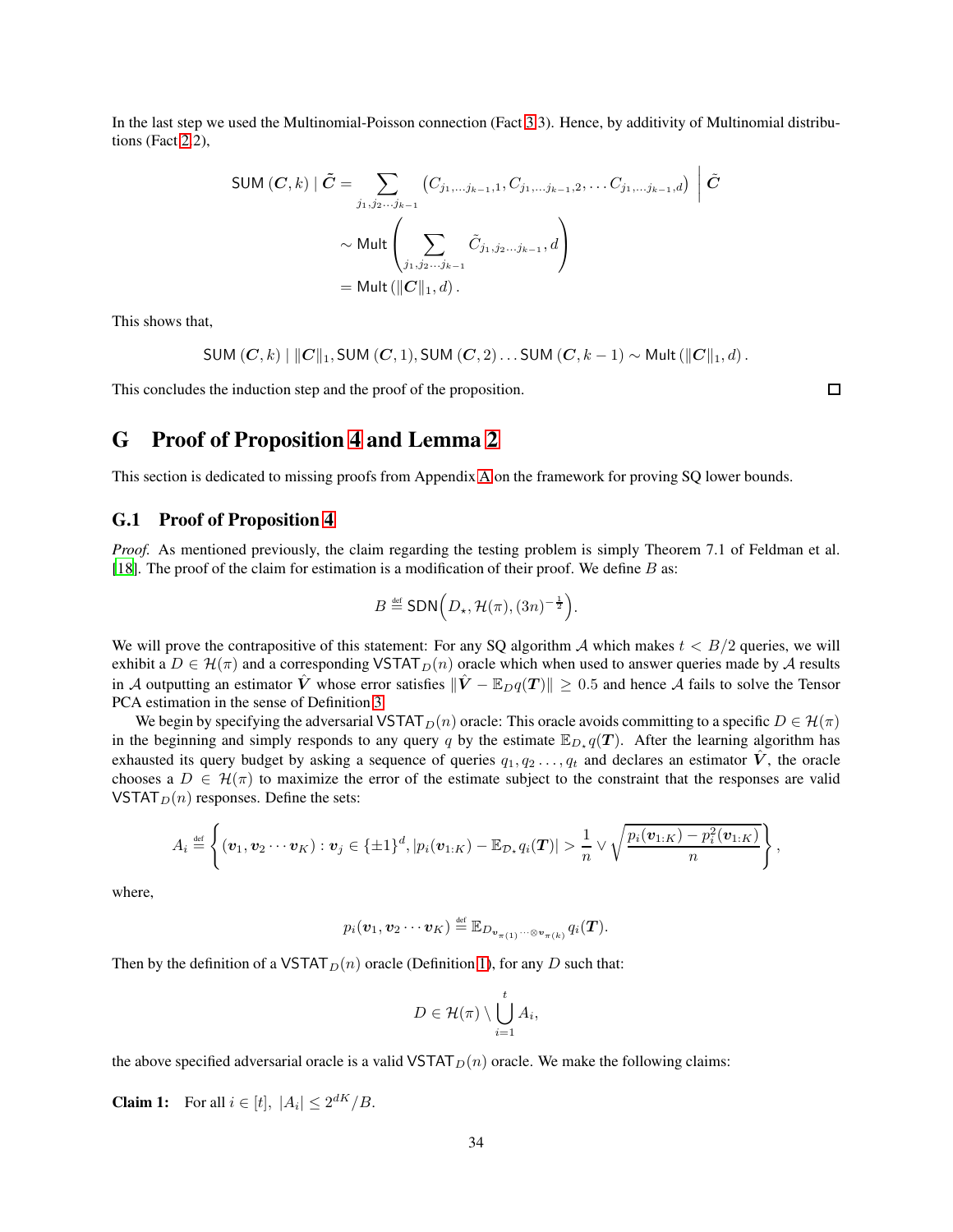In the last step we used the Multinomial-Poisson connection (Fact 3 3). Hence, by additivity of Multinomial distributions (Fact 2 2),

$$
\begin{aligned}
\mathsf{SUM}\left(\boldsymbol{C},k\right) \mid \tilde{\boldsymbol{C}} &= \sum_{j_1,j_2\dots j_{k-1}} \left(C_{j_1,\dots j_{k-1},1}, C_{j_1,\dots j_{k-1},2}, \dots C_{j_1,\dots j_{k-1},d}\right) \;\Big|\; \tilde{\boldsymbol{C}} \\
&\sim \mathsf{Mult}\left(\sum_{j_1,j_2\dots j_{k-1}} \tilde{C}_{j_1,j_2\dots j_{k-1}}, d\right) \\
&= \mathsf{Mult}\left(\|\boldsymbol{C}\|_1, d\right).
\end{aligned}
$$

This shows that,

$$
\mathsf{SUM}\left(\boldsymbol{C},k\right) \mid \|\boldsymbol{C}\|_1, \mathsf{SUM}\left(\boldsymbol{C},1\right), \mathsf{SUM}\left(\boldsymbol{C},2\right) \dots \mathsf{SUM}\left(\boldsymbol{C},k-1\right) \sim \mathsf{Mult}\left(\|\boldsymbol{C}\|_1, d\right).
$$

This concludes the induction step and the proof of the proposition. □

# G Proof of Proposition 4 and Lemma 2

This section is dedicated to missing proofs from Appendix A on the framework for proving SQ lower bounds.

## G.1 Proof of Proposition 4

*Proof.* As mentioned previously, the claim regarding the testing problem is simply Theorem 7.1 of Feldman et al. [18]. The proof of the claim for estimation is a modification of their proof. We define $B$ as:

$$
B \overset{\text{def}}{=} \mathsf{SDN}\Big(D_\star, \mathcal{H}(\pi), (3n)^{-\frac{1}{2}}\Big).
$$

We will prove the contrapositive of this statement: For any SQ algorithm $\mathcal{A}$ which makes $t < B/2$ queries, we will exhibit a $D \in \mathcal{H}(\pi)$ and a corresponding $\mathsf{VSTAT}_D(n)$ oracle which when used to answer queries made by $\mathcal{A}$ results in $\mathcal{A}$ outputting an estimator $\hat{\boldsymbol{V}}$ whose error satisfies $\|\hat{\boldsymbol{V}} - \mathbb{E}_D q(\boldsymbol{T})\| \geq 0.5$ and hence $\mathcal{A}$ fails to solve the Tensor PCA estimation in the sense of Definition 3.

We begin by specifying the adversarial $\mathsf{VSTAT}_D(n)$ oracle: This oracle avoids committing to a specific $D \in \mathcal{H}(\pi)$ in the beginning and simply responds to any query $q$ by the estimate $\mathbb{E}_{D_\star} q(\boldsymbol{T})$. After the learning algorithm has exhausted its query budget by asking a sequence of queries $q_1, q_2 \dots, q_t$ and declares an estimator $\hat{\boldsymbol{V}}$, the oracle chooses a $D \in \mathcal{H}(\pi)$ to maximize the error of the estimate subject to the constraint that the responses are valid $\mathsf{VSTAT}_D(n)$ responses. Define the sets:

$$
A_i \overset{\text{def}}{=} \left\{ (\boldsymbol{v}_1, \boldsymbol{v}_2 \cdots \boldsymbol{v}_K) : \boldsymbol{v}_j \in \{\pm 1\}^d, |p_i(\boldsymbol{v}_{1:K}) - \mathbb{E}_{\mathcal{D}_\star} q_i(\boldsymbol{T})| > \frac{1}{n} \vee \sqrt{\frac{p_i(\boldsymbol{v}_{1:K}) - p_i^2(\boldsymbol{v}_{1:K})}{n}} \right\},
$$

where,

$$
p_i(\boldsymbol{v}_1, \boldsymbol{v}_2 \cdots \boldsymbol{v}_K) \overset{\text{def}}{=} \mathbb{E}_{D_{\boldsymbol{v}_{\pi(1)} \cdots \otimes \boldsymbol{v}_{\pi(k)}}} q_i(\boldsymbol{T}).
$$

Then by the definition of a $\mathsf{VSTAT}_D(n)$ oracle (Definition 1), for any $D$ such that:

$$
D \in \mathcal{H}(\pi) \setminus \bigcup_{i=1}^{t} A_i,
$$

the above specified adversarial oracle is a valid $\mathsf{VSTAT}_D(n)$ oracle. We make the following claims:

**Claim 1:** For all $i \in [t]$, $|A_i| \leq 2^{dK}/B$.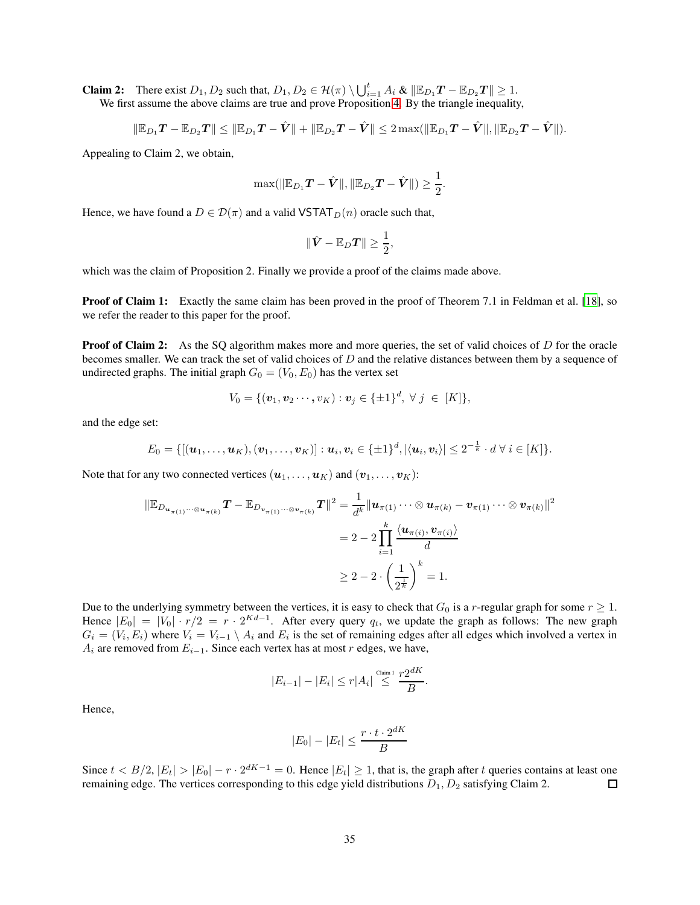**Claim 2:** There exist $D_1, D_2$ such that, $D_1, D_2 \in \mathcal{H}(\pi) \setminus \bigcup_{i=1}^{t} A_i$ & $\|\mathbb{E}_{D_1}\boldsymbol{T} - \mathbb{E}_{D_2}\boldsymbol{T}\| \geq 1$.

We first assume the above claims are true and prove Proposition 4. By the triangle inequality,

$$\|\mathbb{E}_{D_1}\boldsymbol{T} - \mathbb{E}_{D_2}\boldsymbol{T}\| \leq \|\mathbb{E}_{D_1}\boldsymbol{T} - \hat{\boldsymbol{V}}\| + \|\mathbb{E}_{D_2}\boldsymbol{T} - \hat{\boldsymbol{V}}\| \leq 2\max(\|\mathbb{E}_{D_1}\boldsymbol{T} - \hat{\boldsymbol{V}}\|, \|\mathbb{E}_{D_2}\boldsymbol{T} - \hat{\boldsymbol{V}}\|).$$

Appealing to Claim 2, we obtain,

$$\max(\|\mathbb{E}_{D_1}\boldsymbol{T} - \hat{\boldsymbol{V}}\|, \|\mathbb{E}_{D_2}\boldsymbol{T} - \hat{\boldsymbol{V}}\|) \geq \frac{1}{2}.$$

Hence, we have found a $D \in \mathcal{D}(\pi)$ and a valid $\mathsf{VSTAT}_D(n)$ oracle such that,

$$\|\hat{\boldsymbol{V}} - \mathbb{E}_D\boldsymbol{T}\| \geq \frac{1}{2},$$

which was the claim of Proposition 2. Finally we provide a proof of the claims made above.

**Proof of Claim 1:** Exactly the same claim has been proved in the proof of Theorem 7.1 in Feldman et al. [18], so we refer the reader to this paper for the proof.

**Proof of Claim 2:** As the SQ algorithm makes more and more queries, the set of valid choices of $D$ for the oracle becomes smaller. We can track the set of valid choices of $D$ and the relative distances between them by a sequence of undirected graphs. The initial graph $G_0 = (V_0, E_0)$ has the vertex set

$$V_0 = \{(\boldsymbol{v}_1, \boldsymbol{v}_2 \cdots, v_K) : \boldsymbol{v}_j \in \{\pm 1\}^d, \ \forall \ j \ \in \ [K]\},$$

and the edge set:

$$E_0 = \{[(\boldsymbol{u}_1, \ldots, \boldsymbol{u}_K), (\boldsymbol{v}_1, \ldots, \boldsymbol{v}_K)] : \boldsymbol{u}_i, \boldsymbol{v}_i \in \{\pm 1\}^d, |\langle \boldsymbol{u}_i, \boldsymbol{v}_i \rangle| \leq 2^{-\frac{1}{k}} \cdot d \ \forall \ i \in [K]\}.$$

Note that for any two connected vertices $(\boldsymbol{u}_1, \ldots, \boldsymbol{u}_K)$ and $(\boldsymbol{v}_1, \ldots, \boldsymbol{v}_K)$:

$$\begin{aligned}
\|\mathbb{E}_{D_{\boldsymbol{u}_{\pi(1)} \cdots \otimes \boldsymbol{u}_{\pi(k)}}}\boldsymbol{T} - \mathbb{E}_{D_{\boldsymbol{v}_{\pi(1)} \cdots \otimes \boldsymbol{v}_{\pi(k)}}}\boldsymbol{T}\|^2 &= \frac{1}{d^k}\|\boldsymbol{u}_{\pi(1)} \cdots \otimes \boldsymbol{u}_{\pi(k)} - \boldsymbol{v}_{\pi(1)} \cdots \otimes \boldsymbol{v}_{\pi(k)}\|^2 \\
&= 2 - 2\prod_{i=1}^{k} \frac{\langle \boldsymbol{u}_{\pi(i)}, \boldsymbol{v}_{\pi(i)} \rangle}{d} \\
&\geq 2 - 2 \cdot \left(\frac{1}{2^{\frac{1}{k}}}\right)^k = 1.
\end{aligned}$$

Due to the underlying symmetry between the vertices, it is easy to check that $G_0$ is a $r$-regular graph for some $r \geq 1$. Hence $|E_0| = |V_0| \cdot r/2 = r \cdot 2^{Kd-1}$. After every query $q_t$, we update the graph as follows: The new graph $G_i = (V_i, E_i)$ where $V_i = V_{i-1} \setminus A_i$ and $E_i$ is the set of remaining edges after all edges which involved a vertex in $A_i$ are removed from $E_{i-1}$. Since each vertex has at most $r$ edges, we have,

$$|E_{i-1}| - |E_i| \leq r|A_i| \overset{\text{Claim 1}}{\leq} \frac{r2^{dK}}{B}.$$

Hence,

$$|E_0| - |E_t| \leq \frac{r \cdot t \cdot 2^{dK}}{B}$$

Since $t < B/2$, $|E_t| > |E_0| - r \cdot 2^{dK-1} = 0$. Hence $|E_t| \geq 1$, that is, the graph after $t$ queries contains at least one remaining edge. The vertices corresponding to this edge yield distributions $D_1, D_2$ satisfying Claim 2. $\square$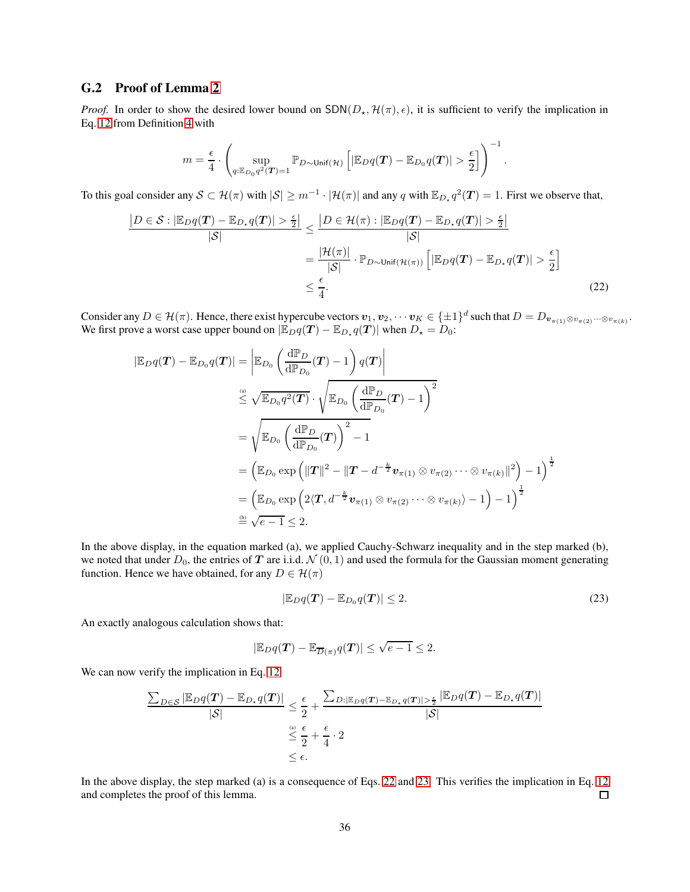### G.2 Proof of Lemma 2

*Proof.* In order to show the desired lower bound on $\mathsf{SDN}(D_\star, \mathcal{H}(\pi), \epsilon)$, it is sufficient to verify the implication in Eq. 12 from Definition 4 with

$$m = \frac{\epsilon}{4} \cdot \left( \sup_{q : \mathbb{E}_{D_0} q^2(\boldsymbol{T}) = 1} \mathbb{P}_{D \sim \mathsf{Unif}(\mathcal{H})} \left[ |\mathbb{E}_D q(\boldsymbol{T}) - \mathbb{E}_{D_0} q(\boldsymbol{T})| > \frac{\epsilon}{2} \right] \right)^{-1}.$$

To this goal consider any $\mathcal{S} \subset \mathcal{H}(\pi)$ with $|\mathcal{S}| \geq m^{-1} \cdot |\mathcal{H}(\pi)|$ and any $q$ with $\mathbb{E}_{D_\star} q^2(\boldsymbol{T}) = 1$. First we observe that,

$$\begin{aligned}
\frac{\left|D \in \mathcal{S} : |\mathbb{E}_D q(\boldsymbol{T}) - \mathbb{E}_{D_\star} q(\boldsymbol{T})| > \frac{\epsilon}{2}\right|}{|\mathcal{S}|} &\leq \frac{\left|D \in \mathcal{H}(\pi) : |\mathbb{E}_D q(\boldsymbol{T}) - \mathbb{E}_{D_\star} q(\boldsymbol{T})| > \frac{\epsilon}{2}\right|}{|\mathcal{S}|} \\
&= \frac{|\mathcal{H}(\pi)|}{|\mathcal{S}|} \cdot \mathbb{P}_{D \sim \mathsf{Unif}(\mathcal{H}(\pi))} \left[ |\mathbb{E}_D q(\boldsymbol{T}) - \mathbb{E}_{D_\star} q(\boldsymbol{T})| > \frac{\epsilon}{2} \right] \\
&\leq \frac{\epsilon}{4}. \qquad (22)
\end{aligned}$$

Consider any $D \in \mathcal{H}(\pi)$. Hence, there exist hypercube vectors $\boldsymbol{v}_1, \boldsymbol{v}_2, \cdots \boldsymbol{v}_K \in \{\pm 1\}^d$ such that $D = D_{\boldsymbol{v}_{\pi(1)} \otimes v_{\pi(2)} \cdots \otimes v_{\pi(k)}}$. We first prove a worst case upper bound on $|\mathbb{E}_D q(\boldsymbol{T}) - \mathbb{E}_{D_\star} q(\boldsymbol{T})|$ when $D_\star = D_0$:

$$\begin{aligned}
|\mathbb{E}_D q(\boldsymbol{T}) - \mathbb{E}_{D_0} q(\boldsymbol{T})| &= \left| \mathbb{E}_{D_0} \left( \frac{\mathrm{d}\mathbb{P}_D}{\mathrm{d}\mathbb{P}_{D_0}}(\boldsymbol{T}) - 1 \right) q(\boldsymbol{T}) \right| \\
&\overset{\text{(a)}}{\leq} \sqrt{\mathbb{E}_{D_0} q^2(\boldsymbol{T})} \cdot \sqrt{\mathbb{E}_{D_0} \left( \frac{\mathrm{d}\mathbb{P}_D}{\mathrm{d}\mathbb{P}_{D_0}}(\boldsymbol{T}) - 1 \right)^2} \\
&= \sqrt{\mathbb{E}_{D_0} \left( \frac{\mathrm{d}\mathbb{P}_D}{\mathrm{d}\mathbb{P}_{D_0}}(\boldsymbol{T}) \right)^2 - 1} \\
&= \left( \mathbb{E}_{D_0} \exp\left( \|\boldsymbol{T}\|^2 - \|\boldsymbol{T} - d^{-\frac{k}{2}} \boldsymbol{v}_{\pi(1)} \otimes v_{\pi(2)} \cdots \otimes v_{\pi(k)}\|^2 \right) - 1 \right)^{\frac{1}{2}} \\
&= \left( \mathbb{E}_{D_0} \exp\left( 2\langle \boldsymbol{T}, d^{-\frac{k}{2}} \boldsymbol{v}_{\pi(1)} \otimes v_{\pi(2)} \cdots \otimes v_{\pi(k)} \rangle - 1 \right) - 1 \right)^{\frac{1}{2}} \\
&\overset{\text{(b)}}{=} \sqrt{e - 1} \leq 2.
\end{aligned}$$

In the above display, in the equation marked (a), we applied Cauchy-Schwarz inequality and in the step marked (b), we noted that under $D_0$, the entries of $\boldsymbol{T}$ are i.i.d. $\mathcal{N}(0, 1)$ and used the formula for the Gaussian moment generating function. Hence we have obtained, for any $D \in \mathcal{H}(\pi)$

$$|\mathbb{E}_D q(\boldsymbol{T}) - \mathbb{E}_{D_0} q(\boldsymbol{T})| \leq 2. \qquad (23)$$

An exactly analogous calculation shows that:

$$|\mathbb{E}_D q(\boldsymbol{T}) - \mathbb{E}_{\overline{D}(\pi)} q(\boldsymbol{T})| \leq \sqrt{e - 1} \leq 2.$$

We can now verify the implication in Eq. 12

$$\begin{aligned}
\frac{\sum_{D \in \mathcal{S}} |\mathbb{E}_D q(\boldsymbol{T}) - \mathbb{E}_{D_\star} q(\boldsymbol{T})|}{|\mathcal{S}|} &\leq \frac{\epsilon}{2} + \frac{\sum_{D : |\mathbb{E}_D q(\boldsymbol{T}) - \mathbb{E}_{D_\star} q(\boldsymbol{T})| > \frac{\epsilon}{2}} |\mathbb{E}_D q(\boldsymbol{T}) - \mathbb{E}_{D_\star} q(\boldsymbol{T})|}{|\mathcal{S}|} \\
&\overset{\text{(a)}}{\leq} \frac{\epsilon}{2} + \frac{\epsilon}{4} \cdot 2 \\
&\leq \epsilon.
\end{aligned}$$

In the above display, the step marked (a) is a consequence of Eqs. 22 and 23. This verifies the implication in Eq. 12 and completes the proof of this lemma. □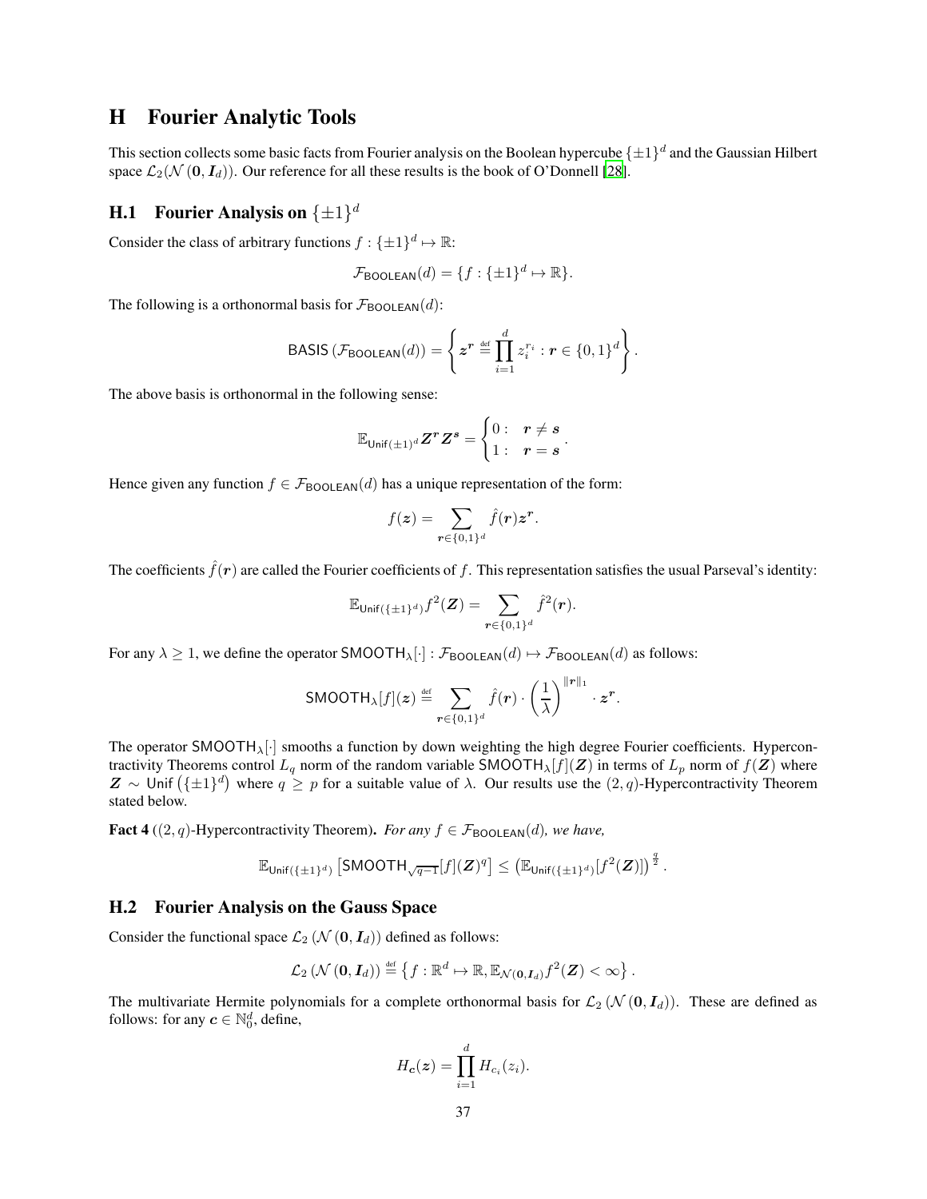# H Fourier Analytic Tools

This section collects some basic facts from Fourier analysis on the Boolean hypercube $\{\pm 1\}^d$ and the Gaussian Hilbert space $\mathcal{L}_2(\mathcal{N}(\mathbf{0}, \boldsymbol{I}_d))$. Our reference for all these results is the book of O'Donnell [28].

## H.1 Fourier Analysis on $\{\pm 1\}^d$

Consider the class of arbitrary functions $f : \{\pm 1\}^d \mapsto \mathbb{R}$:

$$\mathcal{F}_{\mathsf{BOOLEAN}}(d) = \{f : \{\pm 1\}^d \mapsto \mathbb{R}\}.$$

The following is a orthonormal basis for $\mathcal{F}_{\mathsf{BOOLEAN}}(d)$:

$$\mathsf{BASIS}\left(\mathcal{F}_{\mathsf{BOOLEAN}}(d)\right) = \left\{ \boldsymbol{z}^{\boldsymbol{r}} \stackrel{\text{def}}{=} \prod_{i=1}^{d} z_i^{r_i} : \boldsymbol{r} \in \{0,1\}^d \right\}.$$

The above basis is orthonormal in the following sense:

$$\mathbb{E}_{\mathsf{Unif}(\pm 1)^d} \boldsymbol{Z}^{\boldsymbol{r}} \boldsymbol{Z}^{\boldsymbol{s}} = \begin{cases} 0 : & \boldsymbol{r} \neq \boldsymbol{s} \\ 1 : & \boldsymbol{r} = \boldsymbol{s} \end{cases}.$$

Hence given any function $f \in \mathcal{F}_{\mathsf{BOOLEAN}}(d)$ has a unique representation of the form:

$$f(\boldsymbol{z}) = \sum_{\boldsymbol{r} \in \{0,1\}^d} \hat{f}(\boldsymbol{r}) \boldsymbol{z}^{\boldsymbol{r}}.$$

The coefficients $\hat{f}(\boldsymbol{r})$ are called the Fourier coefficients of $f$. This representation satisfies the usual Parseval's identity:

$$\mathbb{E}_{\mathsf{Unif}(\{\pm 1\}^d)} f^2(\boldsymbol{Z}) = \sum_{\boldsymbol{r} \in \{0,1\}^d} \hat{f}^2(\boldsymbol{r}).$$

For any $\lambda \geq 1$, we define the operator $\mathsf{SMOOTH}_\lambda[\cdot] : \mathcal{F}_{\mathsf{BOOLEAN}}(d) \mapsto \mathcal{F}_{\mathsf{BOOLEAN}}(d)$ as follows:

$$\mathsf{SMOOTH}_\lambda[f](\boldsymbol{z}) \stackrel{\text{def}}{=} \sum_{\boldsymbol{r} \in \{0,1\}^d} \hat{f}(\boldsymbol{r}) \cdot \left(\frac{1}{\lambda}\right)^{\|\boldsymbol{r}\|_1} \cdot \boldsymbol{z}^{\boldsymbol{r}}.$$

The operator $\mathsf{SMOOTH}_\lambda[\cdot]$ smooths a function by down weighting the high degree Fourier coefficients. Hypercontractivity Theorems control $L_q$ norm of the random variable $\mathsf{SMOOTH}_\lambda[f](\boldsymbol{Z})$ in terms of $L_p$ norm of $f(\boldsymbol{Z})$ where $\boldsymbol{Z} \sim \mathsf{Unif}\left(\{\pm 1\}^d\right)$ where $q \geq p$ for a suitable value of $\lambda$. Our results use the $(2, q)$-Hypercontractivity Theorem stated below.

**Fact 4** ($(2, q)$-Hypercontractivity Theorem). *For any $f \in \mathcal{F}_{\mathsf{BOOLEAN}}(d)$, we have,*

$$\mathbb{E}_{\mathsf{Unif}(\{\pm 1\}^d)} \left[\mathsf{SMOOTH}_{\sqrt{q-1}}[f](\boldsymbol{Z})^q\right] \leq \left(\mathbb{E}_{\mathsf{Unif}(\{\pm 1\}^d)}[f^2(\boldsymbol{Z})]\right)^{\frac{q}{2}}.$$

## H.2 Fourier Analysis on the Gauss Space

Consider the functional space $\mathcal{L}_2\left(\mathcal{N}\left(\mathbf{0}, \boldsymbol{I}_d\right)\right)$ defined as follows:

$$\mathcal{L}_2\left(\mathcal{N}\left(\mathbf{0}, \boldsymbol{I}_d\right)\right) \stackrel{\text{def}}{=} \left\{ f : \mathbb{R}^d \mapsto \mathbb{R}, \mathbb{E}_{\mathcal{N}(\mathbf{0}, \boldsymbol{I}_d)} f^2(\boldsymbol{Z}) < \infty \right\}.$$

The multivariate Hermite polynomials for a complete orthonormal basis for $\mathcal{L}_2\left(\mathcal{N}\left(\mathbf{0}, \boldsymbol{I}_d\right)\right)$. These are defined as follows: for any $\boldsymbol{c} \in \mathbb{N}_0^d$, define,

$$H_{\boldsymbol{c}}(\boldsymbol{z}) = \prod_{i=1}^{d} H_{c_i}(z_i).$$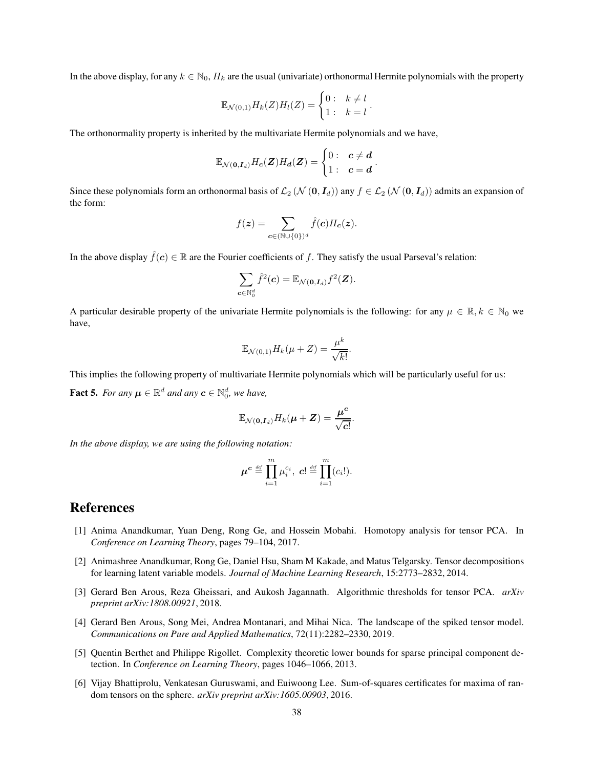In the above display, for any $k \in \mathbb{N}_0$, $H_k$ are the usual (univariate) orthonormal Hermite polynomials with the property

$$\mathbb{E}_{\mathcal{N}(0,1)} H_k(Z) H_l(Z) = \begin{cases} 0 : & k \neq l \\ 1 : & k = l \end{cases}.$$

The orthonormality property is inherited by the multivariate Hermite polynomials and we have,

$$\mathbb{E}_{\mathcal{N}(\mathbf{0}, \boldsymbol{I}_d)} H_{\boldsymbol{c}}(\boldsymbol{Z}) H_{\boldsymbol{d}}(\boldsymbol{Z}) = \begin{cases} 0 : & \boldsymbol{c} \neq \boldsymbol{d} \\ 1 : & \boldsymbol{c} = \boldsymbol{d} \end{cases}.$$

Since these polynomials form an orthonormal basis of $\mathcal{L}_2\left(\mathcal{N}\left(\mathbf{0}, \boldsymbol{I}_d\right)\right)$ any $f \in \mathcal{L}_2\left(\mathcal{N}\left(\mathbf{0}, \boldsymbol{I}_d\right)\right)$ admits an expansion of the form:

$$f(\boldsymbol{z}) = \sum_{\boldsymbol{c} \in (\mathbb{N} \cup \{0\})^d} \hat{f}(\boldsymbol{c}) H_{\boldsymbol{c}}(\boldsymbol{z}).$$

In the above display $\hat{f}(\boldsymbol{c}) \in \mathbb{R}$ are the Fourier coefficients of $f$. They satisfy the usual Parseval's relation:

$$\sum_{\boldsymbol{c} \in \mathbb{N}_0^d} \hat{f}^2(\boldsymbol{c}) = \mathbb{E}_{\mathcal{N}(\mathbf{0}, \boldsymbol{I}_d)} f^2(\boldsymbol{Z}).$$

A particular desirable property of the univariate Hermite polynomials is the following: for any $\mu \in \mathbb{R}, k \in \mathbb{N}_0$ we have,

$$\mathbb{E}_{\mathcal{N}(0,1)} H_k(\mu + Z) = \frac{\mu^k}{\sqrt{k!}}.$$

This implies the following property of multivariate Hermite polynomials which will be particularly useful for us:

**Fact 5.** *For any $\boldsymbol{\mu} \in \mathbb{R}^d$ and any $\boldsymbol{c} \in \mathbb{N}_0^d$, we have,*

$$\mathbb{E}_{\mathcal{N}(\mathbf{0}, \boldsymbol{I}_d)} H_k(\boldsymbol{\mu} + \boldsymbol{Z}) = \frac{\boldsymbol{\mu}^{\boldsymbol{c}}}{\sqrt{\boldsymbol{c}!}}.$$

*In the above display, we are using the following notation:*

$$\boldsymbol{\mu}^{\boldsymbol{c}} \overset{\text{def}}{=} \prod_{i=1}^{m} \mu_i^{c_i}, \ \boldsymbol{c}! \overset{\text{def}}{=} \prod_{i=1}^{m} (c_i!).$$

# References

[1] Anima Anandkumar, Yuan Deng, Rong Ge, and Hossein Mobahi. Homotopy analysis for tensor PCA. In *Conference on Learning Theory*, pages 79–104, 2017.

[2] Animashree Anandkumar, Rong Ge, Daniel Hsu, Sham M Kakade, and Matus Telgarsky. Tensor decompositions for learning latent variable models. *Journal of Machine Learning Research*, 15:2773–2832, 2014.

[3] Gerard Ben Arous, Reza Gheissari, and Aukosh Jagannath. Algorithmic thresholds for tensor PCA. *arXiv preprint arXiv:1808.00921*, 2018.

[4] Gerard Ben Arous, Song Mei, Andrea Montanari, and Mihai Nica. The landscape of the spiked tensor model. *Communications on Pure and Applied Mathematics*, 72(11):2282–2330, 2019.

[5] Quentin Berthet and Philippe Rigollet. Complexity theoretic lower bounds for sparse principal component detection. In *Conference on Learning Theory*, pages 1046–1066, 2013.

[6] Vijay Bhattiprolu, Venkatesan Guruswami, and Euiwoong Lee. Sum-of-squares certificates for maxima of random tensors on the sphere. *arXiv preprint arXiv:1605.00903*, 2016.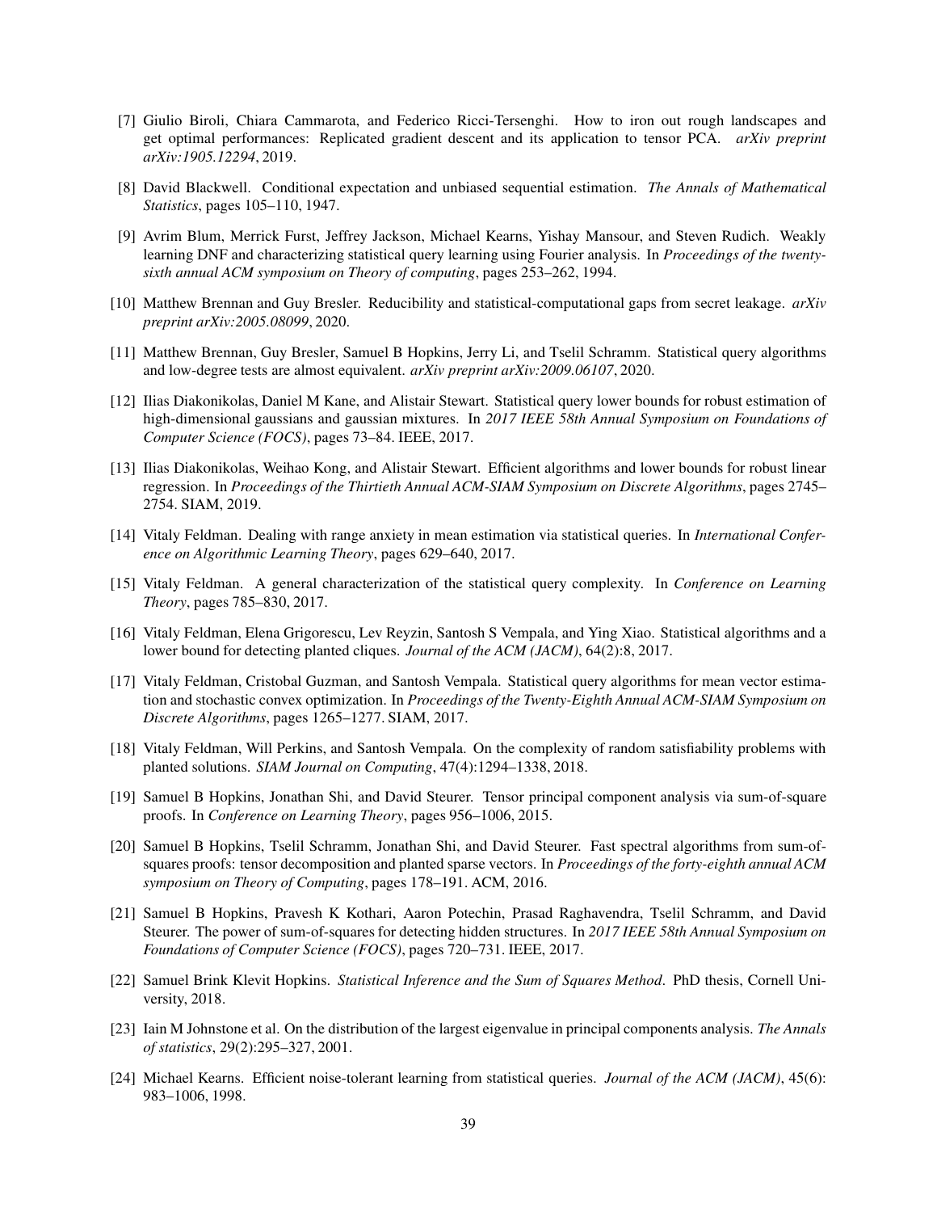[7] Giulio Biroli, Chiara Cammarota, and Federico Ricci-Tersenghi. How to iron out rough landscapes and get optimal performances: Replicated gradient descent and its application to tensor PCA. *arXiv preprint arXiv:1905.12294*, 2019.

[8] David Blackwell. Conditional expectation and unbiased sequential estimation. *The Annals of Mathematical Statistics*, pages 105–110, 1947.

[9] Avrim Blum, Merrick Furst, Jeffrey Jackson, Michael Kearns, Yishay Mansour, and Steven Rudich. Weakly learning DNF and characterizing statistical query learning using Fourier analysis. In *Proceedings of the twenty-sixth annual ACM symposium on Theory of computing*, pages 253–262, 1994.

[10] Matthew Brennan and Guy Bresler. Reducibility and statistical-computational gaps from secret leakage. *arXiv preprint arXiv:2005.08099*, 2020.

[11] Matthew Brennan, Guy Bresler, Samuel B Hopkins, Jerry Li, and Tselil Schramm. Statistical query algorithms and low-degree tests are almost equivalent. *arXiv preprint arXiv:2009.06107*, 2020.

[12] Ilias Diakonikolas, Daniel M Kane, and Alistair Stewart. Statistical query lower bounds for robust estimation of high-dimensional gaussians and gaussian mixtures. In *2017 IEEE 58th Annual Symposium on Foundations of Computer Science (FOCS)*, pages 73–84. IEEE, 2017.

[13] Ilias Diakonikolas, Weihao Kong, and Alistair Stewart. Efficient algorithms and lower bounds for robust linear regression. In *Proceedings of the Thirtieth Annual ACM-SIAM Symposium on Discrete Algorithms*, pages 2745–2754. SIAM, 2019.

[14] Vitaly Feldman. Dealing with range anxiety in mean estimation via statistical queries. In *International Conference on Algorithmic Learning Theory*, pages 629–640, 2017.

[15] Vitaly Feldman. A general characterization of the statistical query complexity. In *Conference on Learning Theory*, pages 785–830, 2017.

[16] Vitaly Feldman, Elena Grigorescu, Lev Reyzin, Santosh S Vempala, and Ying Xiao. Statistical algorithms and a lower bound for detecting planted cliques. *Journal of the ACM (JACM)*, 64(2):8, 2017.

[17] Vitaly Feldman, Cristobal Guzman, and Santosh Vempala. Statistical query algorithms for mean vector estimation and stochastic convex optimization. In *Proceedings of the Twenty-Eighth Annual ACM-SIAM Symposium on Discrete Algorithms*, pages 1265–1277. SIAM, 2017.

[18] Vitaly Feldman, Will Perkins, and Santosh Vempala. On the complexity of random satisfiability problems with planted solutions. *SIAM Journal on Computing*, 47(4):1294–1338, 2018.

[19] Samuel B Hopkins, Jonathan Shi, and David Steurer. Tensor principal component analysis via sum-of-square proofs. In *Conference on Learning Theory*, pages 956–1006, 2015.

[20] Samuel B Hopkins, Tselil Schramm, Jonathan Shi, and David Steurer. Fast spectral algorithms from sum-of-squares proofs: tensor decomposition and planted sparse vectors. In *Proceedings of the forty-eighth annual ACM symposium on Theory of Computing*, pages 178–191. ACM, 2016.

[21] Samuel B Hopkins, Pravesh K Kothari, Aaron Potechin, Prasad Raghavendra, Tselil Schramm, and David Steurer. The power of sum-of-squares for detecting hidden structures. In *2017 IEEE 58th Annual Symposium on Foundations of Computer Science (FOCS)*, pages 720–731. IEEE, 2017.

[22] Samuel Brink Klevit Hopkins. *Statistical Inference and the Sum of Squares Method*. PhD thesis, Cornell University, 2018.

[23] Iain M Johnstone et al. On the distribution of the largest eigenvalue in principal components analysis. *The Annals of statistics*, 29(2):295–327, 2001.

[24] Michael Kearns. Efficient noise-tolerant learning from statistical queries. *Journal of the ACM (JACM)*, 45(6): 983–1006, 1998.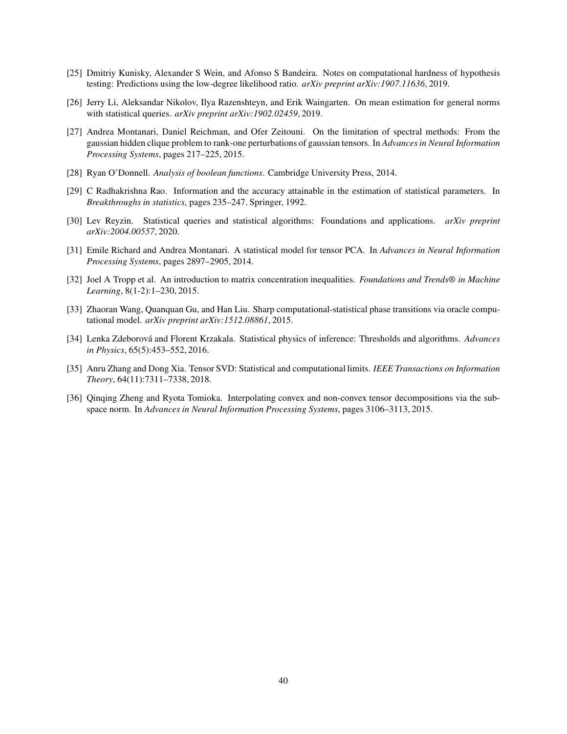[25] Dmitriy Kunisky, Alexander S Wein, and Afonso S Bandeira. Notes on computational hardness of hypothesis testing: Predictions using the low-degree likelihood ratio. *arXiv preprint arXiv:1907.11636*, 2019.

[26] Jerry Li, Aleksandar Nikolov, Ilya Razenshteyn, and Erik Waingarten. On mean estimation for general norms with statistical queries. *arXiv preprint arXiv:1902.02459*, 2019.

[27] Andrea Montanari, Daniel Reichman, and Ofer Zeitouni. On the limitation of spectral methods: From the gaussian hidden clique problem to rank-one perturbations of gaussian tensors. In *Advances in Neural Information Processing Systems*, pages 217–225, 2015.

[28] Ryan O'Donnell. *Analysis of boolean functions*. Cambridge University Press, 2014.

[29] C Radhakrishna Rao. Information and the accuracy attainable in the estimation of statistical parameters. In *Breakthroughs in statistics*, pages 235–247. Springer, 1992.

[30] Lev Reyzin. Statistical queries and statistical algorithms: Foundations and applications. *arXiv preprint arXiv:2004.00557*, 2020.

[31] Emile Richard and Andrea Montanari. A statistical model for tensor PCA. In *Advances in Neural Information Processing Systems*, pages 2897–2905, 2014.

[32] Joel A Tropp et al. An introduction to matrix concentration inequalities. *Foundations and Trends® in Machine Learning*, 8(1-2):1–230, 2015.

[33] Zhaoran Wang, Quanquan Gu, and Han Liu. Sharp computational-statistical phase transitions via oracle computational model. *arXiv preprint arXiv:1512.08861*, 2015.

[34] Lenka Zdeborová and Florent Krzakala. Statistical physics of inference: Thresholds and algorithms. *Advances in Physics*, 65(5):453–552, 2016.

[35] Anru Zhang and Dong Xia. Tensor SVD: Statistical and computational limits. *IEEE Transactions on Information Theory*, 64(11):7311–7338, 2018.

[36] Qinqing Zheng and Ryota Tomioka. Interpolating convex and non-convex tensor decompositions via the subspace norm. In *Advances in Neural Information Processing Systems*, pages 3106–3113, 2015.